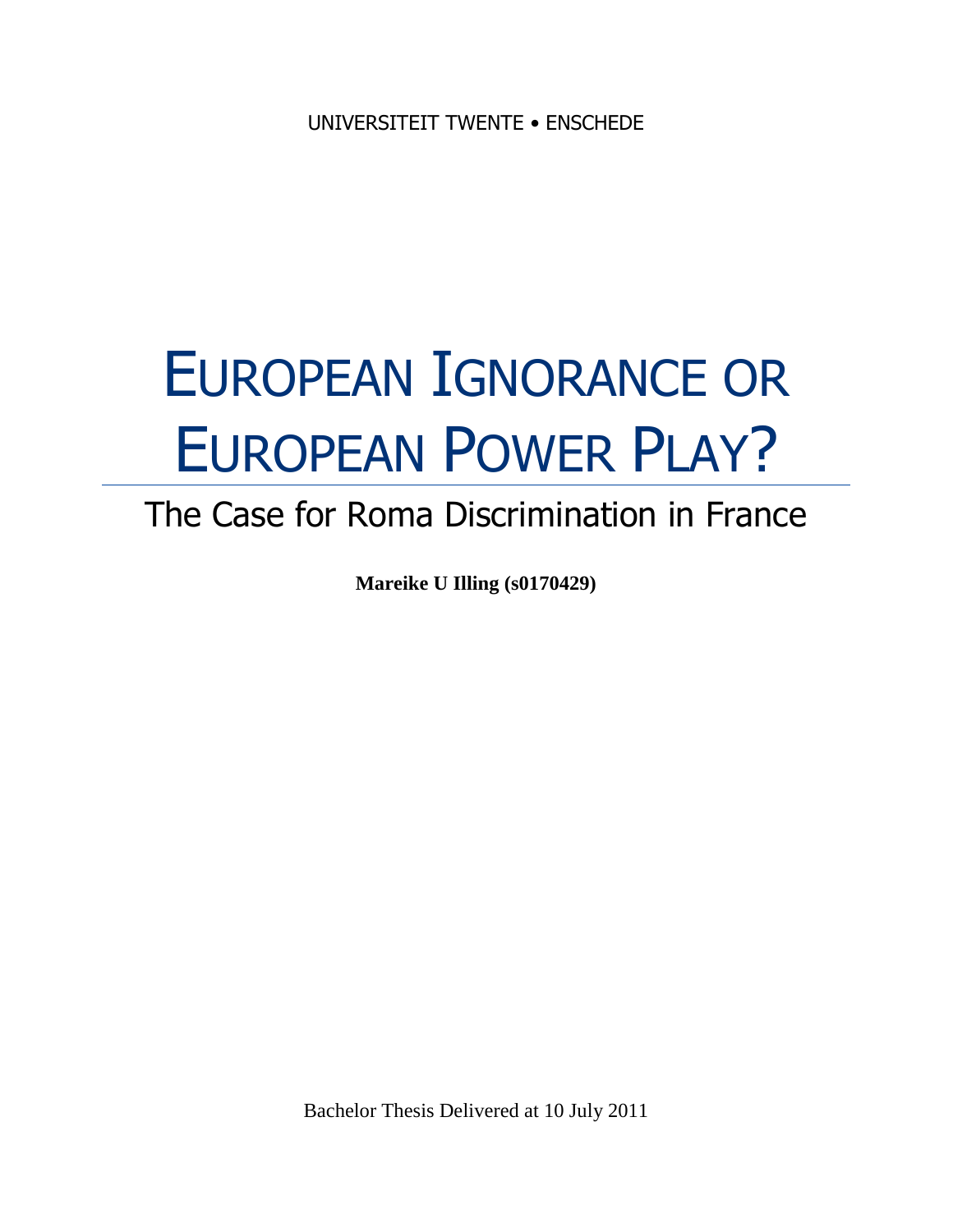UNIVERSITEIT TWENTE • ENSCHEDE

# EUROPEAN IGNORANCE OR EUROPEAN POWER PLAY?

## The Case for Roma Discrimination in France

**Mareike U Illing (s0170429)**

Bachelor Thesis Delivered at 10 July 2011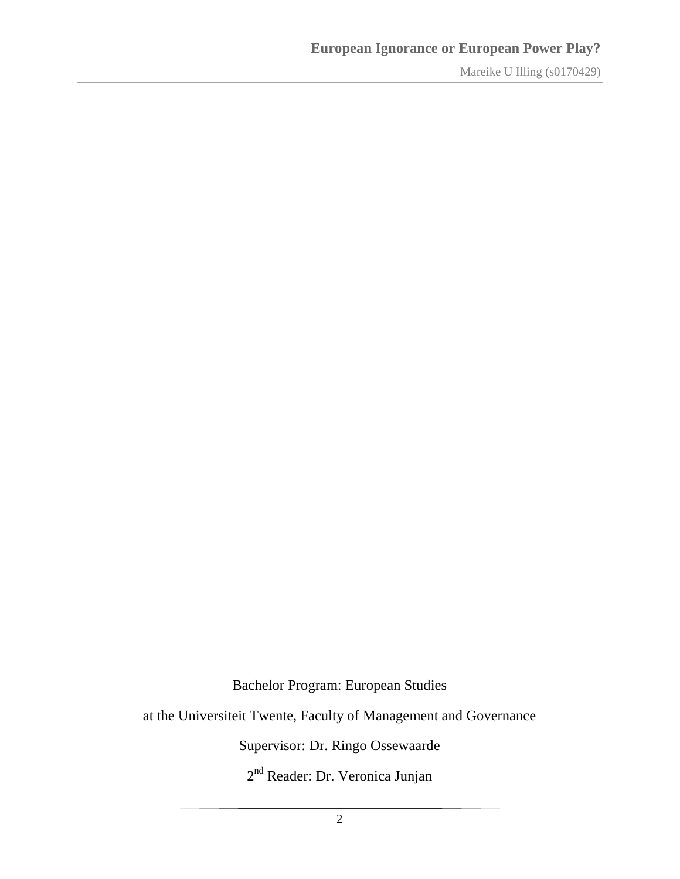Bachelor Program: European Studies

at the Universiteit Twente, Faculty of Management and Governance

Supervisor: Dr. Ringo Ossewaarde

2nd Reader: Dr. Veronica Junjan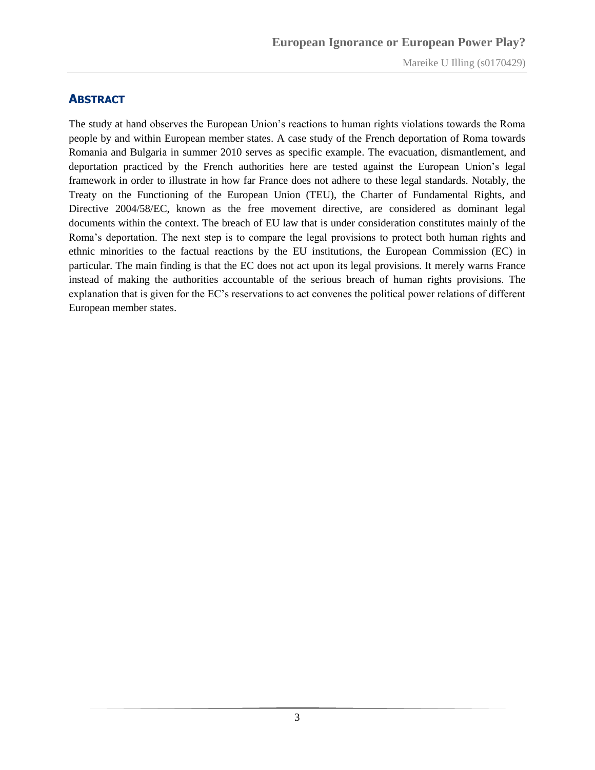## ABSTRACT

The study at hand observes the European Union's reactions to human rights violations towards the Roma people by and within European member states. A case study of the French deportation of Roma towards Romania and Bulgaria in summer 2010 serves as specific example. The evacuation, dismantlement, and deportation practiced by the French authorities here are tested against the European Union's legal framework in order to illustrate in how far France does not adhere to these legal standards. Notably, the Treaty on the Functioning of the European Union (TEU), the Charter of Fundamental Rights, and Directive 2004/58/EC, known as the free movement directive, are considered as dominant legal documents within the context. The breach of EU law that is under consideration constitutes mainly of the Roma's deportation. The next step is to compare the legal provisions to protect both human rights and ethnic minorities to the factual reactions by the EU institutions, the European Commission (EC) in particular. The main finding is that the EC does not act upon its legal provisions. It merely warns France instead of making the authorities accountable of the serious breach of human rights provisions. The explanation that is given for the EC's reservations to act convenes the political power relations of different European member states.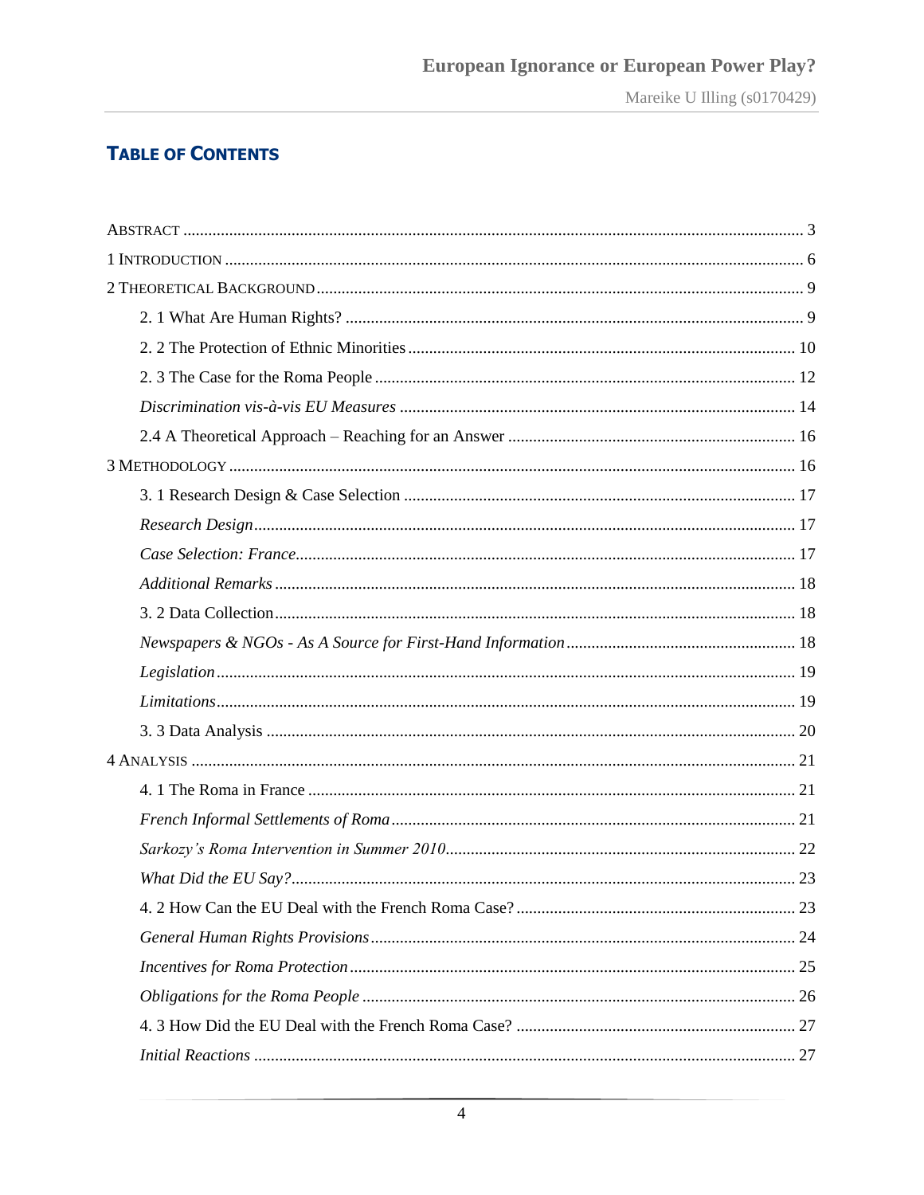## TABLE OF CONTENTS

ABSTRACT ..... 3

1 INTRODUCTION ..... 6

2 THEORETICAL BACKGROUND ..... 9

- 2. 1 What Are Human Rights? ..... 9
- 2. 2 The Protection of Ethnic Minorities ..... 10
- 2. 3 The Case for the Roma People ..... 12
  - *Discrimination vis-à-vis EU Measures* ..... 14
- 2.4 A Theoretical Approach – Reaching for an Answer ..... 16

3 METHODOLOGY ..... 16

- 3. 1 Research Design & Case Selection ..... 17
  - *Research Design* ..... 17
  - *Case Selection: France* ..... 17
  - *Additional Remarks* ..... 18
- 3. 2 Data Collection ..... 18
  - *Newspapers & NGOs - As A Source for First-Hand Information* ..... 18
  - *Legislation* ..... 19
  - *Limitations* ..... 19
- 3. 3 Data Analysis ..... 20

4 ANALYSIS ..... 21

- 4. 1 The Roma in France ..... 21
  - *French Informal Settlements of Roma* ..... 21
  - *Sarkozy's Roma Intervention in Summer 2010* ..... 22
  - *What Did the EU Say?* ..... 23
- 4. 2 How Can the EU Deal with the French Roma Case? ..... 23
  - *General Human Rights Provisions* ..... 24
  - *Incentives for Roma Protection* ..... 25
  - *Obligations for the Roma People* ..... 26
- 4. 3 How Did the EU Deal with the French Roma Case? ..... 27
  - *Initial Reactions* ..... 27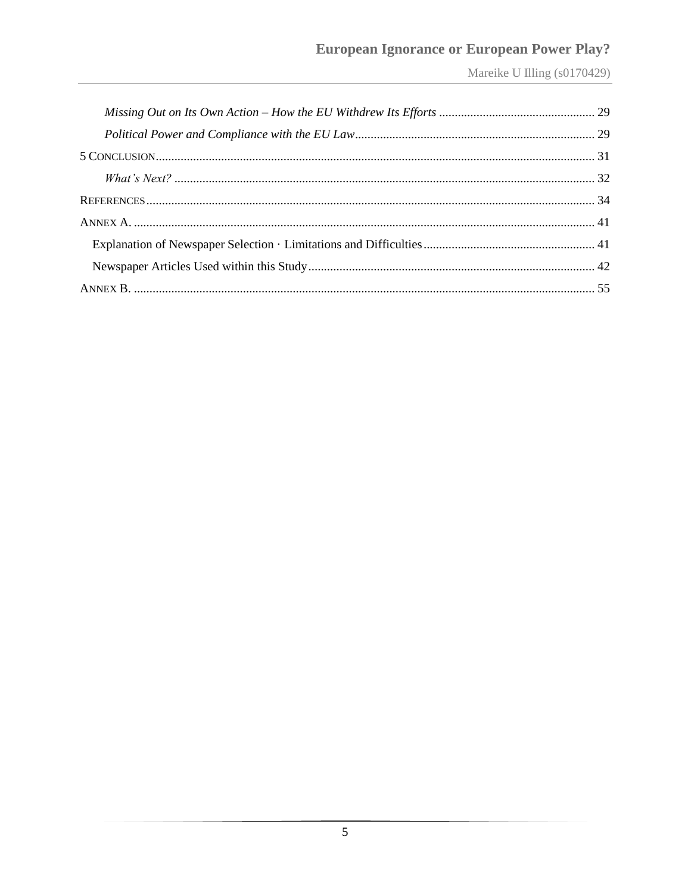*Missing Out on Its Own Action – How the EU Withdrew Its Efforts* ................................................. 29

*Political Power and Compliance with the EU Law* ............................................................................ 29

5 Conclusion ............................................................................................................................................ 31

*What's Next?* ...................................................................................................................................... 32

References ............................................................................................................................................... 34

Annex A. .................................................................................................................................................. 41

Explanation of Newspaper Selection · Limitations and Difficulties ....................................................... 41

Newspaper Articles Used within this Study ........................................................................................... 42

Annex B. .................................................................................................................................................. 55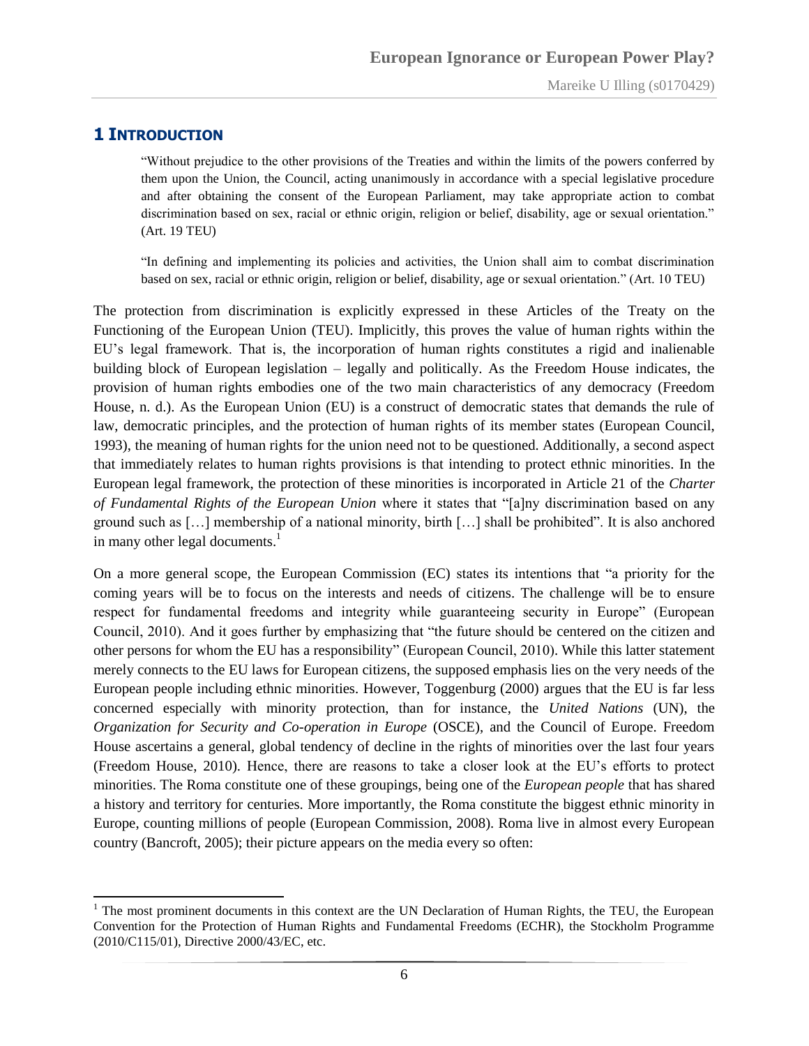# 1 Introduction

> "Without prejudice to the other provisions of the Treaties and within the limits of the powers conferred by them upon the Union, the Council, acting unanimously in accordance with a special legislative procedure and after obtaining the consent of the European Parliament, may take appropriate action to combat discrimination based on sex, racial or ethnic origin, religion or belief, disability, age or sexual orientation." (Art. 19 TEU)

> "In defining and implementing its policies and activities, the Union shall aim to combat discrimination based on sex, racial or ethnic origin, religion or belief, disability, age or sexual orientation." (Art. 10 TEU)

The protection from discrimination is explicitly expressed in these Articles of the Treaty on the Functioning of the European Union (TEU). Implicitly, this proves the value of human rights within the EU's legal framework. That is, the incorporation of human rights constitutes a rigid and inalienable building block of European legislation – legally and politically. As the Freedom House indicates, the provision of human rights embodies one of the two main characteristics of any democracy (Freedom House, n. d.). As the European Union (EU) is a construct of democratic states that demands the rule of law, democratic principles, and the protection of human rights of its member states (European Council, 1993), the meaning of human rights for the union need not to be questioned. Additionally, a second aspect that immediately relates to human rights provisions is that intending to protect ethnic minorities. In the European legal framework, the protection of these minorities is incorporated in Article 21 of the *Charter of Fundamental Rights of the European Union* where it states that "[a]ny discrimination based on any ground such as […] membership of a national minority, birth […] shall be prohibited". It is also anchored in many other legal documents.[1]

On a more general scope, the European Commission (EC) states its intentions that "a priority for the coming years will be to focus on the interests and needs of citizens. The challenge will be to ensure respect for fundamental freedoms and integrity while guaranteeing security in Europe" (European Council, 2010). And it goes further by emphasizing that "the future should be centered on the citizen and other persons for whom the EU has a responsibility" (European Council, 2010). While this latter statement merely connects to the EU laws for European citizens, the supposed emphasis lies on the very needs of the European people including ethnic minorities. However, Toggenburg (2000) argues that the EU is far less concerned especially with minority protection, than for instance, the *United Nations* (UN), the *Organization for Security and Co-operation in Europe* (OSCE), and the Council of Europe. Freedom House ascertains a general, global tendency of decline in the rights of minorities over the last four years (Freedom House, 2010). Hence, there are reasons to take a closer look at the EU's efforts to protect minorities. The Roma constitute one of these groupings, being one of the *European people* that has shared a history and territory for centuries. More importantly, the Roma constitute the biggest ethnic minority in Europe, counting millions of people (European Commission, 2008). Roma live in almost every European country (Bancroft, 2005); their picture appears on the media every so often:

[1] The most prominent documents in this context are the UN Declaration of Human Rights, the TEU, the European Convention for the Protection of Human Rights and Fundamental Freedoms (ECHR), the Stockholm Programme (2010/C115/01), Directive 2000/43/EC, etc.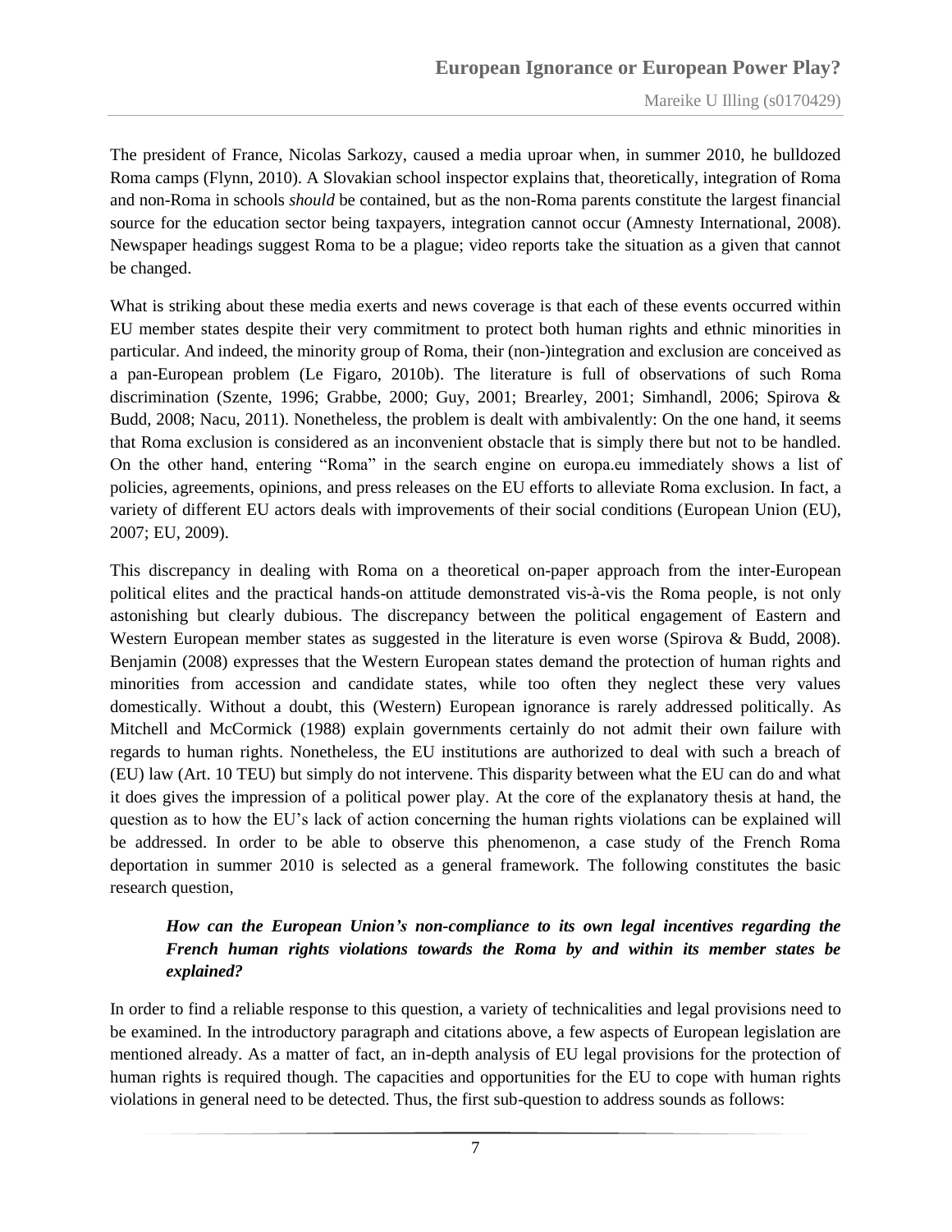The president of France, Nicolas Sarkozy, caused a media uproar when, in summer 2010, he bulldozed Roma camps (Flynn, 2010). A Slovakian school inspector explains that, theoretically, integration of Roma and non-Roma in schools *should* be contained, but as the non-Roma parents constitute the largest financial source for the education sector being taxpayers, integration cannot occur (Amnesty International, 2008). Newspaper headings suggest Roma to be a plague; video reports take the situation as a given that cannot be changed.

What is striking about these media exerts and news coverage is that each of these events occurred within EU member states despite their very commitment to protect both human rights and ethnic minorities in particular. And indeed, the minority group of Roma, their (non-)integration and exclusion are conceived as a pan-European problem (Le Figaro, 2010b). The literature is full of observations of such Roma discrimination (Szente, 1996; Grabbe, 2000; Guy, 2001; Brearley, 2001; Simhandl, 2006; Spirova & Budd, 2008; Nacu, 2011). Nonetheless, the problem is dealt with ambivalently: On the one hand, it seems that Roma exclusion is considered as an inconvenient obstacle that is simply there but not to be handled. On the other hand, entering "Roma" in the search engine on europa.eu immediately shows a list of policies, agreements, opinions, and press releases on the EU efforts to alleviate Roma exclusion. In fact, a variety of different EU actors deals with improvements of their social conditions (European Union (EU), 2007; EU, 2009).

This discrepancy in dealing with Roma on a theoretical on-paper approach from the inter-European political elites and the practical hands-on attitude demonstrated vis-à-vis the Roma people, is not only astonishing but clearly dubious. The discrepancy between the political engagement of Eastern and Western European member states as suggested in the literature is even worse (Spirova & Budd, 2008). Benjamin (2008) expresses that the Western European states demand the protection of human rights and minorities from accession and candidate states, while too often they neglect these very values domestically. Without a doubt, this (Western) European ignorance is rarely addressed politically. As Mitchell and McCormick (1988) explain governments certainly do not admit their own failure with regards to human rights. Nonetheless, the EU institutions are authorized to deal with such a breach of (EU) law (Art. 10 TEU) but simply do not intervene. This disparity between what the EU can do and what it does gives the impression of a political power play. At the core of the explanatory thesis at hand, the question as to how the EU's lack of action concerning the human rights violations can be explained will be addressed. In order to be able to observe this phenomenon, a case study of the French Roma deportation in summer 2010 is selected as a general framework. The following constitutes the basic research question,

> ***How can the European Union's non-compliance to its own legal incentives regarding the French human rights violations towards the Roma by and within its member states be explained?***

In order to find a reliable response to this question, a variety of technicalities and legal provisions need to be examined. In the introductory paragraph and citations above, a few aspects of European legislation are mentioned already. As a matter of fact, an in-depth analysis of EU legal provisions for the protection of human rights is required though. The capacities and opportunities for the EU to cope with human rights violations in general need to be detected. Thus, the first sub-question to address sounds as follows: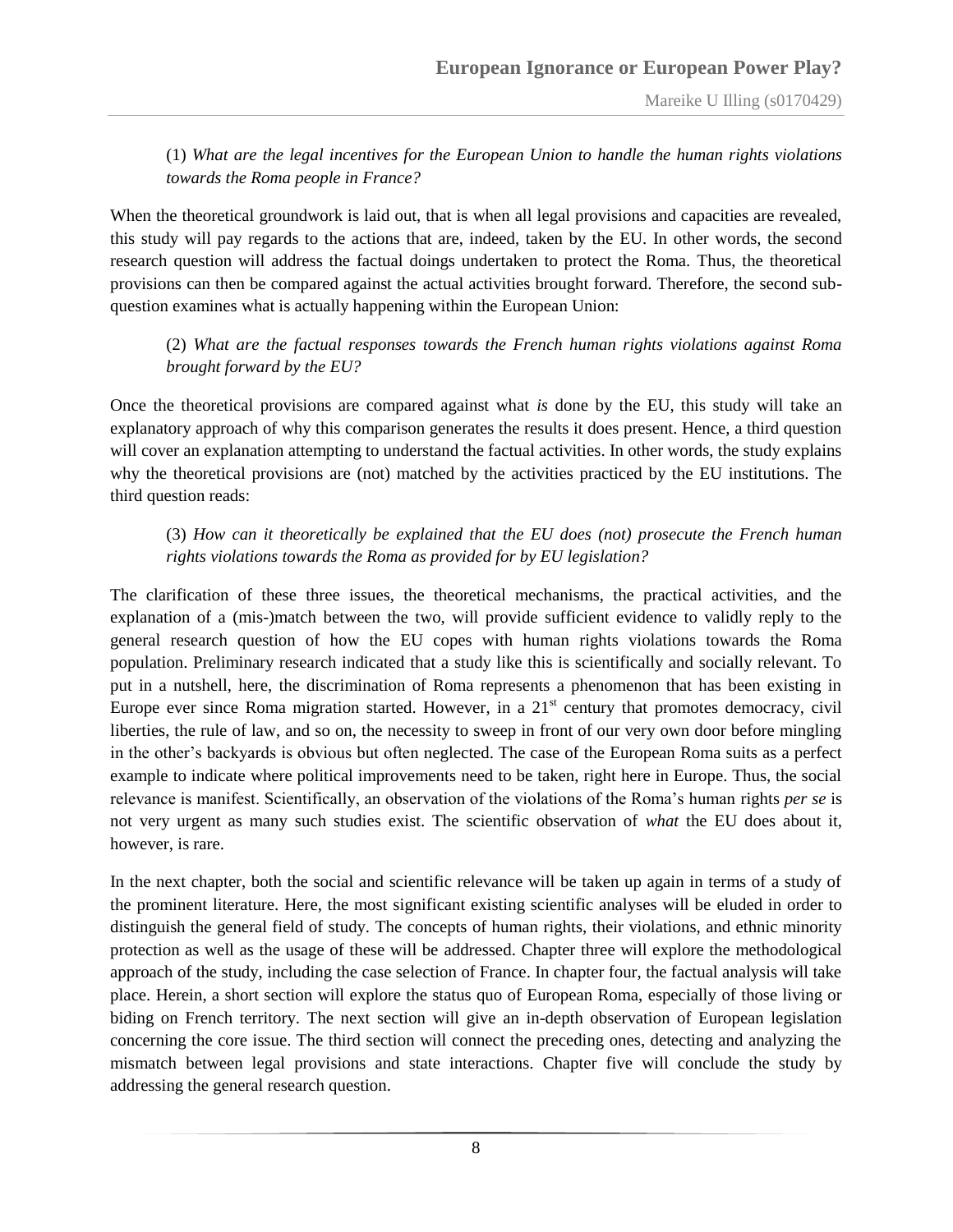(1) *What are the legal incentives for the European Union to handle the human rights violations towards the Roma people in France?*

When the theoretical groundwork is laid out, that is when all legal provisions and capacities are revealed, this study will pay regards to the actions that are, indeed, taken by the EU. In other words, the second research question will address the factual doings undertaken to protect the Roma. Thus, the theoretical provisions can then be compared against the actual activities brought forward. Therefore, the second sub-question examines what is actually happening within the European Union:

(2) *What are the factual responses towards the French human rights violations against Roma brought forward by the EU?*

Once the theoretical provisions are compared against what *is* done by the EU, this study will take an explanatory approach of why this comparison generates the results it does present. Hence, a third question will cover an explanation attempting to understand the factual activities. In other words, the study explains why the theoretical provisions are (not) matched by the activities practiced by the EU institutions. The third question reads:

(3) *How can it theoretically be explained that the EU does (not) prosecute the French human rights violations towards the Roma as provided for by EU legislation?*

The clarification of these three issues, the theoretical mechanisms, the practical activities, and the explanation of a (mis-)match between the two, will provide sufficient evidence to validly reply to the general research question of how the EU copes with human rights violations towards the Roma population. Preliminary research indicated that a study like this is scientifically and socially relevant. To put in a nutshell, here, the discrimination of Roma represents a phenomenon that has been existing in Europe ever since Roma migration started. However, in a 21st century that promotes democracy, civil liberties, the rule of law, and so on, the necessity to sweep in front of our very own door before mingling in the other's backyards is obvious but often neglected. The case of the European Roma suits as a perfect example to indicate where political improvements need to be taken, right here in Europe. Thus, the social relevance is manifest. Scientifically, an observation of the violations of the Roma's human rights *per se* is not very urgent as many such studies exist. The scientific observation of *what* the EU does about it, however, is rare.

In the next chapter, both the social and scientific relevance will be taken up again in terms of a study of the prominent literature. Here, the most significant existing scientific analyses will be eluded in order to distinguish the general field of study. The concepts of human rights, their violations, and ethnic minority protection as well as the usage of these will be addressed. Chapter three will explore the methodological approach of the study, including the case selection of France. In chapter four, the factual analysis will take place. Herein, a short section will explore the status quo of European Roma, especially of those living or biding on French territory. The next section will give an in-depth observation of European legislation concerning the core issue. The third section will connect the preceding ones, detecting and analyzing the mismatch between legal provisions and state interactions. Chapter five will conclude the study by addressing the general research question.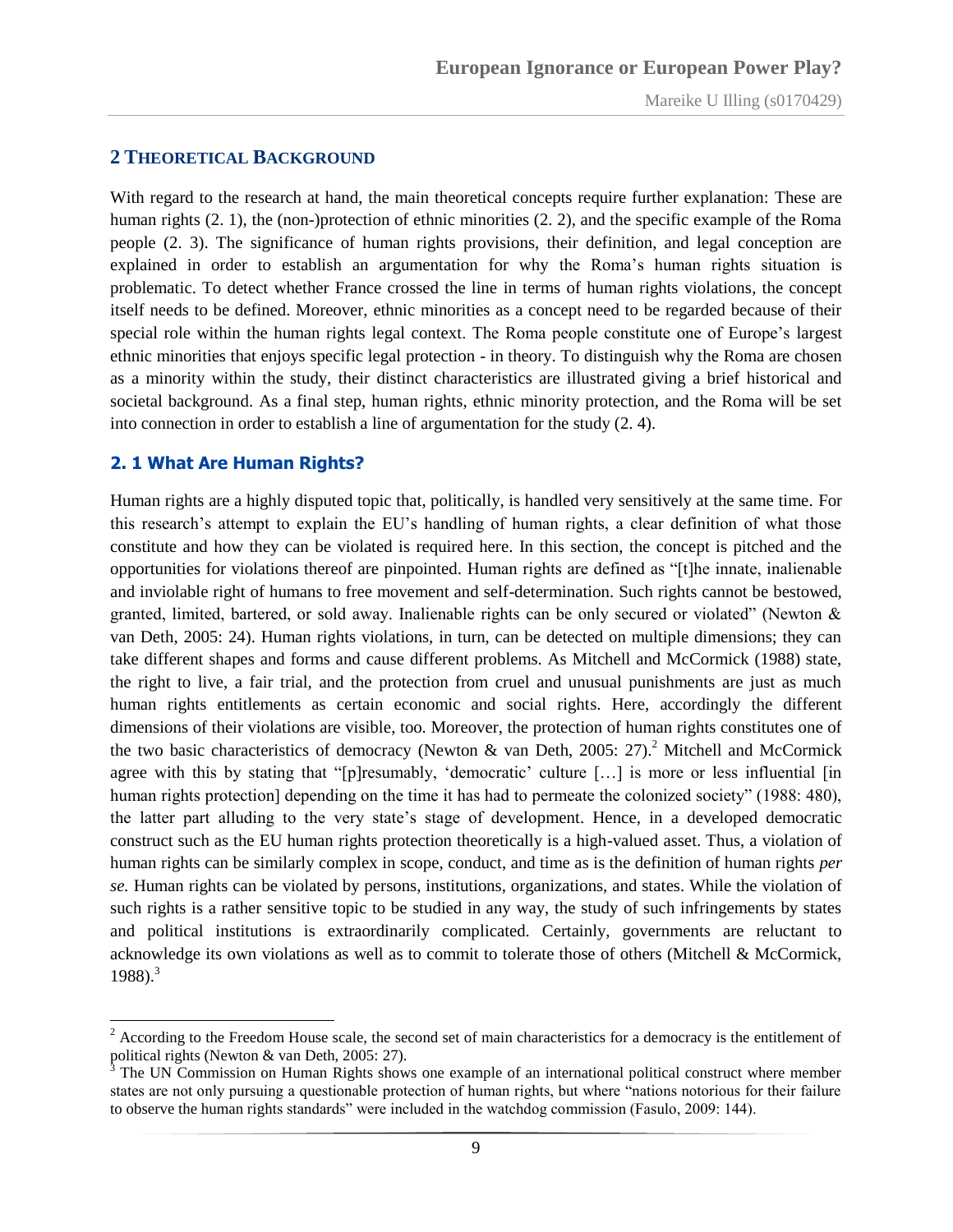## 2 Theoretical Background

With regard to the research at hand, the main theoretical concepts require further explanation: These are human rights (2. 1), the (non-)protection of ethnic minorities (2. 2), and the specific example of the Roma people (2. 3). The significance of human rights provisions, their definition, and legal conception are explained in order to establish an argumentation for why the Roma's human rights situation is problematic. To detect whether France crossed the line in terms of human rights violations, the concept itself needs to be defined. Moreover, ethnic minorities as a concept need to be regarded because of their special role within the human rights legal context. The Roma people constitute one of Europe's largest ethnic minorities that enjoys specific legal protection - in theory. To distinguish why the Roma are chosen as a minority within the study, their distinct characteristics are illustrated giving a brief historical and societal background. As a final step, human rights, ethnic minority protection, and the Roma will be set into connection in order to establish a line of argumentation for the study (2. 4).

### 2. 1 What Are Human Rights?

Human rights are a highly disputed topic that, politically, is handled very sensitively at the same time. For this research's attempt to explain the EU's handling of human rights, a clear definition of what those constitute and how they can be violated is required here. In this section, the concept is pitched and the opportunities for violations thereof are pinpointed. Human rights are defined as "[t]he innate, inalienable and inviolable right of humans to free movement and self-determination. Such rights cannot be bestowed, granted, limited, bartered, or sold away. Inalienable rights can be only secured or violated" (Newton & van Deth, 2005: 24). Human rights violations, in turn, can be detected on multiple dimensions; they can take different shapes and forms and cause different problems. As Mitchell and McCormick (1988) state, the right to live, a fair trial, and the protection from cruel and unusual punishments are just as much human rights entitlements as certain economic and social rights. Here, accordingly the different dimensions of their violations are visible, too. Moreover, the protection of human rights constitutes one of the two basic characteristics of democracy (Newton & van Deth, 2005: 27).[2] Mitchell and McCormick agree with this by stating that "[p]resumably, 'democratic' culture […] is more or less influential [in human rights protection] depending on the time it has had to permeate the colonized society" (1988: 480), the latter part alluding to the very state's stage of development. Hence, in a developed democratic construct such as the EU human rights protection theoretically is a high-valued asset. Thus, a violation of human rights can be similarly complex in scope, conduct, and time as is the definition of human rights *per se.* Human rights can be violated by persons, institutions, organizations, and states. While the violation of such rights is a rather sensitive topic to be studied in any way, the study of such infringements by states and political institutions is extraordinarily complicated. Certainly, governments are reluctant to acknowledge its own violations as well as to commit to tolerate those of others (Mitchell & McCormick, 1988).[3]

[2] According to the Freedom House scale, the second set of main characteristics for a democracy is the entitlement of political rights (Newton & van Deth, 2005: 27).

[3] The UN Commission on Human Rights shows one example of an international political construct where member states are not only pursuing a questionable protection of human rights, but where "nations notorious for their failure to observe the human rights standards" were included in the watchdog commission (Fasulo, 2009: 144).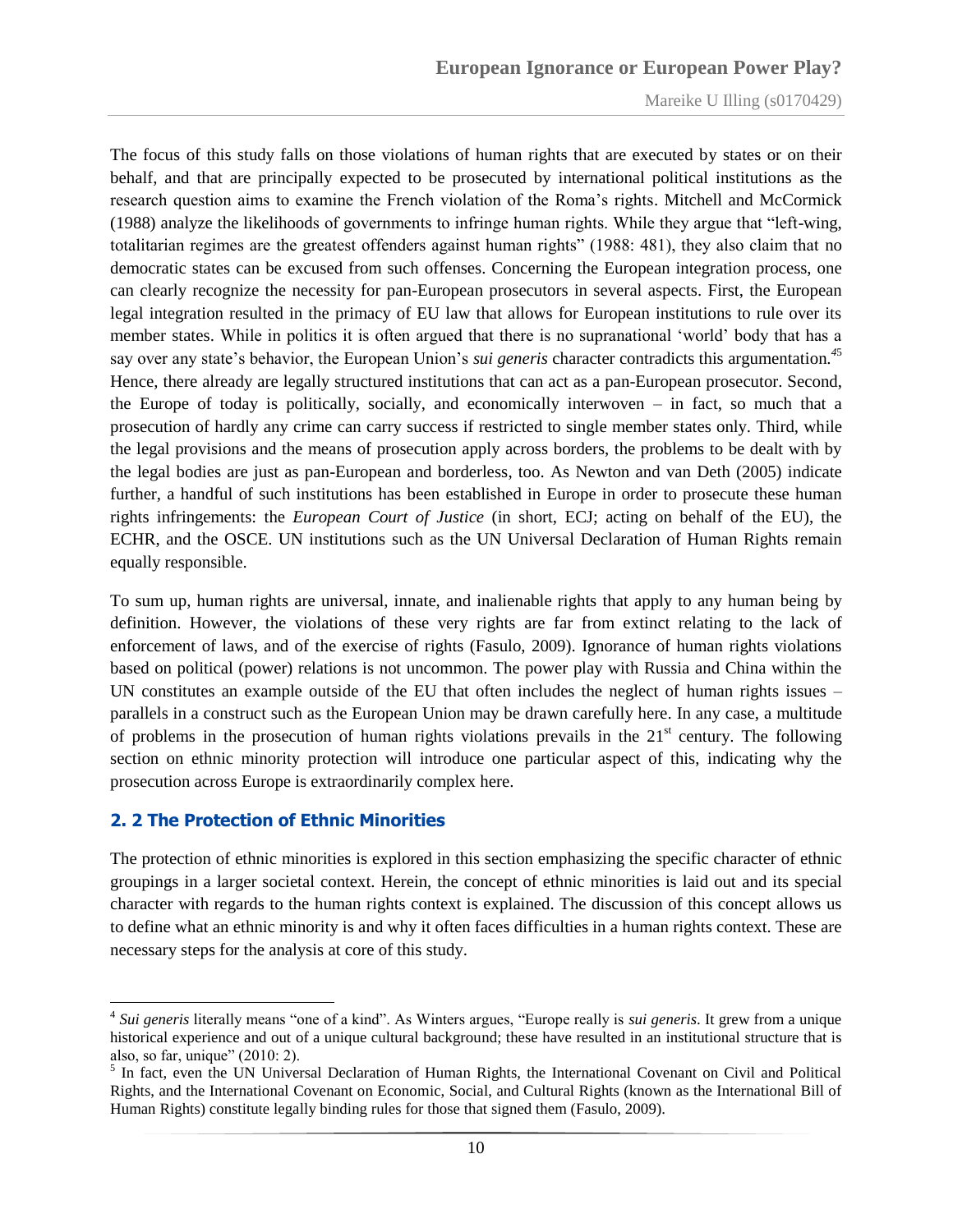The focus of this study falls on those violations of human rights that are executed by states or on their behalf, and that are principally expected to be prosecuted by international political institutions as the research question aims to examine the French violation of the Roma's rights. Mitchell and McCormick (1988) analyze the likelihoods of governments to infringe human rights. While they argue that "left-wing, totalitarian regimes are the greatest offenders against human rights" (1988: 481), they also claim that no democratic states can be excused from such offenses. Concerning the European integration process, one can clearly recognize the necessity for pan-European prosecutors in several aspects. First, the European legal integration resulted in the primacy of EU law that allows for European institutions to rule over its member states. While in politics it is often argued that there is no supranational 'world' body that has a say over any state's behavior, the European Union's *sui generis* character contradicts this argumentation.[4][5] Hence, there already are legally structured institutions that can act as a pan-European prosecutor. Second, the Europe of today is politically, socially, and economically interwoven – in fact, so much that a prosecution of hardly any crime can carry success if restricted to single member states only. Third, while the legal provisions and the means of prosecution apply across borders, the problems to be dealt with by the legal bodies are just as pan-European and borderless, too. As Newton and van Deth (2005) indicate further, a handful of such institutions has been established in Europe in order to prosecute these human rights infringements: the *European Court of Justice* (in short, ECJ; acting on behalf of the EU), the ECHR, and the OSCE. UN institutions such as the UN Universal Declaration of Human Rights remain equally responsible.

To sum up, human rights are universal, innate, and inalienable rights that apply to any human being by definition. However, the violations of these very rights are far from extinct relating to the lack of enforcement of laws, and of the exercise of rights (Fasulo, 2009). Ignorance of human rights violations based on political (power) relations is not uncommon. The power play with Russia and China within the UN constitutes an example outside of the EU that often includes the neglect of human rights issues – parallels in a construct such as the European Union may be drawn carefully here. In any case, a multitude of problems in the prosecution of human rights violations prevails in the 21st century. The following section on ethnic minority protection will introduce one particular aspect of this, indicating why the prosecution across Europe is extraordinarily complex here.

## 2. 2 The Protection of Ethnic Minorities

The protection of ethnic minorities is explored in this section emphasizing the specific character of ethnic groupings in a larger societal context. Herein, the concept of ethnic minorities is laid out and its special character with regards to the human rights context is explained. The discussion of this concept allows us to define what an ethnic minority is and why it often faces difficulties in a human rights context. These are necessary steps for the analysis at core of this study.

---

[4] *Sui generis* literally means "one of a kind". As Winters argues, "Europe really is *sui generis*. It grew from a unique historical experience and out of a unique cultural background; these have resulted in an institutional structure that is also, so far, unique" (2010: 2).

[5] In fact, even the UN Universal Declaration of Human Rights, the International Covenant on Civil and Political Rights, and the International Covenant on Economic, Social, and Cultural Rights (known as the International Bill of Human Rights) constitute legally binding rules for those that signed them (Fasulo, 2009).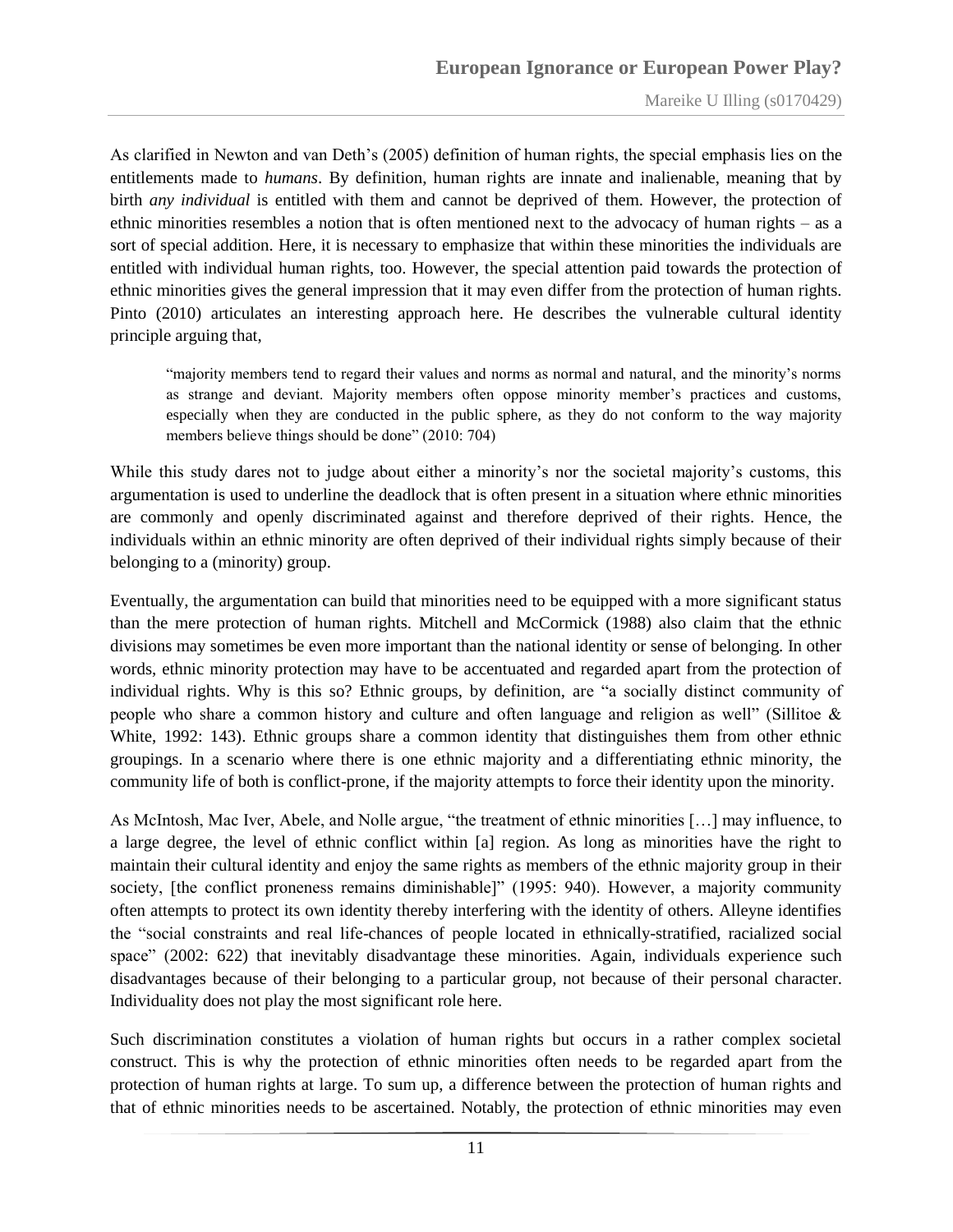As clarified in Newton and van Deth's (2005) definition of human rights, the special emphasis lies on the entitlements made to *humans*. By definition, human rights are innate and inalienable, meaning that by birth *any individual* is entitled with them and cannot be deprived of them. However, the protection of ethnic minorities resembles a notion that is often mentioned next to the advocacy of human rights – as a sort of special addition. Here, it is necessary to emphasize that within these minorities the individuals are entitled with individual human rights, too. However, the special attention paid towards the protection of ethnic minorities gives the general impression that it may even differ from the protection of human rights. Pinto (2010) articulates an interesting approach here. He describes the vulnerable cultural identity principle arguing that,

> "majority members tend to regard their values and norms as normal and natural, and the minority's norms as strange and deviant. Majority members often oppose minority member's practices and customs, especially when they are conducted in the public sphere, as they do not conform to the way majority members believe things should be done" (2010: 704)

While this study dares not to judge about either a minority's nor the societal majority's customs, this argumentation is used to underline the deadlock that is often present in a situation where ethnic minorities are commonly and openly discriminated against and therefore deprived of their rights. Hence, the individuals within an ethnic minority are often deprived of their individual rights simply because of their belonging to a (minority) group.

Eventually, the argumentation can build that minorities need to be equipped with a more significant status than the mere protection of human rights. Mitchell and McCormick (1988) also claim that the ethnic divisions may sometimes be even more important than the national identity or sense of belonging. In other words, ethnic minority protection may have to be accentuated and regarded apart from the protection of individual rights. Why is this so? Ethnic groups, by definition, are "a socially distinct community of people who share a common history and culture and often language and religion as well" (Sillitoe & White, 1992: 143). Ethnic groups share a common identity that distinguishes them from other ethnic groupings. In a scenario where there is one ethnic majority and a differentiating ethnic minority, the community life of both is conflict-prone, if the majority attempts to force their identity upon the minority.

As McIntosh, Mac Iver, Abele, and Nolle argue, "the treatment of ethnic minorities […] may influence, to a large degree, the level of ethnic conflict within [a] region. As long as minorities have the right to maintain their cultural identity and enjoy the same rights as members of the ethnic majority group in their society, [the conflict proneness remains diminishable]" (1995: 940). However, a majority community often attempts to protect its own identity thereby interfering with the identity of others. Alleyne identifies the "social constraints and real life-chances of people located in ethnically-stratified, racialized social space" (2002: 622) that inevitably disadvantage these minorities. Again, individuals experience such disadvantages because of their belonging to a particular group, not because of their personal character. Individuality does not play the most significant role here.

Such discrimination constitutes a violation of human rights but occurs in a rather complex societal construct. This is why the protection of ethnic minorities often needs to be regarded apart from the protection of human rights at large. To sum up, a difference between the protection of human rights and that of ethnic minorities needs to be ascertained. Notably, the protection of ethnic minorities may even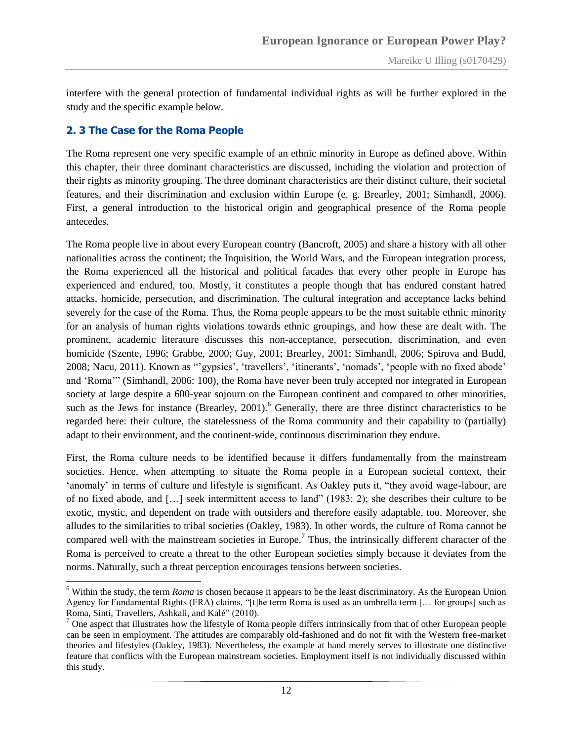interfere with the general protection of fundamental individual rights as will be further explored in the study and the specific example below.

## 2. 3 The Case for the Roma People

The Roma represent one very specific example of an ethnic minority in Europe as defined above. Within this chapter, their three dominant characteristics are discussed, including the violation and protection of their rights as minority grouping. The three dominant characteristics are their distinct culture, their societal features, and their discrimination and exclusion within Europe (e. g. Brearley, 2001; Simhandl, 2006). First, a general introduction to the historical origin and geographical presence of the Roma people antecedes.

The Roma people live in about every European country (Bancroft, 2005) and share a history with all other nationalities across the continent; the Inquisition, the World Wars, and the European integration process, the Roma experienced all the historical and political facades that every other people in Europe has experienced and endured, too. Mostly, it constitutes a people though that has endured constant hatred attacks, homicide, persecution, and discrimination. The cultural integration and acceptance lacks behind severely for the case of the Roma. Thus, the Roma people appears to be the most suitable ethnic minority for an analysis of human rights violations towards ethnic groupings, and how these are dealt with. The prominent, academic literature discusses this non-acceptance, persecution, discrimination, and even homicide (Szente, 1996; Grabbe, 2000; Guy, 2001; Brearley, 2001; Simhandl, 2006; Spirova and Budd, 2008; Nacu, 2011). Known as "'gypsies', 'travellers', 'itinerants', 'nomads', 'people with no fixed abode' and 'Roma'" (Simhandl, 2006: 100), the Roma have never been truly accepted nor integrated in European society at large despite a 600-year sojourn on the European continent and compared to other minorities, such as the Jews for instance (Brearley, 2001).[6] Generally, there are three distinct characteristics to be regarded here: their culture, the statelessness of the Roma community and their capability to (partially) adapt to their environment, and the continent-wide, continuous discrimination they endure.

First, the Roma culture needs to be identified because it differs fundamentally from the mainstream societies. Hence, when attempting to situate the Roma people in a European societal context, their 'anomaly' in terms of culture and lifestyle is significant. As Oakley puts it, "they avoid wage-labour, are of no fixed abode, and […] seek intermittent access to land" (1983: 2); she describes their culture to be exotic, mystic, and dependent on trade with outsiders and therefore easily adaptable, too. Moreover, she alludes to the similarities to tribal societies (Oakley, 1983). In other words, the culture of Roma cannot be compared well with the mainstream societies in Europe.[7] Thus, the intrinsically different character of the Roma is perceived to create a threat to the other European societies simply because it deviates from the norms. Naturally, such a threat perception encourages tensions between societies.

---

[6] Within the study, the term *Roma* is chosen because it appears to be the least discriminatory. As the European Union Agency for Fundamental Rights (FRA) claims, "[t]he term Roma is used as an umbrella term [… for groups] such as Roma, Sinti, Travellers, Ashkali, and Kalé" (2010).

[7] One aspect that illustrates how the lifestyle of Roma people differs intrinsically from that of other European people can be seen in employment. The attitudes are comparably old-fashioned and do not fit with the Western free-market theories and lifestyles (Oakley, 1983). Nevertheless, the example at hand merely serves to illustrate one distinctive feature that conflicts with the European mainstream societies. Employment itself is not individually discussed within this study.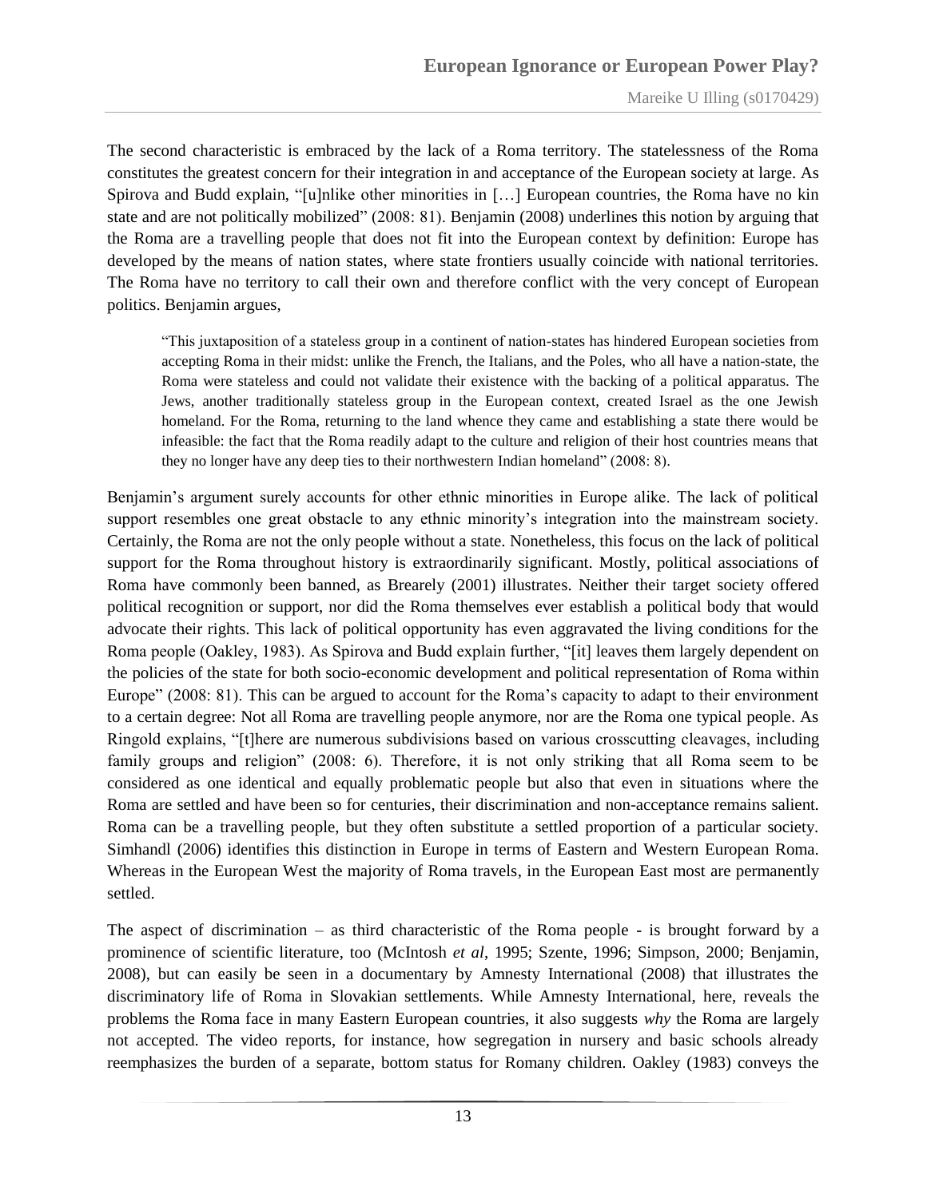The second characteristic is embraced by the lack of a Roma territory. The statelessness of the Roma constitutes the greatest concern for their integration in and acceptance of the European society at large. As Spirova and Budd explain, "[u]nlike other minorities in […] European countries, the Roma have no kin state and are not politically mobilized" (2008: 81). Benjamin (2008) underlines this notion by arguing that the Roma are a travelling people that does not fit into the European context by definition: Europe has developed by the means of nation states, where state frontiers usually coincide with national territories. The Roma have no territory to call their own and therefore conflict with the very concept of European politics. Benjamin argues,

> "This juxtaposition of a stateless group in a continent of nation-states has hindered European societies from accepting Roma in their midst: unlike the French, the Italians, and the Poles, who all have a nation-state, the Roma were stateless and could not validate their existence with the backing of a political apparatus. The Jews, another traditionally stateless group in the European context, created Israel as the one Jewish homeland. For the Roma, returning to the land whence they came and establishing a state there would be infeasible: the fact that the Roma readily adapt to the culture and religion of their host countries means that they no longer have any deep ties to their northwestern Indian homeland" (2008: 8).

Benjamin's argument surely accounts for other ethnic minorities in Europe alike. The lack of political support resembles one great obstacle to any ethnic minority's integration into the mainstream society. Certainly, the Roma are not the only people without a state. Nonetheless, this focus on the lack of political support for the Roma throughout history is extraordinarily significant. Mostly, political associations of Roma have commonly been banned, as Brearely (2001) illustrates. Neither their target society offered political recognition or support, nor did the Roma themselves ever establish a political body that would advocate their rights. This lack of political opportunity has even aggravated the living conditions for the Roma people (Oakley, 1983). As Spirova and Budd explain further, "[it] leaves them largely dependent on the policies of the state for both socio-economic development and political representation of Roma within Europe" (2008: 81). This can be argued to account for the Roma's capacity to adapt to their environment to a certain degree: Not all Roma are travelling people anymore, nor are the Roma one typical people. As Ringold explains, "[t]here are numerous subdivisions based on various crosscutting cleavages, including family groups and religion" (2008: 6). Therefore, it is not only striking that all Roma seem to be considered as one identical and equally problematic people but also that even in situations where the Roma are settled and have been so for centuries, their discrimination and non-acceptance remains salient. Roma can be a travelling people, but they often substitute a settled proportion of a particular society. Simhandl (2006) identifies this distinction in Europe in terms of Eastern and Western European Roma. Whereas in the European West the majority of Roma travels, in the European East most are permanently settled.

The aspect of discrimination – as third characteristic of the Roma people - is brought forward by a prominence of scientific literature, too (McIntosh *et al*, 1995; Szente, 1996; Simpson, 2000; Benjamin, 2008), but can easily be seen in a documentary by Amnesty International (2008) that illustrates the discriminatory life of Roma in Slovakian settlements. While Amnesty International, here, reveals the problems the Roma face in many Eastern European countries, it also suggests *why* the Roma are largely not accepted. The video reports, for instance, how segregation in nursery and basic schools already reemphasizes the burden of a separate, bottom status for Romany children. Oakley (1983) conveys the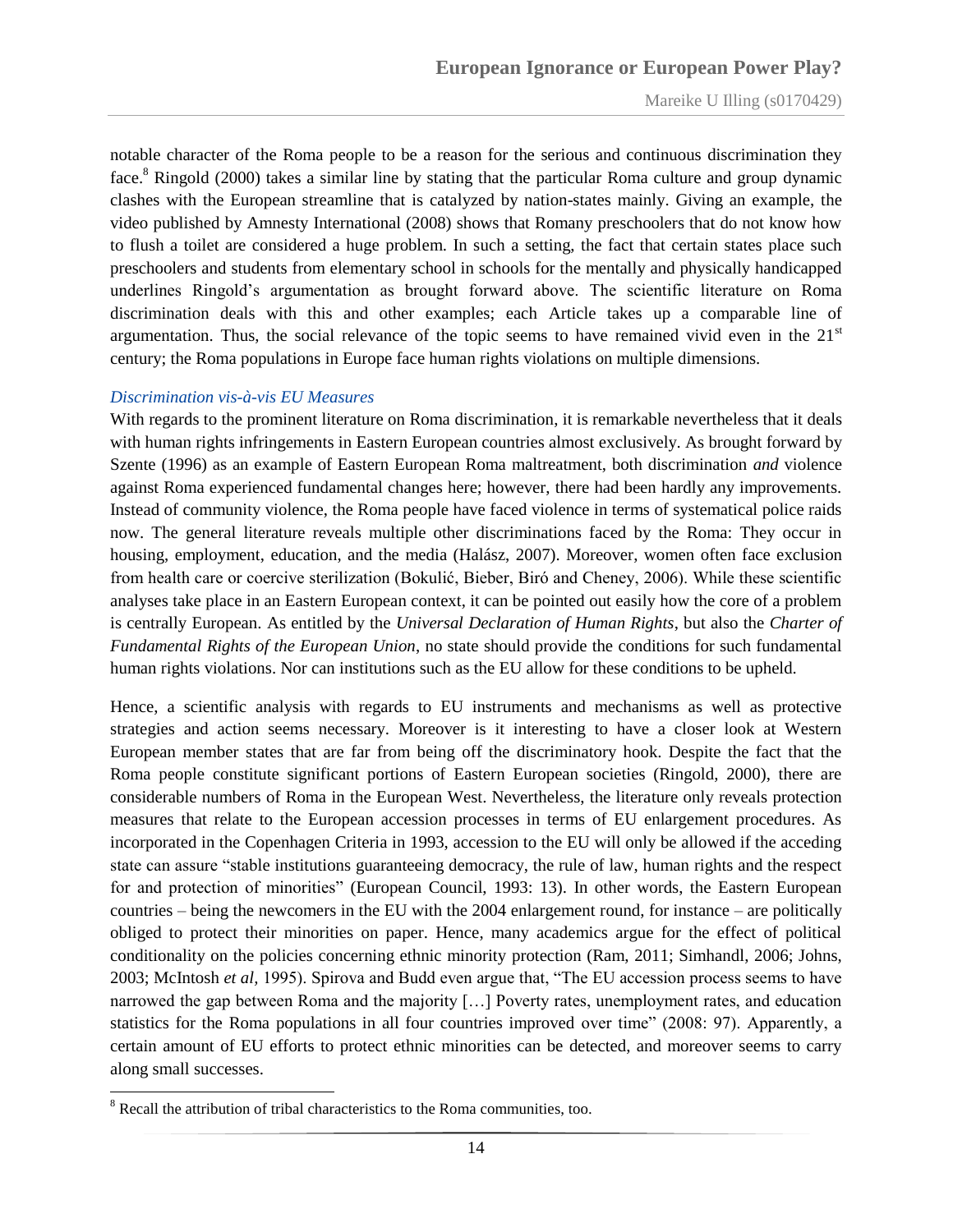notable character of the Roma people to be a reason for the serious and continuous discrimination they face.[8] Ringold (2000) takes a similar line by stating that the particular Roma culture and group dynamic clashes with the European streamline that is catalyzed by nation-states mainly. Giving an example, the video published by Amnesty International (2008) shows that Romany preschoolers that do not know how to flush a toilet are considered a huge problem. In such a setting, the fact that certain states place such preschoolers and students from elementary school in schools for the mentally and physically handicapped underlines Ringold's argumentation as brought forward above. The scientific literature on Roma discrimination deals with this and other examples; each Article takes up a comparable line of argumentation. Thus, the social relevance of the topic seems to have remained vivid even in the 21st century; the Roma populations in Europe face human rights violations on multiple dimensions.

### *Discrimination vis-à-vis EU Measures*

With regards to the prominent literature on Roma discrimination, it is remarkable nevertheless that it deals with human rights infringements in Eastern European countries almost exclusively. As brought forward by Szente (1996) as an example of Eastern European Roma maltreatment, both discrimination *and* violence against Roma experienced fundamental changes here; however, there had been hardly any improvements. Instead of community violence, the Roma people have faced violence in terms of systematical police raids now. The general literature reveals multiple other discriminations faced by the Roma: They occur in housing, employment, education, and the media (Halász, 2007). Moreover, women often face exclusion from health care or coercive sterilization (Bokulić, Bieber, Biró and Cheney, 2006). While these scientific analyses take place in an Eastern European context, it can be pointed out easily how the core of a problem is centrally European. As entitled by the *Universal Declaration of Human Rights*, but also the *Charter of Fundamental Rights of the European Union*, no state should provide the conditions for such fundamental human rights violations. Nor can institutions such as the EU allow for these conditions to be upheld.

Hence, a scientific analysis with regards to EU instruments and mechanisms as well as protective strategies and action seems necessary. Moreover is it interesting to have a closer look at Western European member states that are far from being off the discriminatory hook. Despite the fact that the Roma people constitute significant portions of Eastern European societies (Ringold, 2000), there are considerable numbers of Roma in the European West. Nevertheless, the literature only reveals protection measures that relate to the European accession processes in terms of EU enlargement procedures. As incorporated in the Copenhagen Criteria in 1993, accession to the EU will only be allowed if the acceding state can assure "stable institutions guaranteeing democracy, the rule of law, human rights and the respect for and protection of minorities" (European Council, 1993: 13). In other words, the Eastern European countries – being the newcomers in the EU with the 2004 enlargement round, for instance – are politically obliged to protect their minorities on paper. Hence, many academics argue for the effect of political conditionality on the policies concerning ethnic minority protection (Ram, 2011; Simhandl, 2006; Johns, 2003; McIntosh *et al,* 1995). Spirova and Budd even argue that, "The EU accession process seems to have narrowed the gap between Roma and the majority […] Poverty rates, unemployment rates, and education statistics for the Roma populations in all four countries improved over time" (2008: 97). Apparently, a certain amount of EU efforts to protect ethnic minorities can be detected, and moreover seems to carry along small successes.

---

[8] Recall the attribution of tribal characteristics to the Roma communities, too.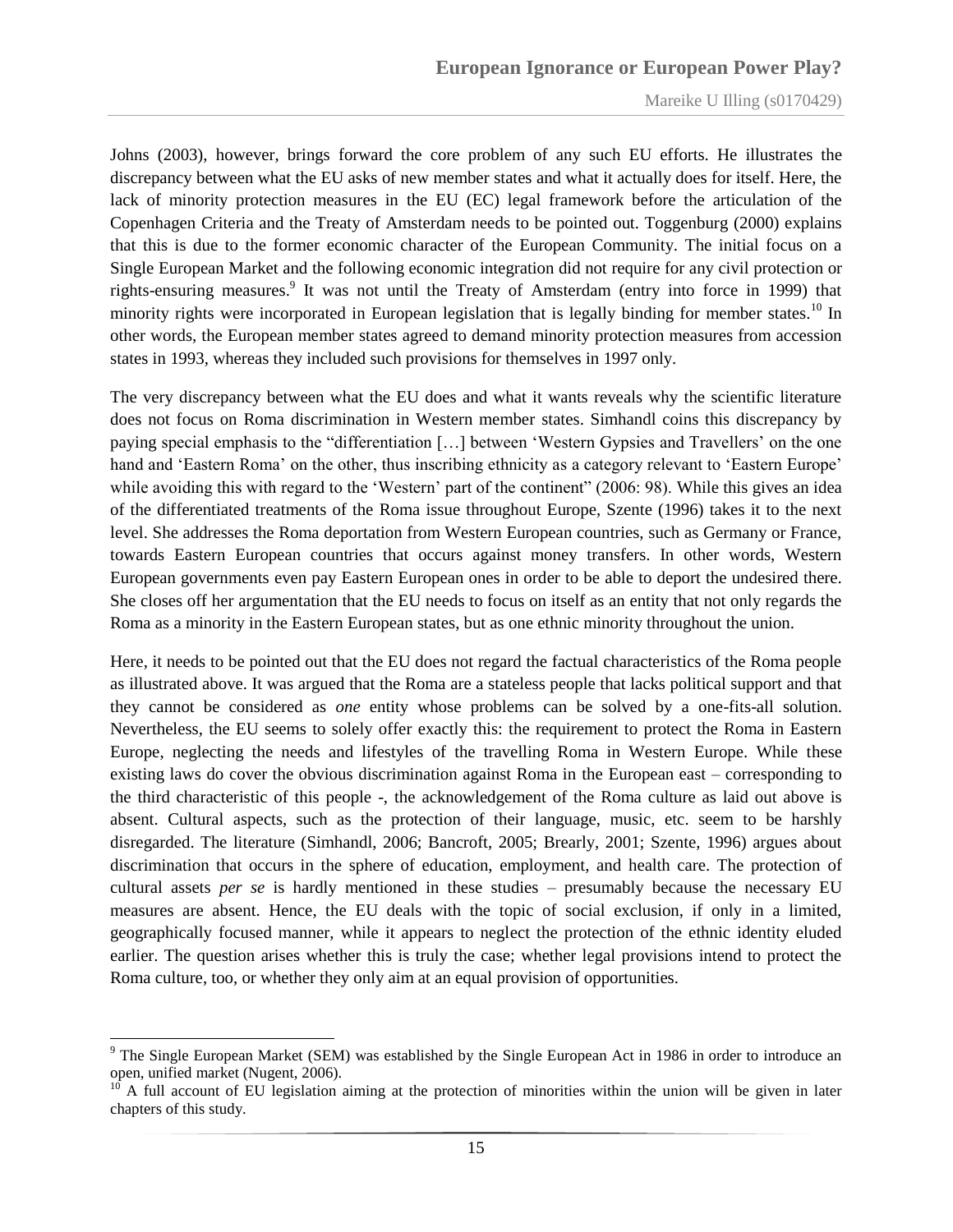Johns (2003), however, brings forward the core problem of any such EU efforts. He illustrates the discrepancy between what the EU asks of new member states and what it actually does for itself. Here, the lack of minority protection measures in the EU (EC) legal framework before the articulation of the Copenhagen Criteria and the Treaty of Amsterdam needs to be pointed out. Toggenburg (2000) explains that this is due to the former economic character of the European Community. The initial focus on a Single European Market and the following economic integration did not require for any civil protection or rights-ensuring measures.[9] It was not until the Treaty of Amsterdam (entry into force in 1999) that minority rights were incorporated in European legislation that is legally binding for member states.[10] In other words, the European member states agreed to demand minority protection measures from accession states in 1993, whereas they included such provisions for themselves in 1997 only.

The very discrepancy between what the EU does and what it wants reveals why the scientific literature does not focus on Roma discrimination in Western member states. Simhandl coins this discrepancy by paying special emphasis to the "differentiation […] between 'Western Gypsies and Travellers' on the one hand and 'Eastern Roma' on the other, thus inscribing ethnicity as a category relevant to 'Eastern Europe' while avoiding this with regard to the 'Western' part of the continent" (2006: 98). While this gives an idea of the differentiated treatments of the Roma issue throughout Europe, Szente (1996) takes it to the next level. She addresses the Roma deportation from Western European countries, such as Germany or France, towards Eastern European countries that occurs against money transfers. In other words, Western European governments even pay Eastern European ones in order to be able to deport the undesired there. She closes off her argumentation that the EU needs to focus on itself as an entity that not only regards the Roma as a minority in the Eastern European states, but as one ethnic minority throughout the union.

Here, it needs to be pointed out that the EU does not regard the factual characteristics of the Roma people as illustrated above. It was argued that the Roma are a stateless people that lacks political support and that they cannot be considered as *one* entity whose problems can be solved by a one-fits-all solution. Nevertheless, the EU seems to solely offer exactly this: the requirement to protect the Roma in Eastern Europe, neglecting the needs and lifestyles of the travelling Roma in Western Europe. While these existing laws do cover the obvious discrimination against Roma in the European east – corresponding to the third characteristic of this people -, the acknowledgement of the Roma culture as laid out above is absent. Cultural aspects, such as the protection of their language, music, etc. seem to be harshly disregarded. The literature (Simhandl, 2006; Bancroft, 2005; Brearly, 2001; Szente, 1996) argues about discrimination that occurs in the sphere of education, employment, and health care. The protection of cultural assets *per se* is hardly mentioned in these studies – presumably because the necessary EU measures are absent. Hence, the EU deals with the topic of social exclusion, if only in a limited, geographically focused manner, while it appears to neglect the protection of the ethnic identity eluded earlier. The question arises whether this is truly the case; whether legal provisions intend to protect the Roma culture, too, or whether they only aim at an equal provision of opportunities.

---

[9] The Single European Market (SEM) was established by the Single European Act in 1986 in order to introduce an open, unified market (Nugent, 2006).

[10] A full account of EU legislation aiming at the protection of minorities within the union will be given in later chapters of this study.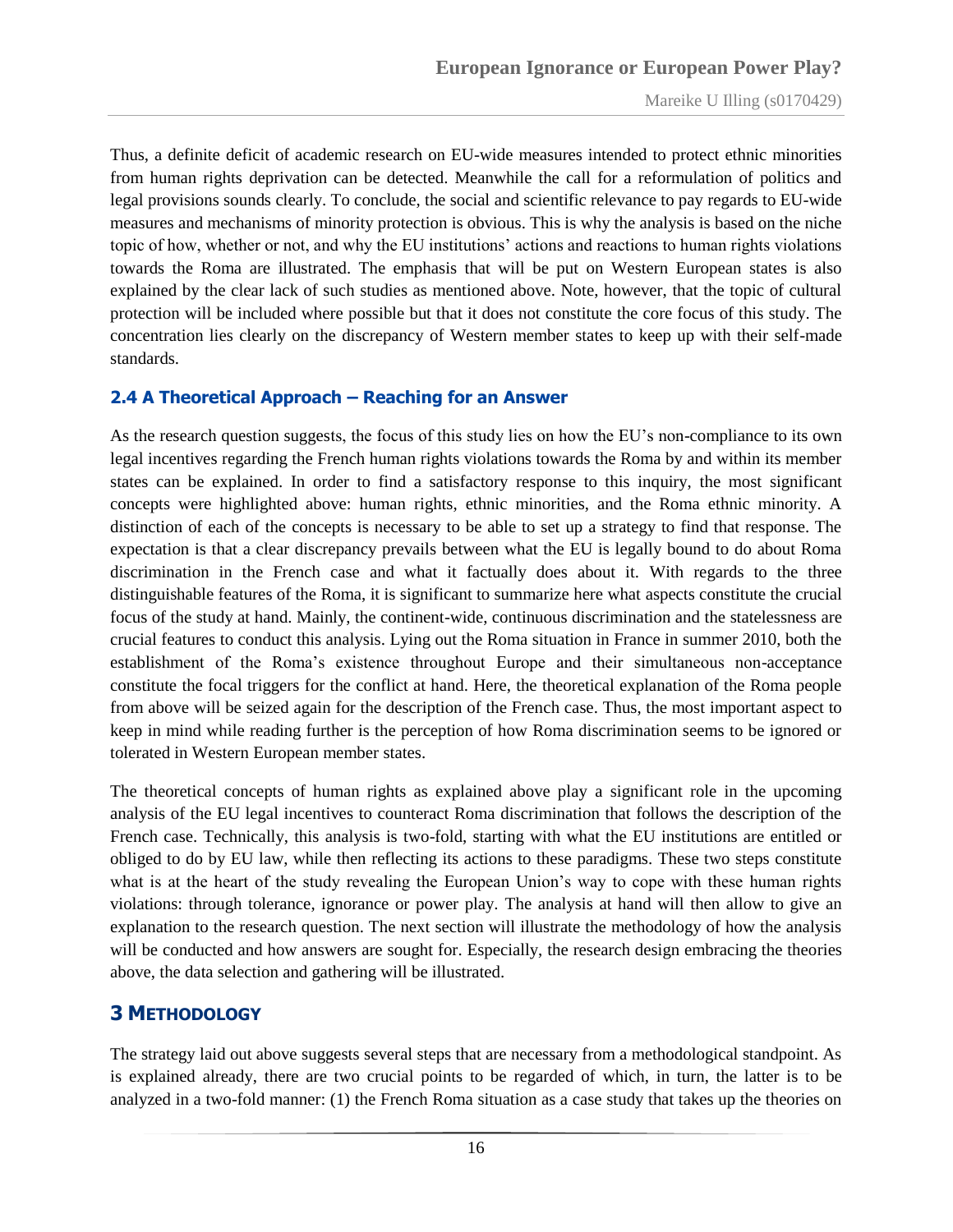Thus, a definite deficit of academic research on EU-wide measures intended to protect ethnic minorities from human rights deprivation can be detected. Meanwhile the call for a reformulation of politics and legal provisions sounds clearly. To conclude, the social and scientific relevance to pay regards to EU-wide measures and mechanisms of minority protection is obvious. This is why the analysis is based on the niche topic of how, whether or not, and why the EU institutions' actions and reactions to human rights violations towards the Roma are illustrated. The emphasis that will be put on Western European states is also explained by the clear lack of such studies as mentioned above. Note, however, that the topic of cultural protection will be included where possible but that it does not constitute the core focus of this study. The concentration lies clearly on the discrepancy of Western member states to keep up with their self-made standards.

### 2.4 A Theoretical Approach – Reaching for an Answer

As the research question suggests, the focus of this study lies on how the EU's non-compliance to its own legal incentives regarding the French human rights violations towards the Roma by and within its member states can be explained. In order to find a satisfactory response to this inquiry, the most significant concepts were highlighted above: human rights, ethnic minorities, and the Roma ethnic minority. A distinction of each of the concepts is necessary to be able to set up a strategy to find that response. The expectation is that a clear discrepancy prevails between what the EU is legally bound to do about Roma discrimination in the French case and what it factually does about it. With regards to the three distinguishable features of the Roma, it is significant to summarize here what aspects constitute the crucial focus of the study at hand. Mainly, the continent-wide, continuous discrimination and the statelessness are crucial features to conduct this analysis. Lying out the Roma situation in France in summer 2010, both the establishment of the Roma's existence throughout Europe and their simultaneous non-acceptance constitute the focal triggers for the conflict at hand. Here, the theoretical explanation of the Roma people from above will be seized again for the description of the French case. Thus, the most important aspect to keep in mind while reading further is the perception of how Roma discrimination seems to be ignored or tolerated in Western European member states.

The theoretical concepts of human rights as explained above play a significant role in the upcoming analysis of the EU legal incentives to counteract Roma discrimination that follows the description of the French case. Technically, this analysis is two-fold, starting with what the EU institutions are entitled or obliged to do by EU law, while then reflecting its actions to these paradigms. These two steps constitute what is at the heart of the study revealing the European Union's way to cope with these human rights violations: through tolerance, ignorance or power play. The analysis at hand will then allow to give an explanation to the research question. The next section will illustrate the methodology of how the analysis will be conducted and how answers are sought for. Especially, the research design embracing the theories above, the data selection and gathering will be illustrated.

## 3 Methodology

The strategy laid out above suggests several steps that are necessary from a methodological standpoint. As is explained already, there are two crucial points to be regarded of which, in turn, the latter is to be analyzed in a two-fold manner: (1) the French Roma situation as a case study that takes up the theories on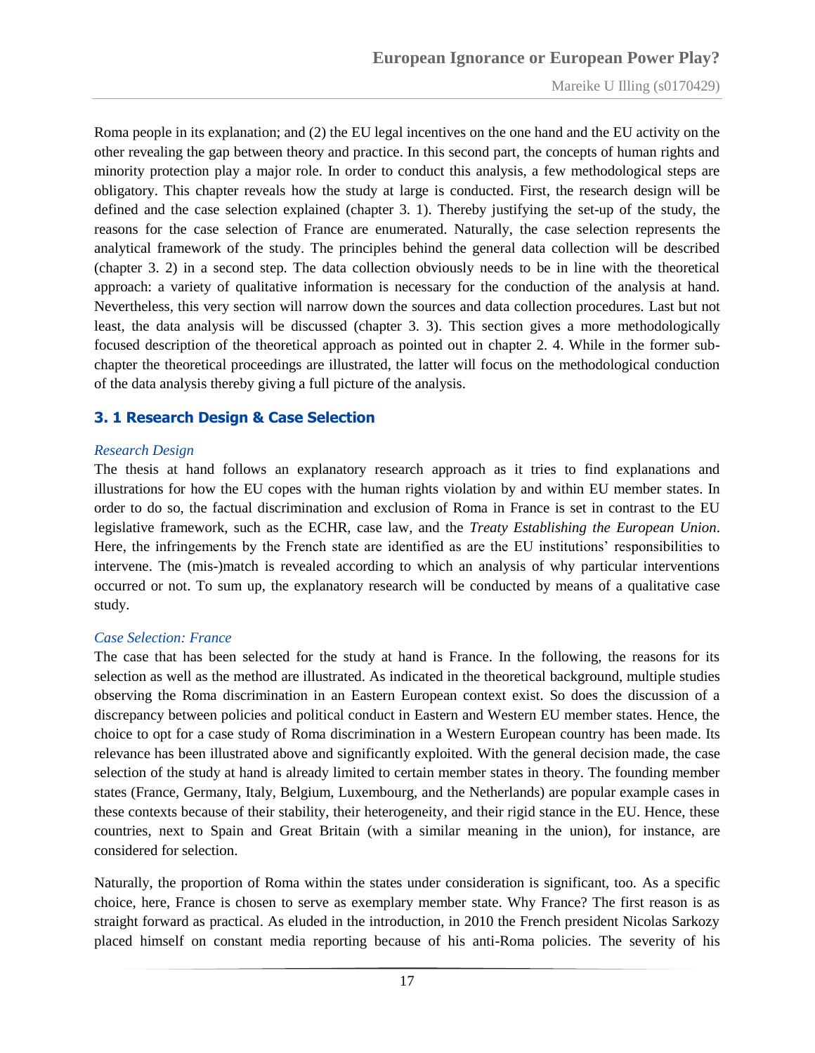Roma people in its explanation; and (2) the EU legal incentives on the one hand and the EU activity on the other revealing the gap between theory and practice. In this second part, the concepts of human rights and minority protection play a major role. In order to conduct this analysis, a few methodological steps are obligatory. This chapter reveals how the study at large is conducted. First, the research design will be defined and the case selection explained (chapter 3. 1). Thereby justifying the set-up of the study, the reasons for the case selection of France are enumerated. Naturally, the case selection represents the analytical framework of the study. The principles behind the general data collection will be described (chapter 3. 2) in a second step. The data collection obviously needs to be in line with the theoretical approach: a variety of qualitative information is necessary for the conduction of the analysis at hand. Nevertheless, this very section will narrow down the sources and data collection procedures. Last but not least, the data analysis will be discussed (chapter 3. 3). This section gives a more methodologically focused description of the theoretical approach as pointed out in chapter 2. 4. While in the former sub-chapter the theoretical proceedings are illustrated, the latter will focus on the methodological conduction of the data analysis thereby giving a full picture of the analysis.

## 3. 1 Research Design & Case Selection

### *Research Design*

The thesis at hand follows an explanatory research approach as it tries to find explanations and illustrations for how the EU copes with the human rights violation by and within EU member states. In order to do so, the factual discrimination and exclusion of Roma in France is set in contrast to the EU legislative framework, such as the ECHR, case law, and the *Treaty Establishing the European Union*. Here, the infringements by the French state are identified as are the EU institutions' responsibilities to intervene. The (mis-)match is revealed according to which an analysis of why particular interventions occurred or not. To sum up, the explanatory research will be conducted by means of a qualitative case study.

### *Case Selection: France*

The case that has been selected for the study at hand is France. In the following, the reasons for its selection as well as the method are illustrated. As indicated in the theoretical background, multiple studies observing the Roma discrimination in an Eastern European context exist. So does the discussion of a discrepancy between policies and political conduct in Eastern and Western EU member states. Hence, the choice to opt for a case study of Roma discrimination in a Western European country has been made. Its relevance has been illustrated above and significantly exploited. With the general decision made, the case selection of the study at hand is already limited to certain member states in theory. The founding member states (France, Germany, Italy, Belgium, Luxembourg, and the Netherlands) are popular example cases in these contexts because of their stability, their heterogeneity, and their rigid stance in the EU. Hence, these countries, next to Spain and Great Britain (with a similar meaning in the union), for instance, are considered for selection.

Naturally, the proportion of Roma within the states under consideration is significant, too. As a specific choice, here, France is chosen to serve as exemplary member state. Why France? The first reason is as straight forward as practical. As eluded in the introduction, in 2010 the French president Nicolas Sarkozy placed himself on constant media reporting because of his anti-Roma policies. The severity of his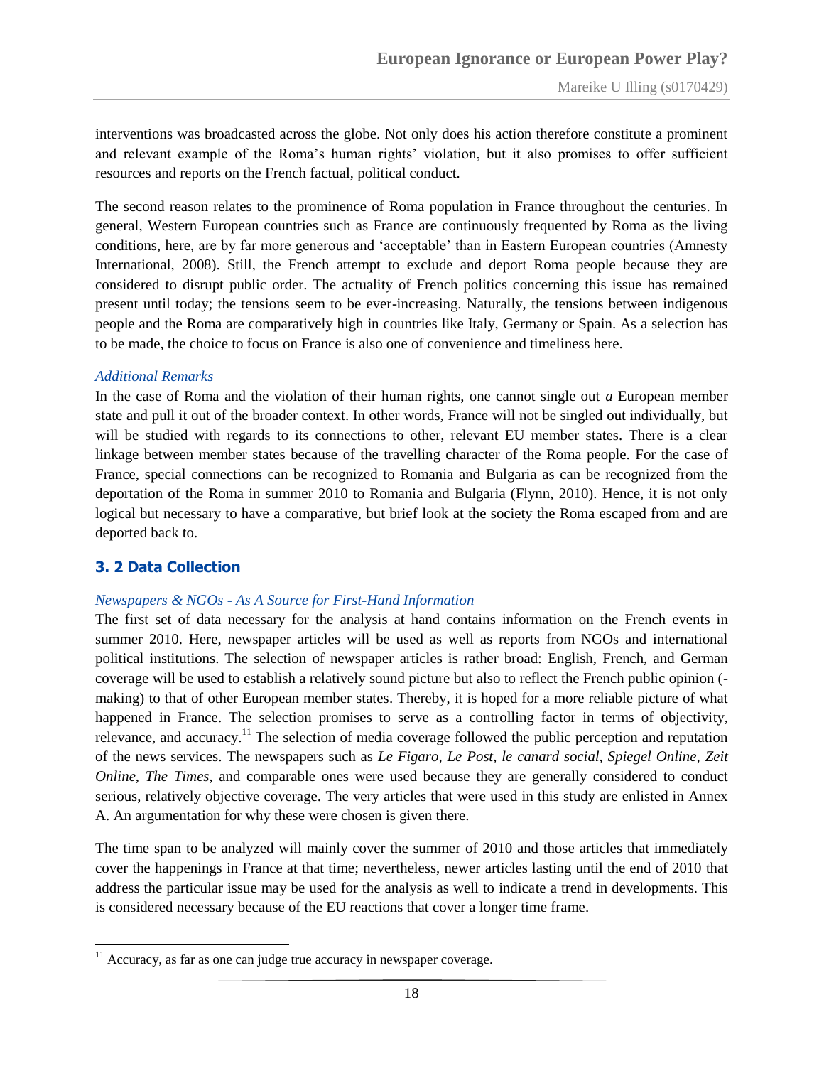interventions was broadcasted across the globe. Not only does his action therefore constitute a prominent and relevant example of the Roma's human rights' violation, but it also promises to offer sufficient resources and reports on the French factual, political conduct.

The second reason relates to the prominence of Roma population in France throughout the centuries. In general, Western European countries such as France are continuously frequented by Roma as the living conditions, here, are by far more generous and 'acceptable' than in Eastern European countries (Amnesty International, 2008). Still, the French attempt to exclude and deport Roma people because they are considered to disrupt public order. The actuality of French politics concerning this issue has remained present until today; the tensions seem to be ever-increasing. Naturally, the tensions between indigenous people and the Roma are comparatively high in countries like Italy, Germany or Spain. As a selection has to be made, the choice to focus on France is also one of convenience and timeliness here.

*Additional Remarks*

In the case of Roma and the violation of their human rights, one cannot single out *a* European member state and pull it out of the broader context. In other words, France will not be singled out individually, but will be studied with regards to its connections to other, relevant EU member states. There is a clear linkage between member states because of the travelling character of the Roma people. For the case of France, special connections can be recognized to Romania and Bulgaria as can be recognized from the deportation of the Roma in summer 2010 to Romania and Bulgaria (Flynn, 2010). Hence, it is not only logical but necessary to have a comparative, but brief look at the society the Roma escaped from and are deported back to.

## 3. 2 Data Collection

*Newspapers & NGOs - As A Source for First-Hand Information*

The first set of data necessary for the analysis at hand contains information on the French events in summer 2010. Here, newspaper articles will be used as well as reports from NGOs and international political institutions. The selection of newspaper articles is rather broad: English, French, and German coverage will be used to establish a relatively sound picture but also to reflect the French public opinion (-making) to that of other European member states. Thereby, it is hoped for a more reliable picture of what happened in France. The selection promises to serve as a controlling factor in terms of objectivity, relevance, and accuracy.[11] The selection of media coverage followed the public perception and reputation of the news services. The newspapers such as *Le Figaro, Le Post*, *le canard social, Spiegel Online, Zeit Online*, *The Times*, and comparable ones were used because they are generally considered to conduct serious, relatively objective coverage. The very articles that were used in this study are enlisted in Annex A. An argumentation for why these were chosen is given there.

The time span to be analyzed will mainly cover the summer of 2010 and those articles that immediately cover the happenings in France at that time; nevertheless, newer articles lasting until the end of 2010 that address the particular issue may be used for the analysis as well to indicate a trend in developments. This is considered necessary because of the EU reactions that cover a longer time frame.

[11] Accuracy, as far as one can judge true accuracy in newspaper coverage.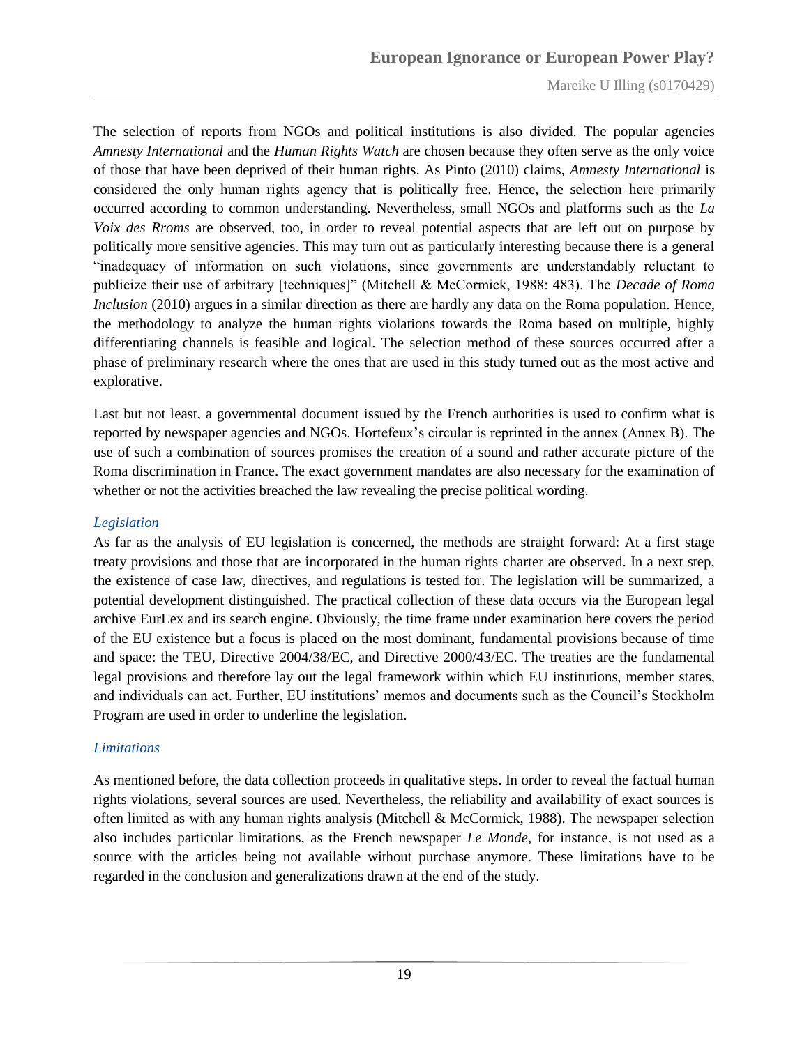The selection of reports from NGOs and political institutions is also divided. The popular agencies *Amnesty International* and the *Human Rights Watch* are chosen because they often serve as the only voice of those that have been deprived of their human rights. As Pinto (2010) claims, *Amnesty International* is considered the only human rights agency that is politically free. Hence, the selection here primarily occurred according to common understanding. Nevertheless, small NGOs and platforms such as the *La Voix des Rroms* are observed, too, in order to reveal potential aspects that are left out on purpose by politically more sensitive agencies. This may turn out as particularly interesting because there is a general "inadequacy of information on such violations, since governments are understandably reluctant to publicize their use of arbitrary [techniques]" (Mitchell & McCormick, 1988: 483). The *Decade of Roma Inclusion* (2010) argues in a similar direction as there are hardly any data on the Roma population. Hence, the methodology to analyze the human rights violations towards the Roma based on multiple, highly differentiating channels is feasible and logical. The selection method of these sources occurred after a phase of preliminary research where the ones that are used in this study turned out as the most active and explorative.

Last but not least, a governmental document issued by the French authorities is used to confirm what is reported by newspaper agencies and NGOs. Hortefeux's circular is reprinted in the annex (Annex B). The use of such a combination of sources promises the creation of a sound and rather accurate picture of the Roma discrimination in France. The exact government mandates are also necessary for the examination of whether or not the activities breached the law revealing the precise political wording.

### *Legislation*

As far as the analysis of EU legislation is concerned, the methods are straight forward: At a first stage treaty provisions and those that are incorporated in the human rights charter are observed. In a next step, the existence of case law, directives, and regulations is tested for. The legislation will be summarized, a potential development distinguished. The practical collection of these data occurs via the European legal archive EurLex and its search engine. Obviously, the time frame under examination here covers the period of the EU existence but a focus is placed on the most dominant, fundamental provisions because of time and space: the TEU, Directive 2004/38/EC, and Directive 2000/43/EC. The treaties are the fundamental legal provisions and therefore lay out the legal framework within which EU institutions, member states, and individuals can act. Further, EU institutions' memos and documents such as the Council's Stockholm Program are used in order to underline the legislation.

### *Limitations*

As mentioned before, the data collection proceeds in qualitative steps. In order to reveal the factual human rights violations, several sources are used. Nevertheless, the reliability and availability of exact sources is often limited as with any human rights analysis (Mitchell & McCormick, 1988). The newspaper selection also includes particular limitations, as the French newspaper *Le Monde*, for instance, is not used as a source with the articles being not available without purchase anymore. These limitations have to be regarded in the conclusion and generalizations drawn at the end of the study.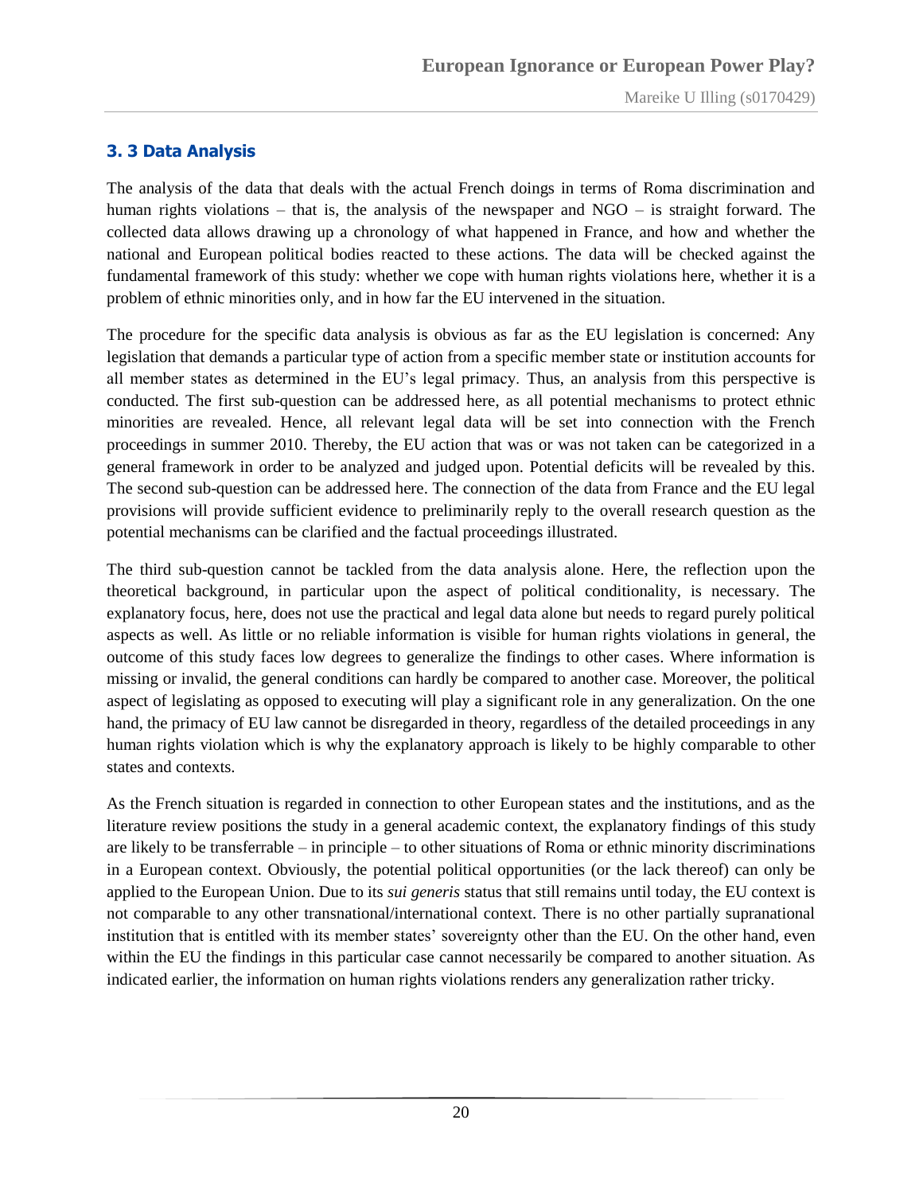### 3. 3 Data Analysis

The analysis of the data that deals with the actual French doings in terms of Roma discrimination and human rights violations – that is, the analysis of the newspaper and NGO – is straight forward. The collected data allows drawing up a chronology of what happened in France, and how and whether the national and European political bodies reacted to these actions. The data will be checked against the fundamental framework of this study: whether we cope with human rights violations here, whether it is a problem of ethnic minorities only, and in how far the EU intervened in the situation.

The procedure for the specific data analysis is obvious as far as the EU legislation is concerned: Any legislation that demands a particular type of action from a specific member state or institution accounts for all member states as determined in the EU's legal primacy. Thus, an analysis from this perspective is conducted. The first sub-question can be addressed here, as all potential mechanisms to protect ethnic minorities are revealed. Hence, all relevant legal data will be set into connection with the French proceedings in summer 2010. Thereby, the EU action that was or was not taken can be categorized in a general framework in order to be analyzed and judged upon. Potential deficits will be revealed by this. The second sub-question can be addressed here. The connection of the data from France and the EU legal provisions will provide sufficient evidence to preliminarily reply to the overall research question as the potential mechanisms can be clarified and the factual proceedings illustrated.

The third sub-question cannot be tackled from the data analysis alone. Here, the reflection upon the theoretical background, in particular upon the aspect of political conditionality, is necessary. The explanatory focus, here, does not use the practical and legal data alone but needs to regard purely political aspects as well. As little or no reliable information is visible for human rights violations in general, the outcome of this study faces low degrees to generalize the findings to other cases. Where information is missing or invalid, the general conditions can hardly be compared to another case. Moreover, the political aspect of legislating as opposed to executing will play a significant role in any generalization. On the one hand, the primacy of EU law cannot be disregarded in theory, regardless of the detailed proceedings in any human rights violation which is why the explanatory approach is likely to be highly comparable to other states and contexts.

As the French situation is regarded in connection to other European states and the institutions, and as the literature review positions the study in a general academic context, the explanatory findings of this study are likely to be transferrable – in principle – to other situations of Roma or ethnic minority discriminations in a European context. Obviously, the potential political opportunities (or the lack thereof) can only be applied to the European Union. Due to its *sui generis* status that still remains until today, the EU context is not comparable to any other transnational/international context. There is no other partially supranational institution that is entitled with its member states' sovereignty other than the EU. On the other hand, even within the EU the findings in this particular case cannot necessarily be compared to another situation. As indicated earlier, the information on human rights violations renders any generalization rather tricky.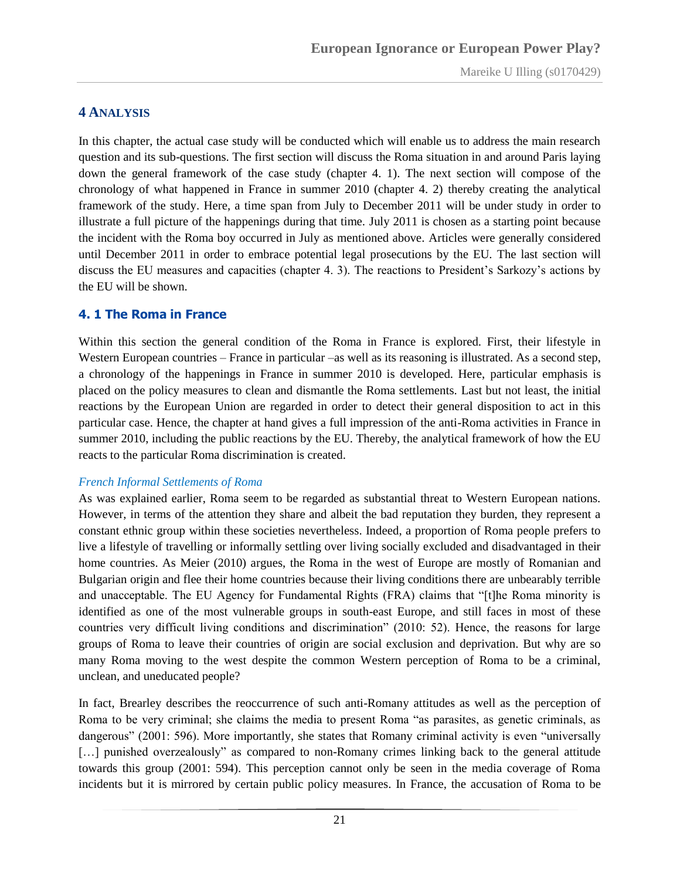# 4 ANALYSIS

In this chapter, the actual case study will be conducted which will enable us to address the main research question and its sub-questions. The first section will discuss the Roma situation in and around Paris laying down the general framework of the case study (chapter 4. 1). The next section will compose of the chronology of what happened in France in summer 2010 (chapter 4. 2) thereby creating the analytical framework of the study. Here, a time span from July to December 2011 will be under study in order to illustrate a full picture of the happenings during that time. July 2011 is chosen as a starting point because the incident with the Roma boy occurred in July as mentioned above. Articles were generally considered until December 2011 in order to embrace potential legal prosecutions by the EU. The last section will discuss the EU measures and capacities (chapter 4. 3). The reactions to President's Sarkozy's actions by the EU will be shown.

## 4. 1 The Roma in France

Within this section the general condition of the Roma in France is explored. First, their lifestyle in Western European countries – France in particular –as well as its reasoning is illustrated. As a second step, a chronology of the happenings in France in summer 2010 is developed. Here, particular emphasis is placed on the policy measures to clean and dismantle the Roma settlements. Last but not least, the initial reactions by the European Union are regarded in order to detect their general disposition to act in this particular case. Hence, the chapter at hand gives a full impression of the anti-Roma activities in France in summer 2010, including the public reactions by the EU. Thereby, the analytical framework of how the EU reacts to the particular Roma discrimination is created.

### *French Informal Settlements of Roma*

As was explained earlier, Roma seem to be regarded as substantial threat to Western European nations. However, in terms of the attention they share and albeit the bad reputation they burden, they represent a constant ethnic group within these societies nevertheless. Indeed, a proportion of Roma people prefers to live a lifestyle of travelling or informally settling over living socially excluded and disadvantaged in their home countries. As Meier (2010) argues, the Roma in the west of Europe are mostly of Romanian and Bulgarian origin and flee their home countries because their living conditions there are unbearably terrible and unacceptable. The EU Agency for Fundamental Rights (FRA) claims that "[t]he Roma minority is identified as one of the most vulnerable groups in south-east Europe, and still faces in most of these countries very difficult living conditions and discrimination" (2010: 52). Hence, the reasons for large groups of Roma to leave their countries of origin are social exclusion and deprivation. But why are so many Roma moving to the west despite the common Western perception of Roma to be a criminal, unclean, and uneducated people?

In fact, Brearley describes the reoccurrence of such anti-Romany attitudes as well as the perception of Roma to be very criminal; she claims the media to present Roma "as parasites, as genetic criminals, as dangerous" (2001: 596). More importantly, she states that Romany criminal activity is even "universally [...] punished overzealously" as compared to non-Romany crimes linking back to the general attitude towards this group (2001: 594). This perception cannot only be seen in the media coverage of Roma incidents but it is mirrored by certain public policy measures. In France, the accusation of Roma to be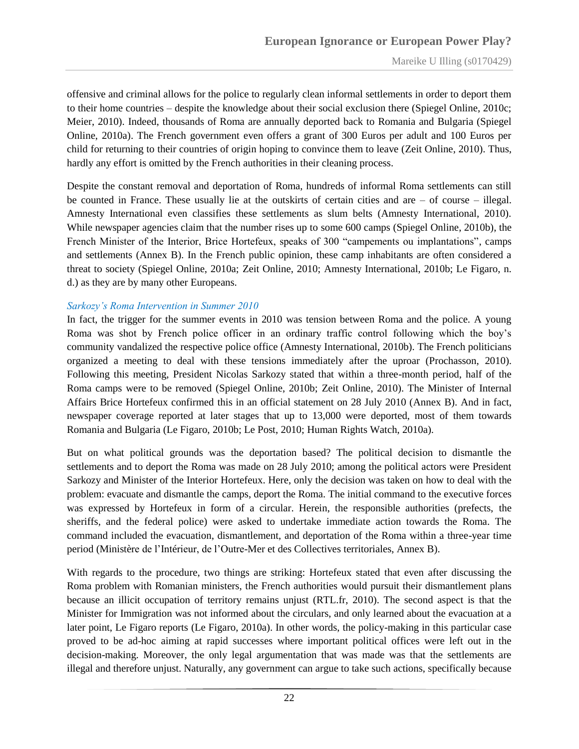offensive and criminal allows for the police to regularly clean informal settlements in order to deport them to their home countries – despite the knowledge about their social exclusion there (Spiegel Online, 2010c; Meier, 2010). Indeed, thousands of Roma are annually deported back to Romania and Bulgaria (Spiegel Online, 2010a). The French government even offers a grant of 300 Euros per adult and 100 Euros per child for returning to their countries of origin hoping to convince them to leave (Zeit Online, 2010). Thus, hardly any effort is omitted by the French authorities in their cleaning process.

Despite the constant removal and deportation of Roma, hundreds of informal Roma settlements can still be counted in France. These usually lie at the outskirts of certain cities and are – of course – illegal. Amnesty International even classifies these settlements as slum belts (Amnesty International, 2010). While newspaper agencies claim that the number rises up to some 600 camps (Spiegel Online, 2010b), the French Minister of the Interior, Brice Hortefeux, speaks of 300 "campements ou implantations", camps and settlements (Annex B). In the French public opinion, these camp inhabitants are often considered a threat to society (Spiegel Online, 2010a; Zeit Online, 2010; Amnesty International, 2010b; Le Figaro, n. d.) as they are by many other Europeans.

### *Sarkozy's Roma Intervention in Summer 2010*

In fact, the trigger for the summer events in 2010 was tension between Roma and the police. A young Roma was shot by French police officer in an ordinary traffic control following which the boy's community vandalized the respective police office (Amnesty International, 2010b). The French politicians organized a meeting to deal with these tensions immediately after the uproar (Prochasson, 2010). Following this meeting, President Nicolas Sarkozy stated that within a three-month period, half of the Roma camps were to be removed (Spiegel Online, 2010b; Zeit Online, 2010). The Minister of Internal Affairs Brice Hortefeux confirmed this in an official statement on 28 July 2010 (Annex B). And in fact, newspaper coverage reported at later stages that up to 13,000 were deported, most of them towards Romania and Bulgaria (Le Figaro, 2010b; Le Post, 2010; Human Rights Watch, 2010a).

But on what political grounds was the deportation based? The political decision to dismantle the settlements and to deport the Roma was made on 28 July 2010; among the political actors were President Sarkozy and Minister of the Interior Hortefeux. Here, only the decision was taken on how to deal with the problem: evacuate and dismantle the camps, deport the Roma. The initial command to the executive forces was expressed by Hortefeux in form of a circular. Herein, the responsible authorities (prefects, the sheriffs, and the federal police) were asked to undertake immediate action towards the Roma. The command included the evacuation, dismantlement, and deportation of the Roma within a three-year time period (Ministère de l'Intérieur, de l'Outre-Mer et des Collectives territoriales, Annex B).

With regards to the procedure, two things are striking: Hortefeux stated that even after discussing the Roma problem with Romanian ministers, the French authorities would pursuit their dismantlement plans because an illicit occupation of territory remains unjust (RTL.fr, 2010). The second aspect is that the Minister for Immigration was not informed about the circulars, and only learned about the evacuation at a later point, Le Figaro reports (Le Figaro, 2010a). In other words, the policy-making in this particular case proved to be ad-hoc aiming at rapid successes where important political offices were left out in the decision-making. Moreover, the only legal argumentation that was made was that the settlements are illegal and therefore unjust. Naturally, any government can argue to take such actions, specifically because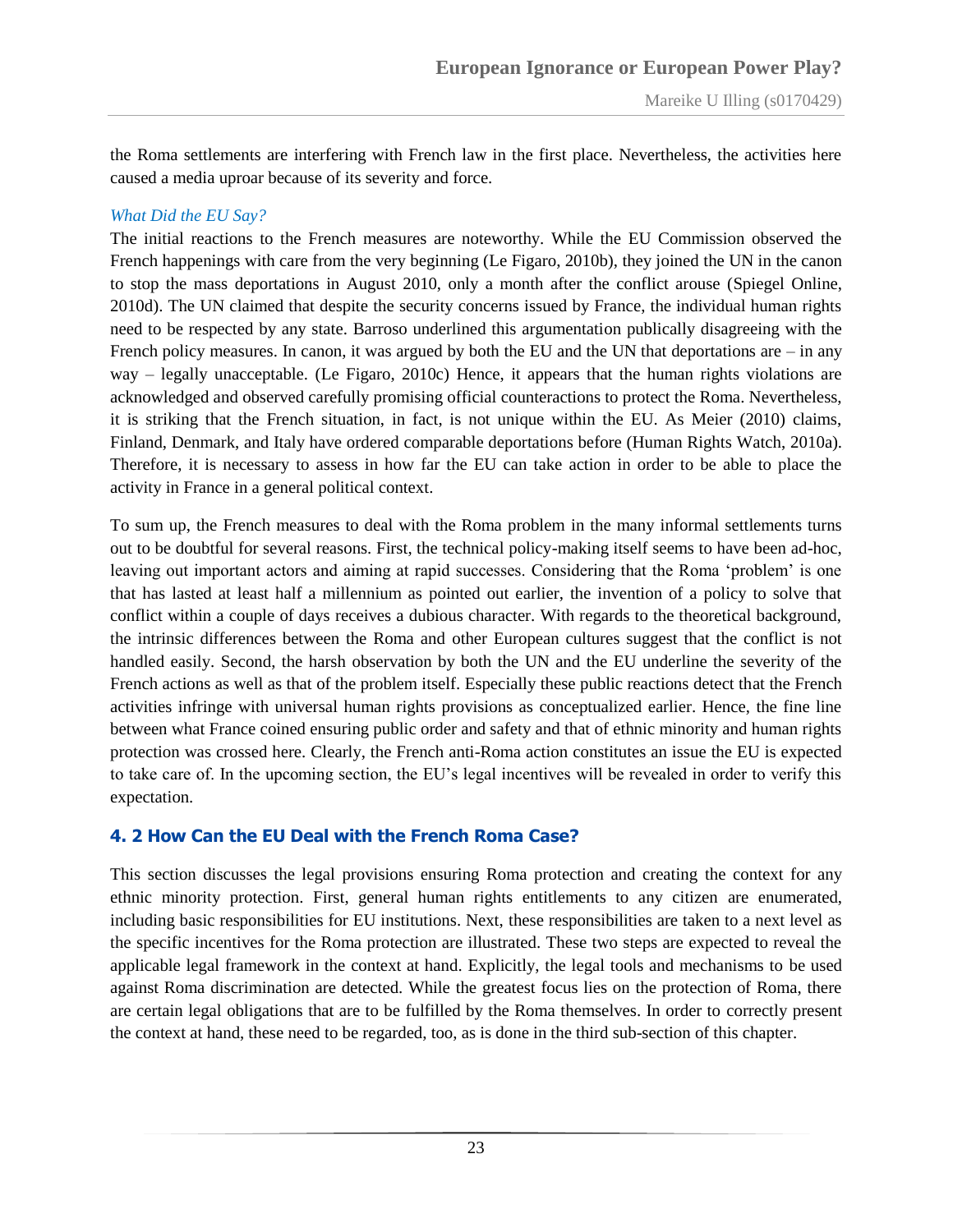the Roma settlements are interfering with French law in the first place. Nevertheless, the activities here caused a media uproar because of its severity and force.

*What Did the EU Say?*

The initial reactions to the French measures are noteworthy. While the EU Commission observed the French happenings with care from the very beginning (Le Figaro, 2010b), they joined the UN in the canon to stop the mass deportations in August 2010, only a month after the conflict arouse (Spiegel Online, 2010d). The UN claimed that despite the security concerns issued by France, the individual human rights need to be respected by any state. Barroso underlined this argumentation publically disagreeing with the French policy measures. In canon, it was argued by both the EU and the UN that deportations are – in any way – legally unacceptable. (Le Figaro, 2010c) Hence, it appears that the human rights violations are acknowledged and observed carefully promising official counteractions to protect the Roma. Nevertheless, it is striking that the French situation, in fact, is not unique within the EU. As Meier (2010) claims, Finland, Denmark, and Italy have ordered comparable deportations before (Human Rights Watch, 2010a). Therefore, it is necessary to assess in how far the EU can take action in order to be able to place the activity in France in a general political context.

To sum up, the French measures to deal with the Roma problem in the many informal settlements turns out to be doubtful for several reasons. First, the technical policy-making itself seems to have been ad-hoc, leaving out important actors and aiming at rapid successes. Considering that the Roma 'problem' is one that has lasted at least half a millennium as pointed out earlier, the invention of a policy to solve that conflict within a couple of days receives a dubious character. With regards to the theoretical background, the intrinsic differences between the Roma and other European cultures suggest that the conflict is not handled easily. Second, the harsh observation by both the UN and the EU underline the severity of the French actions as well as that of the problem itself. Especially these public reactions detect that the French activities infringe with universal human rights provisions as conceptualized earlier. Hence, the fine line between what France coined ensuring public order and safety and that of ethnic minority and human rights protection was crossed here. Clearly, the French anti-Roma action constitutes an issue the EU is expected to take care of. In the upcoming section, the EU's legal incentives will be revealed in order to verify this expectation.

## 4. 2 How Can the EU Deal with the French Roma Case?

This section discusses the legal provisions ensuring Roma protection and creating the context for any ethnic minority protection. First, general human rights entitlements to any citizen are enumerated, including basic responsibilities for EU institutions. Next, these responsibilities are taken to a next level as the specific incentives for the Roma protection are illustrated. These two steps are expected to reveal the applicable legal framework in the context at hand. Explicitly, the legal tools and mechanisms to be used against Roma discrimination are detected. While the greatest focus lies on the protection of Roma, there are certain legal obligations that are to be fulfilled by the Roma themselves. In order to correctly present the context at hand, these need to be regarded, too, as is done in the third sub-section of this chapter.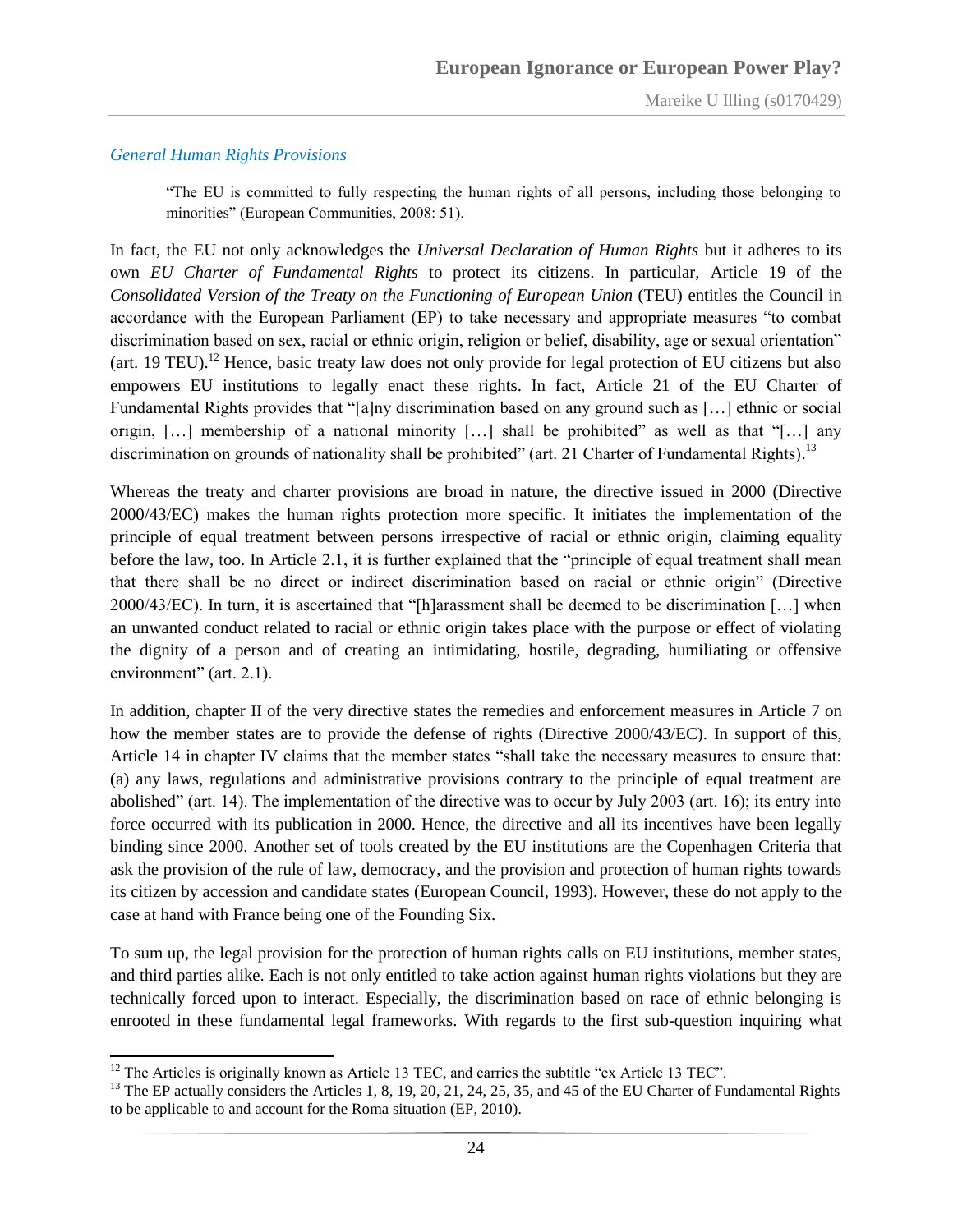### *General Human Rights Provisions*

> "The EU is committed to fully respecting the human rights of all persons, including those belonging to minorities" (European Communities, 2008: 51).

In fact, the EU not only acknowledges the *Universal Declaration of Human Rights* but it adheres to its own *EU Charter of Fundamental Rights* to protect its citizens. In particular, Article 19 of the *Consolidated Version of the Treaty on the Functioning of European Union* (TEU) entitles the Council in accordance with the European Parliament (EP) to take necessary and appropriate measures "to combat discrimination based on sex, racial or ethnic origin, religion or belief, disability, age or sexual orientation" (art. 19 TEU).[12] Hence, basic treaty law does not only provide for legal protection of EU citizens but also empowers EU institutions to legally enact these rights. In fact, Article 21 of the EU Charter of Fundamental Rights provides that "[a]ny discrimination based on any ground such as […] ethnic or social origin, […] membership of a national minority […] shall be prohibited" as well as that "[…] any discrimination on grounds of nationality shall be prohibited" (art. 21 Charter of Fundamental Rights).[13]

Whereas the treaty and charter provisions are broad in nature, the directive issued in 2000 (Directive 2000/43/EC) makes the human rights protection more specific. It initiates the implementation of the principle of equal treatment between persons irrespective of racial or ethnic origin, claiming equality before the law, too. In Article 2.1, it is further explained that the "principle of equal treatment shall mean that there shall be no direct or indirect discrimination based on racial or ethnic origin" (Directive 2000/43/EC). In turn, it is ascertained that "[h]arassment shall be deemed to be discrimination […] when an unwanted conduct related to racial or ethnic origin takes place with the purpose or effect of violating the dignity of a person and of creating an intimidating, hostile, degrading, humiliating or offensive environment" (art. 2.1).

In addition, chapter II of the very directive states the remedies and enforcement measures in Article 7 on how the member states are to provide the defense of rights (Directive 2000/43/EC). In support of this, Article 14 in chapter IV claims that the member states "shall take the necessary measures to ensure that: (a) any laws, regulations and administrative provisions contrary to the principle of equal treatment are abolished" (art. 14). The implementation of the directive was to occur by July 2003 (art. 16); its entry into force occurred with its publication in 2000. Hence, the directive and all its incentives have been legally binding since 2000. Another set of tools created by the EU institutions are the Copenhagen Criteria that ask the provision of the rule of law, democracy, and the provision and protection of human rights towards its citizen by accession and candidate states (European Council, 1993). However, these do not apply to the case at hand with France being one of the Founding Six.

To sum up, the legal provision for the protection of human rights calls on EU institutions, member states, and third parties alike. Each is not only entitled to take action against human rights violations but they are technically forced upon to interact. Especially, the discrimination based on race of ethnic belonging is enrooted in these fundamental legal frameworks. With regards to the first sub-question inquiring what

---

[12] The Articles is originally known as Article 13 TEC, and carries the subtitle "ex Article 13 TEC".

[13] The EP actually considers the Articles 1, 8, 19, 20, 21, 24, 25, 35, and 45 of the EU Charter of Fundamental Rights to be applicable to and account for the Roma situation (EP, 2010).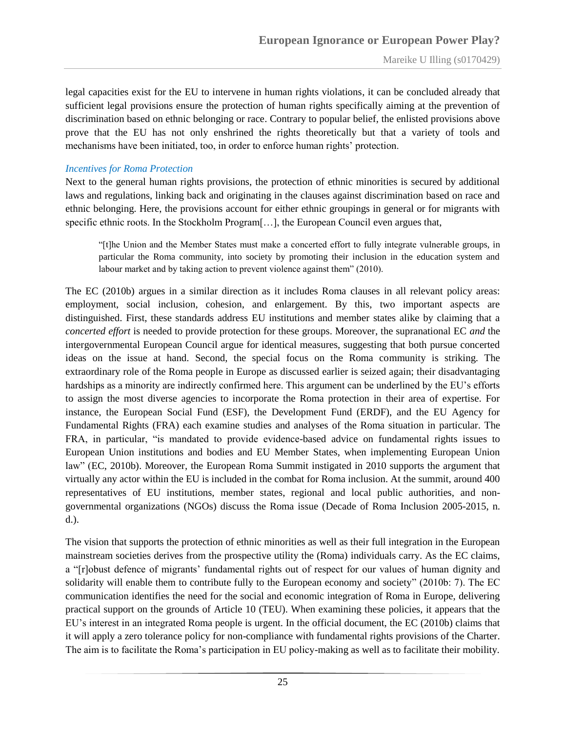legal capacities exist for the EU to intervene in human rights violations, it can be concluded already that sufficient legal provisions ensure the protection of human rights specifically aiming at the prevention of discrimination based on ethnic belonging or race. Contrary to popular belief, the enlisted provisions above prove that the EU has not only enshrined the rights theoretically but that a variety of tools and mechanisms have been initiated, too, in order to enforce human rights' protection.

### *Incentives for Roma Protection*

Next to the general human rights provisions, the protection of ethnic minorities is secured by additional laws and regulations, linking back and originating in the clauses against discrimination based on race and ethnic belonging. Here, the provisions account for either ethnic groupings in general or for migrants with specific ethnic roots. In the Stockholm Program[…], the European Council even argues that,

> "[t]he Union and the Member States must make a concerted effort to fully integrate vulnerable groups, in particular the Roma community, into society by promoting their inclusion in the education system and labour market and by taking action to prevent violence against them" (2010).

The EC (2010b) argues in a similar direction as it includes Roma clauses in all relevant policy areas: employment, social inclusion, cohesion, and enlargement. By this, two important aspects are distinguished. First, these standards address EU institutions and member states alike by claiming that a *concerted effort* is needed to provide protection for these groups. Moreover, the supranational EC *and* the intergovernmental European Council argue for identical measures, suggesting that both pursue concerted ideas on the issue at hand. Second, the special focus on the Roma community is striking. The extraordinary role of the Roma people in Europe as discussed earlier is seized again; their disadvantaging hardships as a minority are indirectly confirmed here. This argument can be underlined by the EU's efforts to assign the most diverse agencies to incorporate the Roma protection in their area of expertise. For instance, the European Social Fund (ESF), the Development Fund (ERDF), and the EU Agency for Fundamental Rights (FRA) each examine studies and analyses of the Roma situation in particular. The FRA, in particular, "is mandated to provide evidence-based advice on fundamental rights issues to European Union institutions and bodies and EU Member States, when implementing European Union law" (EC, 2010b). Moreover, the European Roma Summit instigated in 2010 supports the argument that virtually any actor within the EU is included in the combat for Roma inclusion. At the summit, around 400 representatives of EU institutions, member states, regional and local public authorities, and non-governmental organizations (NGOs) discuss the Roma issue (Decade of Roma Inclusion 2005-2015, n. d.).

The vision that supports the protection of ethnic minorities as well as their full integration in the European mainstream societies derives from the prospective utility the (Roma) individuals carry. As the EC claims, a "[r]obust defence of migrants' fundamental rights out of respect for our values of human dignity and solidarity will enable them to contribute fully to the European economy and society" (2010b: 7). The EC communication identifies the need for the social and economic integration of Roma in Europe, delivering practical support on the grounds of Article 10 (TEU). When examining these policies, it appears that the EU's interest in an integrated Roma people is urgent. In the official document, the EC (2010b) claims that it will apply a zero tolerance policy for non-compliance with fundamental rights provisions of the Charter. The aim is to facilitate the Roma's participation in EU policy-making as well as to facilitate their mobility.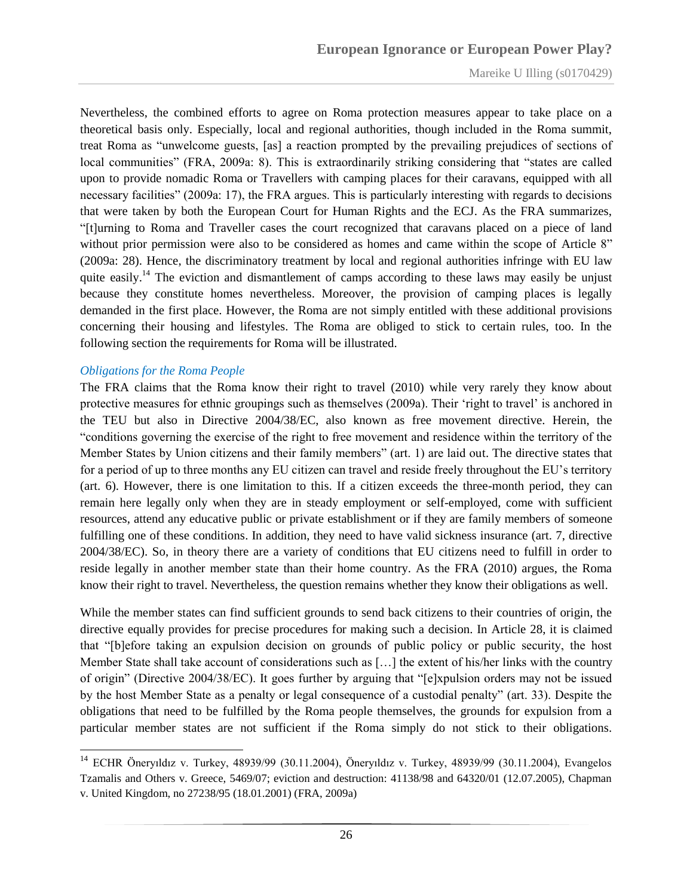Nevertheless, the combined efforts to agree on Roma protection measures appear to take place on a theoretical basis only. Especially, local and regional authorities, though included in the Roma summit, treat Roma as "unwelcome guests, [as] a reaction prompted by the prevailing prejudices of sections of local communities" (FRA, 2009a: 8). This is extraordinarily striking considering that "states are called upon to provide nomadic Roma or Travellers with camping places for their caravans, equipped with all necessary facilities" (2009a: 17), the FRA argues. This is particularly interesting with regards to decisions that were taken by both the European Court for Human Rights and the ECJ. As the FRA summarizes, "[t]urning to Roma and Traveller cases the court recognized that caravans placed on a piece of land without prior permission were also to be considered as homes and came within the scope of Article 8" (2009a: 28). Hence, the discriminatory treatment by local and regional authorities infringe with EU law quite easily.[14] The eviction and dismantlement of camps according to these laws may easily be unjust because they constitute homes nevertheless. Moreover, the provision of camping places is legally demanded in the first place. However, the Roma are not simply entitled with these additional provisions concerning their housing and lifestyles. The Roma are obliged to stick to certain rules, too. In the following section the requirements for Roma will be illustrated.

### *Obligations for the Roma People*

The FRA claims that the Roma know their right to travel (2010) while very rarely they know about protective measures for ethnic groupings such as themselves (2009a). Their 'right to travel' is anchored in the TEU but also in Directive 2004/38/EC, also known as free movement directive. Herein, the "conditions governing the exercise of the right to free movement and residence within the territory of the Member States by Union citizens and their family members" (art. 1) are laid out. The directive states that for a period of up to three months any EU citizen can travel and reside freely throughout the EU's territory (art. 6). However, there is one limitation to this. If a citizen exceeds the three-month period, they can remain here legally only when they are in steady employment or self-employed, come with sufficient resources, attend any educative public or private establishment or if they are family members of someone fulfilling one of these conditions. In addition, they need to have valid sickness insurance (art. 7, directive 2004/38/EC). So, in theory there are a variety of conditions that EU citizens need to fulfill in order to reside legally in another member state than their home country. As the FRA (2010) argues, the Roma know their right to travel. Nevertheless, the question remains whether they know their obligations as well.

While the member states can find sufficient grounds to send back citizens to their countries of origin, the directive equally provides for precise procedures for making such a decision. In Article 28, it is claimed that "[b]efore taking an expulsion decision on grounds of public policy or public security, the host Member State shall take account of considerations such as […] the extent of his/her links with the country of origin" (Directive 2004/38/EC). It goes further by arguing that "[e]xpulsion orders may not be issued by the host Member State as a penalty or legal consequence of a custodial penalty" (art. 33). Despite the obligations that need to be fulfilled by the Roma people themselves, the grounds for expulsion from a particular member states are not sufficient if the Roma simply do not stick to their obligations.

---

[14] ECHR Öneryıldız v. Turkey, 48939/99 (30.11.2004), Öneryıldız v. Turkey, 48939/99 (30.11.2004), Evangelos Tzamalis and Others v. Greece, 5469/07; eviction and destruction: 41138/98 and 64320/01 (12.07.2005), Chapman v. United Kingdom, no 27238/95 (18.01.2001) (FRA, 2009a)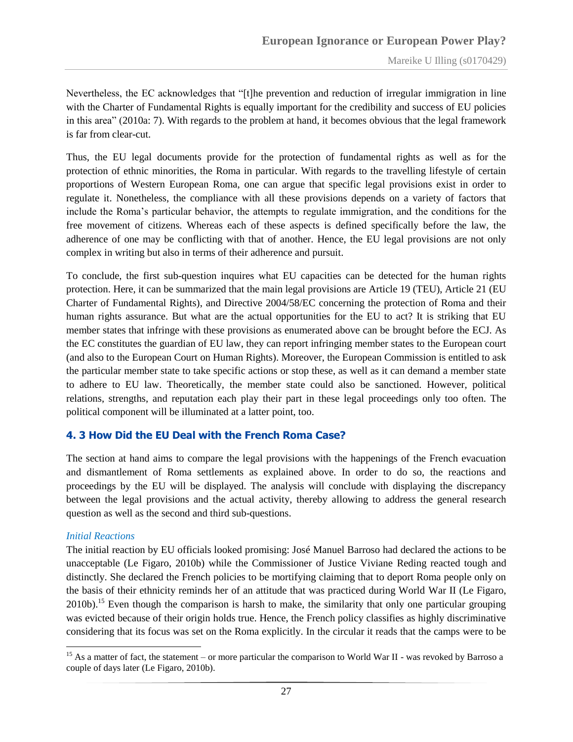Nevertheless, the EC acknowledges that "[t]he prevention and reduction of irregular immigration in line with the Charter of Fundamental Rights is equally important for the credibility and success of EU policies in this area" (2010a: 7). With regards to the problem at hand, it becomes obvious that the legal framework is far from clear-cut.

Thus, the EU legal documents provide for the protection of fundamental rights as well as for the protection of ethnic minorities, the Roma in particular. With regards to the travelling lifestyle of certain proportions of Western European Roma, one can argue that specific legal provisions exist in order to regulate it. Nonetheless, the compliance with all these provisions depends on a variety of factors that include the Roma's particular behavior, the attempts to regulate immigration, and the conditions for the free movement of citizens. Whereas each of these aspects is defined specifically before the law, the adherence of one may be conflicting with that of another. Hence, the EU legal provisions are not only complex in writing but also in terms of their adherence and pursuit.

To conclude, the first sub-question inquires what EU capacities can be detected for the human rights protection. Here, it can be summarized that the main legal provisions are Article 19 (TEU), Article 21 (EU Charter of Fundamental Rights), and Directive 2004/58/EC concerning the protection of Roma and their human rights assurance. But what are the actual opportunities for the EU to act? It is striking that EU member states that infringe with these provisions as enumerated above can be brought before the ECJ. As the EC constitutes the guardian of EU law, they can report infringing member states to the European court (and also to the European Court on Human Rights). Moreover, the European Commission is entitled to ask the particular member state to take specific actions or stop these, as well as it can demand a member state to adhere to EU law. Theoretically, the member state could also be sanctioned. However, political relations, strengths, and reputation each play their part in these legal proceedings only too often. The political component will be illuminated at a latter point, too.

### 4. 3 How Did the EU Deal with the French Roma Case?

The section at hand aims to compare the legal provisions with the happenings of the French evacuation and dismantlement of Roma settlements as explained above. In order to do so, the reactions and proceedings by the EU will be displayed. The analysis will conclude with displaying the discrepancy between the legal provisions and the actual activity, thereby allowing to address the general research question as well as the second and third sub-questions.

*Initial Reactions*

The initial reaction by EU officials looked promising: José Manuel Barroso had declared the actions to be unacceptable (Le Figaro, 2010b) while the Commissioner of Justice Viviane Reding reacted tough and distinctly. She declared the French policies to be mortifying claiming that to deport Roma people only on the basis of their ethnicity reminds her of an attitude that was practiced during World War II (Le Figaro, 2010b).[15] Even though the comparison is harsh to make, the similarity that only one particular grouping was evicted because of their origin holds true. Hence, the French policy classifies as highly discriminative considering that its focus was set on the Roma explicitly. In the circular it reads that the camps were to be

[15] As a matter of fact, the statement – or more particular the comparison to World War II - was revoked by Barroso a couple of days later (Le Figaro, 2010b).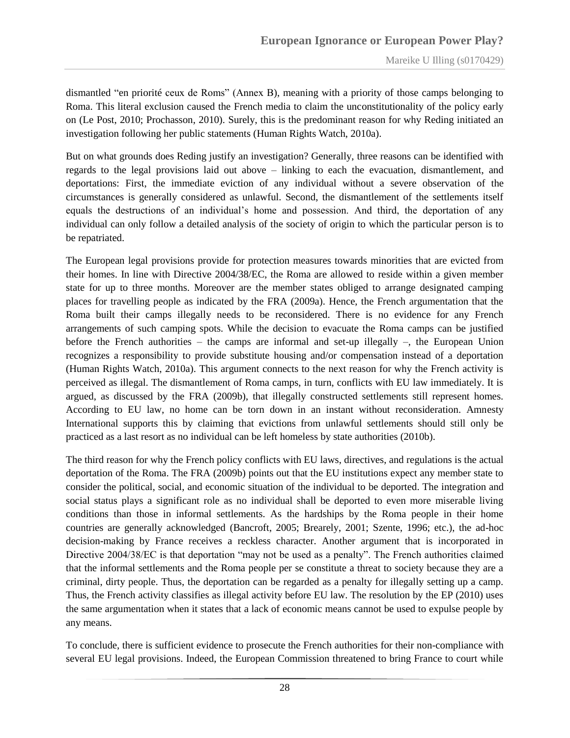dismantled "en priorité ceux de Roms" (Annex B), meaning with a priority of those camps belonging to Roma. This literal exclusion caused the French media to claim the unconstitutionality of the policy early on (Le Post, 2010; Prochasson, 2010). Surely, this is the predominant reason for why Reding initiated an investigation following her public statements (Human Rights Watch, 2010a).

But on what grounds does Reding justify an investigation? Generally, three reasons can be identified with regards to the legal provisions laid out above – linking to each the evacuation, dismantlement, and deportations: First, the immediate eviction of any individual without a severe observation of the circumstances is generally considered as unlawful. Second, the dismantlement of the settlements itself equals the destructions of an individual's home and possession. And third, the deportation of any individual can only follow a detailed analysis of the society of origin to which the particular person is to be repatriated.

The European legal provisions provide for protection measures towards minorities that are evicted from their homes. In line with Directive 2004/38/EC, the Roma are allowed to reside within a given member state for up to three months. Moreover are the member states obliged to arrange designated camping places for travelling people as indicated by the FRA (2009a). Hence, the French argumentation that the Roma built their camps illegally needs to be reconsidered. There is no evidence for any French arrangements of such camping spots. While the decision to evacuate the Roma camps can be justified before the French authorities – the camps are informal and set-up illegally –, the European Union recognizes a responsibility to provide substitute housing and/or compensation instead of a deportation (Human Rights Watch, 2010a). This argument connects to the next reason for why the French activity is perceived as illegal. The dismantlement of Roma camps, in turn, conflicts with EU law immediately. It is argued, as discussed by the FRA (2009b), that illegally constructed settlements still represent homes. According to EU law, no home can be torn down in an instant without reconsideration. Amnesty International supports this by claiming that evictions from unlawful settlements should still only be practiced as a last resort as no individual can be left homeless by state authorities (2010b).

The third reason for why the French policy conflicts with EU laws, directives, and regulations is the actual deportation of the Roma. The FRA (2009b) points out that the EU institutions expect any member state to consider the political, social, and economic situation of the individual to be deported. The integration and social status plays a significant role as no individual shall be deported to even more miserable living conditions than those in informal settlements. As the hardships by the Roma people in their home countries are generally acknowledged (Bancroft, 2005; Brearely, 2001; Szente, 1996; etc.), the ad-hoc decision-making by France receives a reckless character. Another argument that is incorporated in Directive 2004/38/EC is that deportation "may not be used as a penalty". The French authorities claimed that the informal settlements and the Roma people per se constitute a threat to society because they are a criminal, dirty people. Thus, the deportation can be regarded as a penalty for illegally setting up a camp. Thus, the French activity classifies as illegal activity before EU law. The resolution by the EP (2010) uses the same argumentation when it states that a lack of economic means cannot be used to expulse people by any means.

To conclude, there is sufficient evidence to prosecute the French authorities for their non-compliance with several EU legal provisions. Indeed, the European Commission threatened to bring France to court while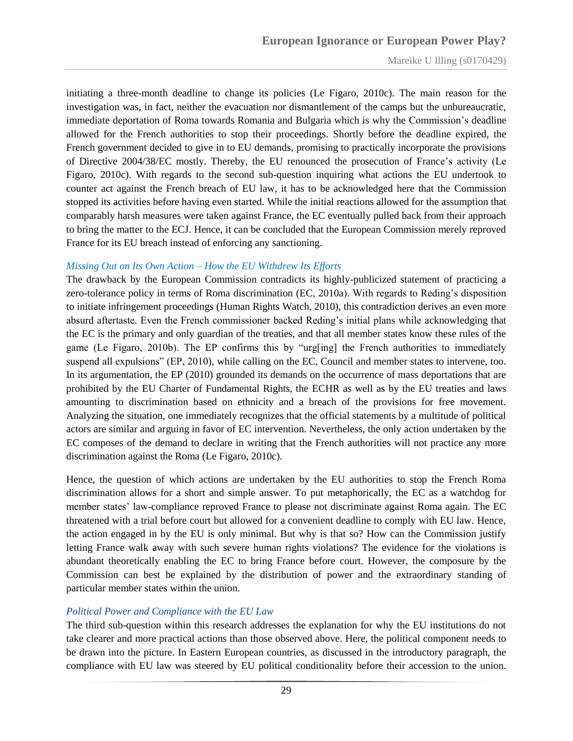initiating a three-month deadline to change its policies (Le Figaro, 2010c). The main reason for the investigation was, in fact, neither the evacuation nor dismantlement of the camps but the unbureaucratic, immediate deportation of Roma towards Romania and Bulgaria which is why the Commission's deadline allowed for the French authorities to stop their proceedings. Shortly before the deadline expired, the French government decided to give in to EU demands, promising to practically incorporate the provisions of Directive 2004/38/EC mostly. Thereby, the EU renounced the prosecution of France's activity (Le Figaro, 2010c). With regards to the second sub-question inquiring what actions the EU undertook to counter act against the French breach of EU law, it has to be acknowledged here that the Commission stopped its activities before having even started. While the initial reactions allowed for the assumption that comparably harsh measures were taken against France, the EC eventually pulled back from their approach to bring the matter to the ECJ. Hence, it can be concluded that the European Commission merely reproved France for its EU breach instead of enforcing any sanctioning.

### *Missing Out on Its Own Action – How the EU Withdrew Its Efforts*

The drawback by the European Commission contradicts its highly-publicized statement of practicing a zero-tolerance policy in terms of Roma discrimination (EC, 2010a). With regards to Reding's disposition to initiate infringement proceedings (Human Rights Watch, 2010), this contradiction derives an even more absurd aftertaste. Even the French commissioner backed Reding's initial plans while acknowledging that the EC is the primary and only guardian of the treaties, and that all member states know these rules of the game (Le Figaro, 2010b). The EP confirms this by "urg[ing] the French authorities to immediately suspend all expulsions" (EP, 2010), while calling on the EC, Council and member states to intervene, too. In its argumentation, the EP (2010) grounded its demands on the occurrence of mass deportations that are prohibited by the EU Charter of Fundamental Rights, the ECHR as well as by the EU treaties and laws amounting to discrimination based on ethnicity and a breach of the provisions for free movement. Analyzing the situation, one immediately recognizes that the official statements by a multitude of political actors are similar and arguing in favor of EC intervention. Nevertheless, the only action undertaken by the EC composes of the demand to declare in writing that the French authorities will not practice any more discrimination against the Roma (Le Figaro, 2010c).

Hence, the question of which actions are undertaken by the EU authorities to stop the French Roma discrimination allows for a short and simple answer. To put metaphorically, the EC as a watchdog for member states' law-compliance reproved France to please not discriminate against Roma again. The EC threatened with a trial before court but allowed for a convenient deadline to comply with EU law. Hence, the action engaged in by the EU is only minimal. But why is that so? How can the Commission justify letting France walk away with such severe human rights violations? The evidence for the violations is abundant theoretically enabling the EC to bring France before court. However, the composure by the Commission can best be explained by the distribution of power and the extraordinary standing of particular member states within the union.

### *Political Power and Compliance with the EU Law*

The third sub-question within this research addresses the explanation for why the EU institutions do not take clearer and more practical actions than those observed above. Here, the political component needs to be drawn into the picture. In Eastern European countries, as discussed in the introductory paragraph, the compliance with EU law was steered by EU political conditionality before their accession to the union.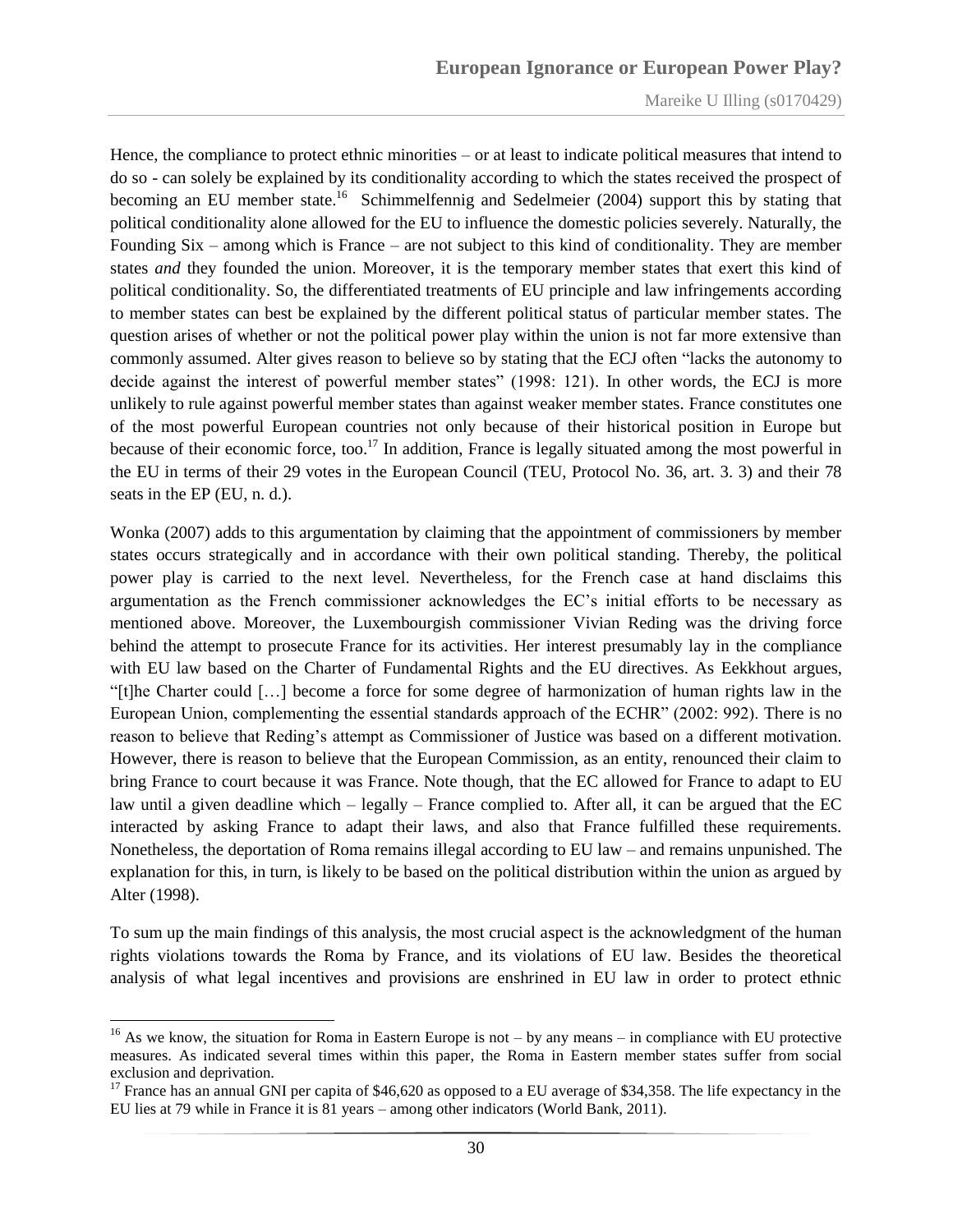Hence, the compliance to protect ethnic minorities – or at least to indicate political measures that intend to do so - can solely be explained by its conditionality according to which the states received the prospect of becoming an EU member state.[16] Schimmelfennig and Sedelmeier (2004) support this by stating that political conditionality alone allowed for the EU to influence the domestic policies severely. Naturally, the Founding Six – among which is France – are not subject to this kind of conditionality. They are member states *and* they founded the union. Moreover, it is the temporary member states that exert this kind of political conditionality. So, the differentiated treatments of EU principle and law infringements according to member states can best be explained by the different political status of particular member states. The question arises of whether or not the political power play within the union is not far more extensive than commonly assumed. Alter gives reason to believe so by stating that the ECJ often "lacks the autonomy to decide against the interest of powerful member states" (1998: 121). In other words, the ECJ is more unlikely to rule against powerful member states than against weaker member states. France constitutes one of the most powerful European countries not only because of their historical position in Europe but because of their economic force, too.[17] In addition, France is legally situated among the most powerful in the EU in terms of their 29 votes in the European Council (TEU, Protocol No. 36, art. 3. 3) and their 78 seats in the EP (EU, n. d.).

Wonka (2007) adds to this argumentation by claiming that the appointment of commissioners by member states occurs strategically and in accordance with their own political standing. Thereby, the political power play is carried to the next level. Nevertheless, for the French case at hand disclaims this argumentation as the French commissioner acknowledges the EC's initial efforts to be necessary as mentioned above. Moreover, the Luxembourgish commissioner Vivian Reding was the driving force behind the attempt to prosecute France for its activities. Her interest presumably lay in the compliance with EU law based on the Charter of Fundamental Rights and the EU directives. As Eekkhout argues, "[t]he Charter could […] become a force for some degree of harmonization of human rights law in the European Union, complementing the essential standards approach of the ECHR" (2002: 992). There is no reason to believe that Reding's attempt as Commissioner of Justice was based on a different motivation. However, there is reason to believe that the European Commission, as an entity, renounced their claim to bring France to court because it was France. Note though, that the EC allowed for France to adapt to EU law until a given deadline which – legally – France complied to. After all, it can be argued that the EC interacted by asking France to adapt their laws, and also that France fulfilled these requirements. Nonetheless, the deportation of Roma remains illegal according to EU law – and remains unpunished. The explanation for this, in turn, is likely to be based on the political distribution within the union as argued by Alter (1998).

To sum up the main findings of this analysis, the most crucial aspect is the acknowledgment of the human rights violations towards the Roma by France, and its violations of EU law. Besides the theoretical analysis of what legal incentives and provisions are enshrined in EU law in order to protect ethnic

---

[16] As we know, the situation for Roma in Eastern Europe is not – by any means – in compliance with EU protective measures. As indicated several times within this paper, the Roma in Eastern member states suffer from social exclusion and deprivation.

[17] France has an annual GNI per capita of $46,620 as opposed to a EU average of $34,358. The life expectancy in the EU lies at 79 while in France it is 81 years – among other indicators (World Bank, 2011).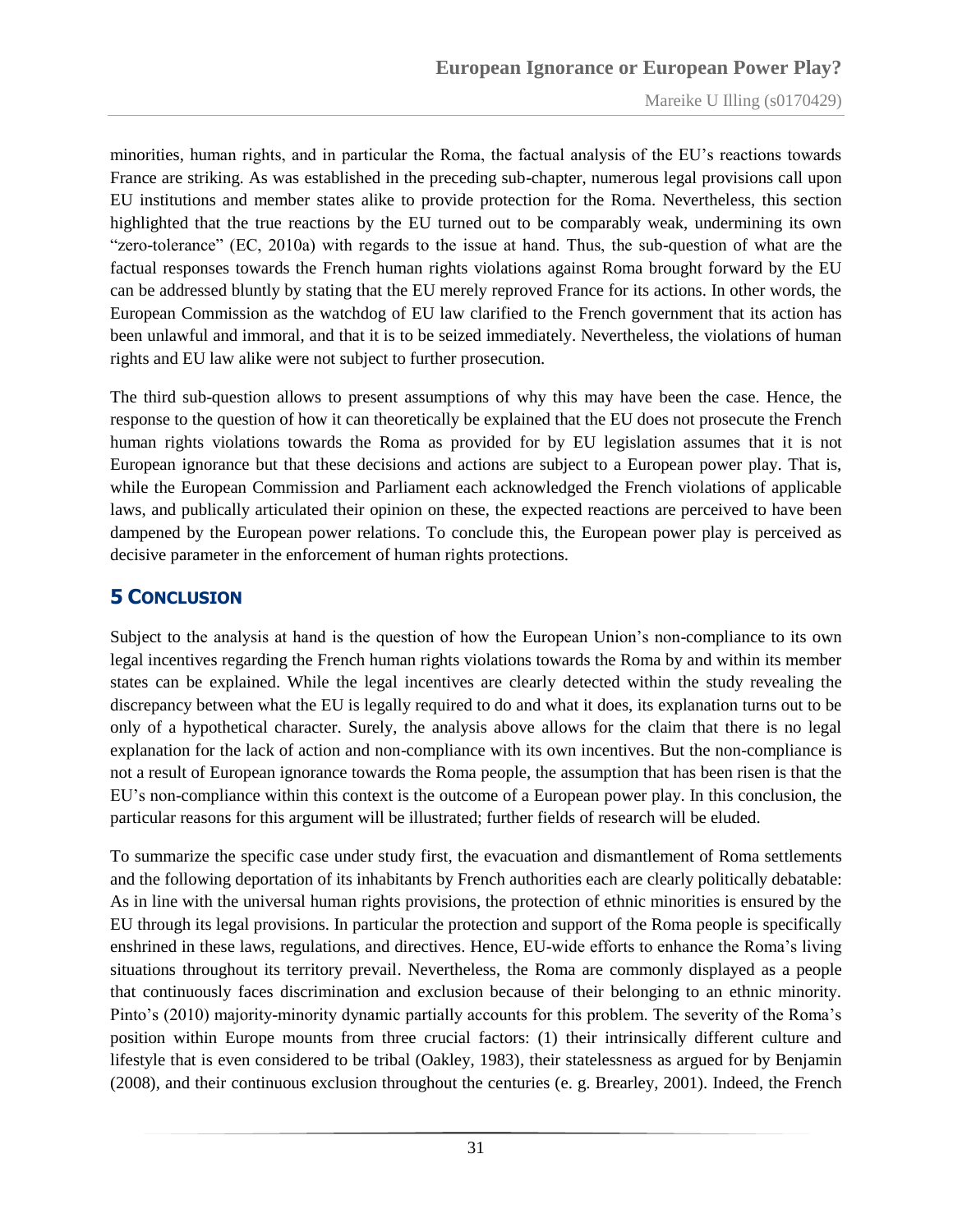minorities, human rights, and in particular the Roma, the factual analysis of the EU's reactions towards France are striking. As was established in the preceding sub-chapter, numerous legal provisions call upon EU institutions and member states alike to provide protection for the Roma. Nevertheless, this section highlighted that the true reactions by the EU turned out to be comparably weak, undermining its own "zero-tolerance" (EC, 2010a) with regards to the issue at hand. Thus, the sub-question of what are the factual responses towards the French human rights violations against Roma brought forward by the EU can be addressed bluntly by stating that the EU merely reproved France for its actions. In other words, the European Commission as the watchdog of EU law clarified to the French government that its action has been unlawful and immoral, and that it is to be seized immediately. Nevertheless, the violations of human rights and EU law alike were not subject to further prosecution.

The third sub-question allows to present assumptions of why this may have been the case. Hence, the response to the question of how it can theoretically be explained that the EU does not prosecute the French human rights violations towards the Roma as provided for by EU legislation assumes that it is not European ignorance but that these decisions and actions are subject to a European power play. That is, while the European Commission and Parliament each acknowledged the French violations of applicable laws, and publically articulated their opinion on these, the expected reactions are perceived to have been dampened by the European power relations. To conclude this, the European power play is perceived as decisive parameter in the enforcement of human rights protections.

# 5 Conclusion

Subject to the analysis at hand is the question of how the European Union's non-compliance to its own legal incentives regarding the French human rights violations towards the Roma by and within its member states can be explained. While the legal incentives are clearly detected within the study revealing the discrepancy between what the EU is legally required to do and what it does, its explanation turns out to be only of a hypothetical character. Surely, the analysis above allows for the claim that there is no legal explanation for the lack of action and non-compliance with its own incentives. But the non-compliance is not a result of European ignorance towards the Roma people, the assumption that has been risen is that the EU's non-compliance within this context is the outcome of a European power play. In this conclusion, the particular reasons for this argument will be illustrated; further fields of research will be eluded.

To summarize the specific case under study first, the evacuation and dismantlement of Roma settlements and the following deportation of its inhabitants by French authorities each are clearly politically debatable: As in line with the universal human rights provisions, the protection of ethnic minorities is ensured by the EU through its legal provisions. In particular the protection and support of the Roma people is specifically enshrined in these laws, regulations, and directives. Hence, EU-wide efforts to enhance the Roma's living situations throughout its territory prevail. Nevertheless, the Roma are commonly displayed as a people that continuously faces discrimination and exclusion because of their belonging to an ethnic minority. Pinto's (2010) majority-minority dynamic partially accounts for this problem. The severity of the Roma's position within Europe mounts from three crucial factors: (1) their intrinsically different culture and lifestyle that is even considered to be tribal (Oakley, 1983), their statelessness as argued for by Benjamin (2008), and their continuous exclusion throughout the centuries (e. g. Brearley, 2001). Indeed, the French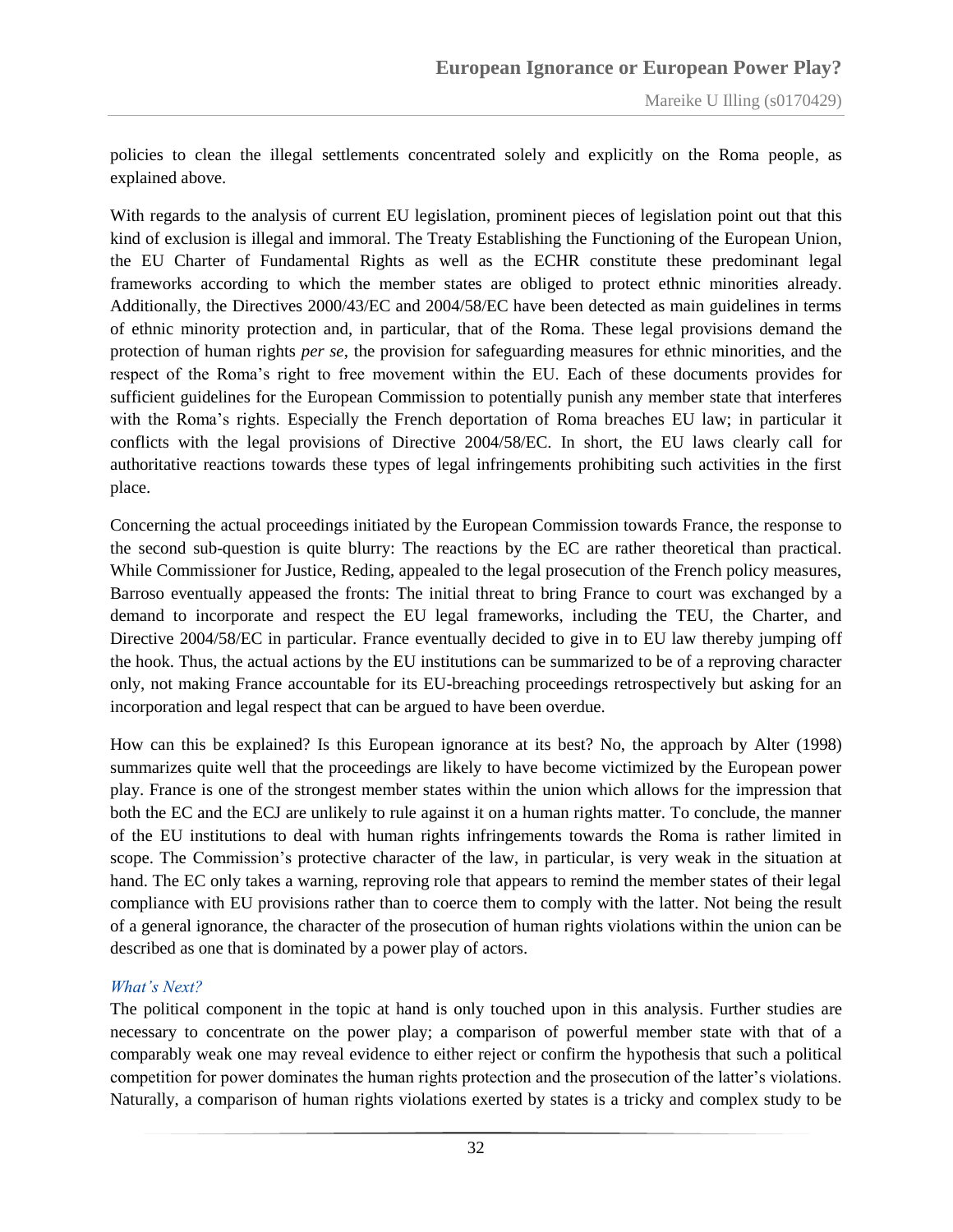policies to clean the illegal settlements concentrated solely and explicitly on the Roma people, as explained above.

With regards to the analysis of current EU legislation, prominent pieces of legislation point out that this kind of exclusion is illegal and immoral. The Treaty Establishing the Functioning of the European Union, the EU Charter of Fundamental Rights as well as the ECHR constitute these predominant legal frameworks according to which the member states are obliged to protect ethnic minorities already. Additionally, the Directives 2000/43/EC and 2004/58/EC have been detected as main guidelines in terms of ethnic minority protection and, in particular, that of the Roma. These legal provisions demand the protection of human rights *per se*, the provision for safeguarding measures for ethnic minorities, and the respect of the Roma's right to free movement within the EU. Each of these documents provides for sufficient guidelines for the European Commission to potentially punish any member state that interferes with the Roma's rights. Especially the French deportation of Roma breaches EU law; in particular it conflicts with the legal provisions of Directive 2004/58/EC. In short, the EU laws clearly call for authoritative reactions towards these types of legal infringements prohibiting such activities in the first place.

Concerning the actual proceedings initiated by the European Commission towards France, the response to the second sub-question is quite blurry: The reactions by the EC are rather theoretical than practical. While Commissioner for Justice, Reding, appealed to the legal prosecution of the French policy measures, Barroso eventually appeased the fronts: The initial threat to bring France to court was exchanged by a demand to incorporate and respect the EU legal frameworks, including the TEU, the Charter, and Directive 2004/58/EC in particular. France eventually decided to give in to EU law thereby jumping off the hook. Thus, the actual actions by the EU institutions can be summarized to be of a reproving character only, not making France accountable for its EU-breaching proceedings retrospectively but asking for an incorporation and legal respect that can be argued to have been overdue.

How can this be explained? Is this European ignorance at its best? No, the approach by Alter (1998) summarizes quite well that the proceedings are likely to have become victimized by the European power play. France is one of the strongest member states within the union which allows for the impression that both the EC and the ECJ are unlikely to rule against it on a human rights matter. To conclude, the manner of the EU institutions to deal with human rights infringements towards the Roma is rather limited in scope. The Commission's protective character of the law, in particular, is very weak in the situation at hand. The EC only takes a warning, reproving role that appears to remind the member states of their legal compliance with EU provisions rather than to coerce them to comply with the latter. Not being the result of a general ignorance, the character of the prosecution of human rights violations within the union can be described as one that is dominated by a power play of actors.

### *What's Next?*

The political component in the topic at hand is only touched upon in this analysis. Further studies are necessary to concentrate on the power play; a comparison of powerful member state with that of a comparably weak one may reveal evidence to either reject or confirm the hypothesis that such a political competition for power dominates the human rights protection and the prosecution of the latter's violations. Naturally, a comparison of human rights violations exerted by states is a tricky and complex study to be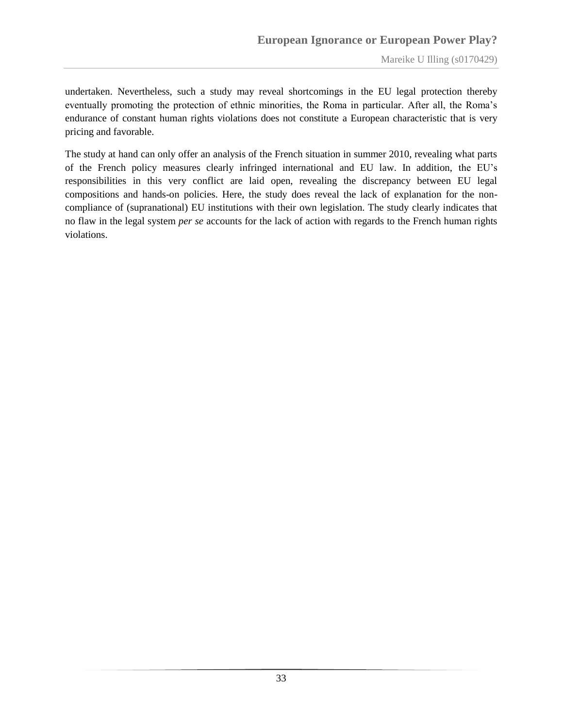undertaken. Nevertheless, such a study may reveal shortcomings in the EU legal protection thereby eventually promoting the protection of ethnic minorities, the Roma in particular. After all, the Roma's endurance of constant human rights violations does not constitute a European characteristic that is very pricing and favorable.

The study at hand can only offer an analysis of the French situation in summer 2010, revealing what parts of the French policy measures clearly infringed international and EU law. In addition, the EU's responsibilities in this very conflict are laid open, revealing the discrepancy between EU legal compositions and hands-on policies. Here, the study does reveal the lack of explanation for the non-compliance of (supranational) EU institutions with their own legislation. The study clearly indicates that no flaw in the legal system *per se* accounts for the lack of action with regards to the French human rights violations.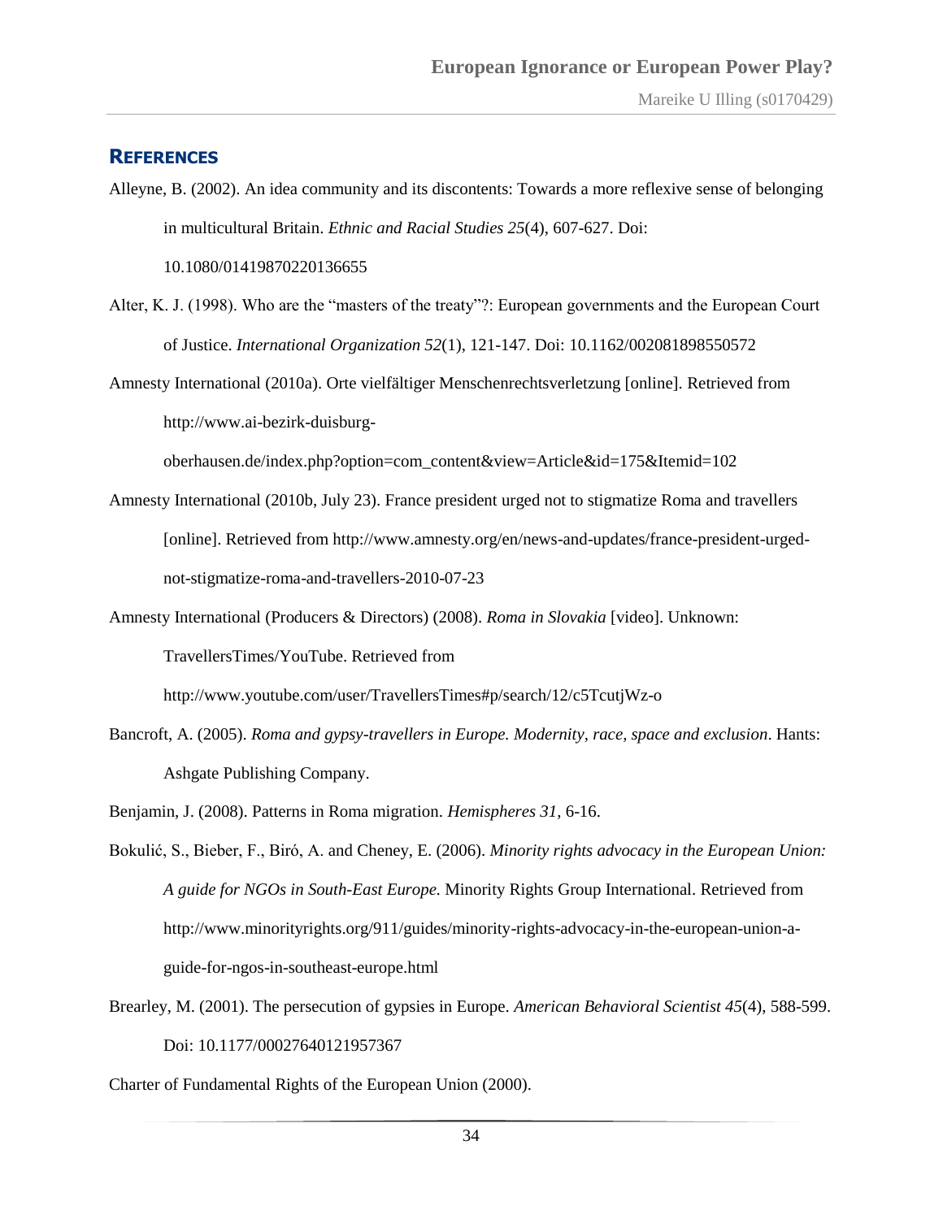## REFERENCES

Alleyne, B. (2002). An idea community and its discontents: Towards a more reflexive sense of belonging in multicultural Britain. *Ethnic and Racial Studies 25*(4), 607-627. Doi: 10.1080/01419870220136655

Alter, K. J. (1998). Who are the "masters of the treaty"?: European governments and the European Court of Justice. *International Organization 52*(1), 121-147. Doi: 10.1162/002081898550572

Amnesty International (2010a). Orte vielfältiger Menschenrechtsverletzung [online]. Retrieved from http://www.ai-bezirk-duisburg-oberhausen.de/index.php?option=com_content&view=Article&id=175&Itemid=102

Amnesty International (2010b, July 23). France president urged not to stigmatize Roma and travellers [online]. Retrieved from http://www.amnesty.org/en/news-and-updates/france-president-urged-not-stigmatize-roma-and-travellers-2010-07-23

Amnesty International (Producers & Directors) (2008). *Roma in Slovakia* [video]. Unknown: TravellersTimes/YouTube. Retrieved from http://www.youtube.com/user/TravellersTimes#p/search/12/c5TcutjWz-o

Bancroft, A. (2005). *Roma and gypsy-travellers in Europe. Modernity, race, space and exclusion*. Hants: Ashgate Publishing Company.

Benjamin, J. (2008). Patterns in Roma migration. *Hemispheres 31*, 6-16.

Bokulić, S., Bieber, F., Biró, A. and Cheney, E. (2006). *Minority rights advocacy in the European Union: A guide for NGOs in South-East Europe.* Minority Rights Group International. Retrieved from http://www.minorityrights.org/911/guides/minority-rights-advocacy-in-the-european-union-a-guide-for-ngos-in-southeast-europe.html

Brearley, M. (2001). The persecution of gypsies in Europe. *American Behavioral Scientist 45*(4), 588-599. Doi: 10.1177/00027640121957367

Charter of Fundamental Rights of the European Union (2000).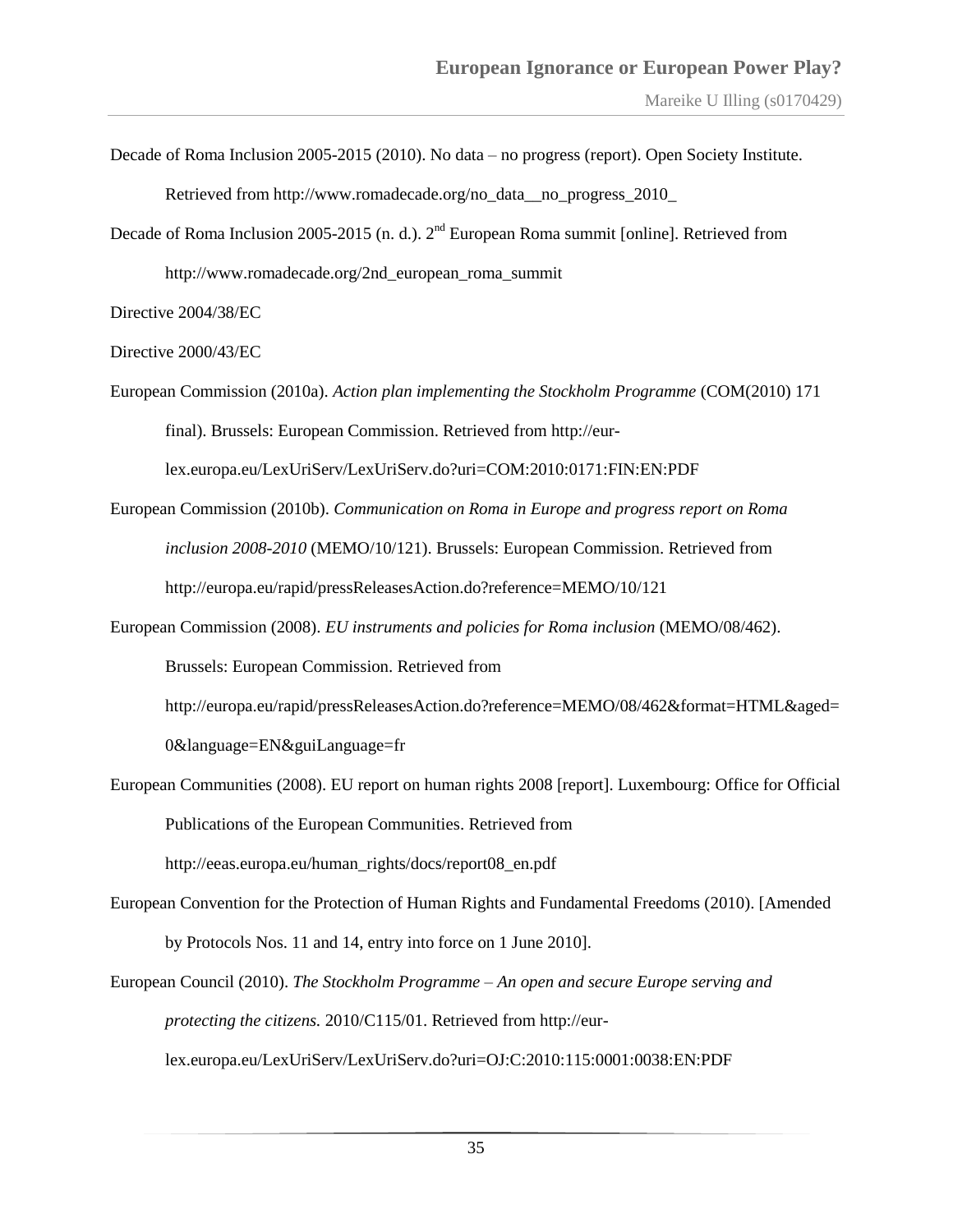Decade of Roma Inclusion 2005-2015 (2010). No data – no progress (report). Open Society Institute. Retrieved from http://www.romadecade.org/no_data__no_progress_2010_

Decade of Roma Inclusion 2005-2015 (n. d.). 2nd European Roma summit [online]. Retrieved from http://www.romadecade.org/2nd_european_roma_summit

Directive 2004/38/EC

Directive 2000/43/EC

European Commission (2010a). *Action plan implementing the Stockholm Programme* (COM(2010) 171 final). Brussels: European Commission. Retrieved from http://eur-lex.europa.eu/LexUriServ/LexUriServ.do?uri=COM:2010:0171:FIN:EN:PDF

European Commission (2010b). *Communication on Roma in Europe and progress report on Roma inclusion 2008-2010* (MEMO/10/121). Brussels: European Commission. Retrieved from http://europa.eu/rapid/pressReleasesAction.do?reference=MEMO/10/121

European Commission (2008). *EU instruments and policies for Roma inclusion* (MEMO/08/462). Brussels: European Commission. Retrieved from http://europa.eu/rapid/pressReleasesAction.do?reference=MEMO/08/462&format=HTML&aged=0&language=EN&guiLanguage=fr

European Communities (2008). EU report on human rights 2008 [report]. Luxembourg: Office for Official Publications of the European Communities. Retrieved from http://eeas.europa.eu/human_rights/docs/report08_en.pdf

European Convention for the Protection of Human Rights and Fundamental Freedoms (2010). [Amended by Protocols Nos. 11 and 14, entry into force on 1 June 2010].

European Council (2010). *The Stockholm Programme – An open and secure Europe serving and protecting the citizens.* 2010/C115/01. Retrieved from http://eur-lex.europa.eu/LexUriServ/LexUriServ.do?uri=OJ:C:2010:115:0001:0038:EN:PDF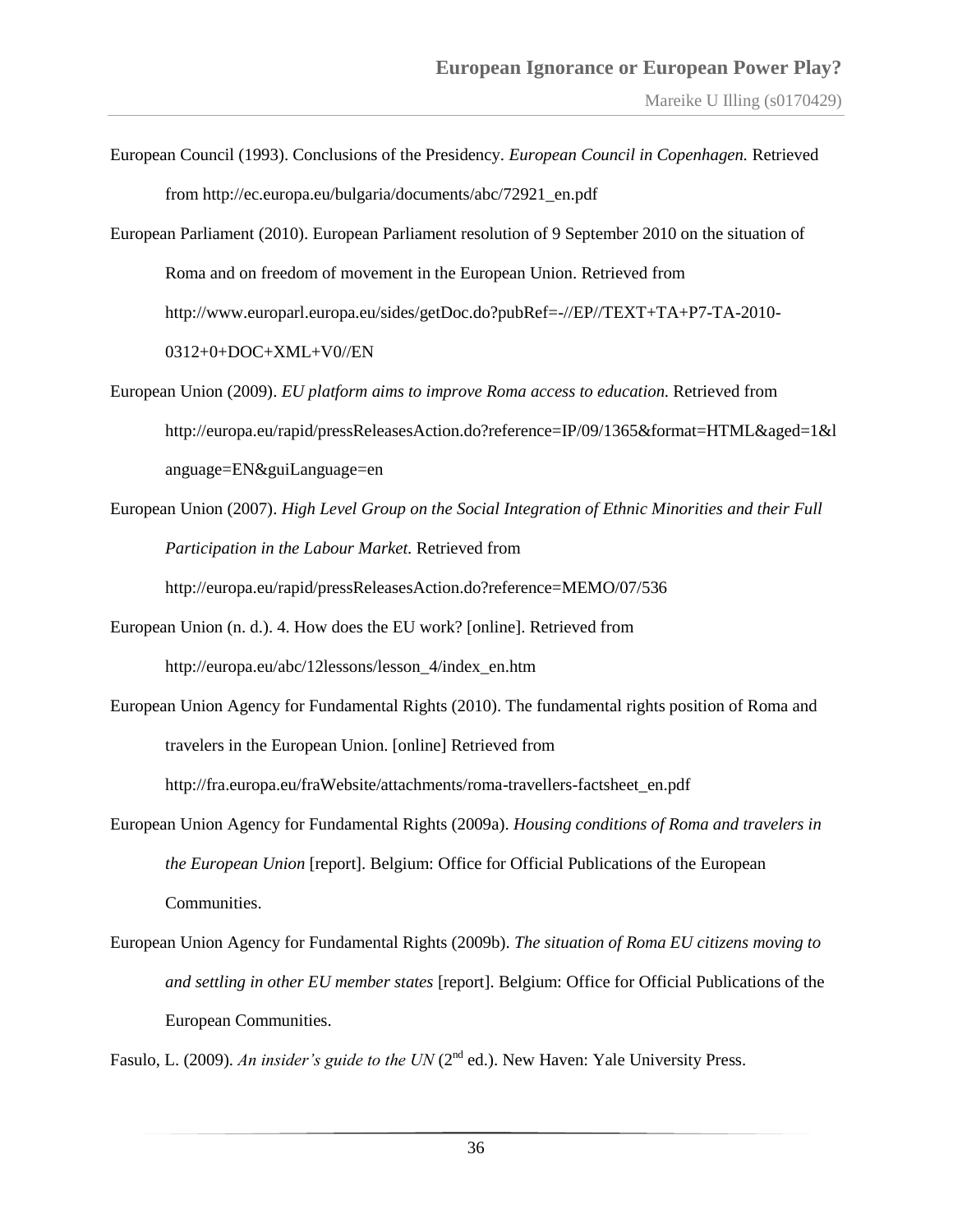European Council (1993). Conclusions of the Presidency. *European Council in Copenhagen.* Retrieved from http://ec.europa.eu/bulgaria/documents/abc/72921_en.pdf

European Parliament (2010). European Parliament resolution of 9 September 2010 on the situation of Roma and on freedom of movement in the European Union. Retrieved from http://www.europarl.europa.eu/sides/getDoc.do?pubRef=-//EP//TEXT+TA+P7-TA-2010-0312+0+DOC+XML+V0//EN

European Union (2009). *EU platform aims to improve Roma access to education.* Retrieved from http://europa.eu/rapid/pressReleasesAction.do?reference=IP/09/1365&format=HTML&aged=1&language=EN&guiLanguage=en

European Union (2007). *High Level Group on the Social Integration of Ethnic Minorities and their Full Participation in the Labour Market.* Retrieved from http://europa.eu/rapid/pressReleasesAction.do?reference=MEMO/07/536

European Union (n. d.). 4. How does the EU work? [online]. Retrieved from http://europa.eu/abc/12lessons/lesson_4/index_en.htm

European Union Agency for Fundamental Rights (2010). The fundamental rights position of Roma and travelers in the European Union. [online] Retrieved from http://fra.europa.eu/fraWebsite/attachments/roma-travellers-factsheet_en.pdf

European Union Agency for Fundamental Rights (2009a). *Housing conditions of Roma and travelers in the European Union* [report]. Belgium: Office for Official Publications of the European Communities.

European Union Agency for Fundamental Rights (2009b). *The situation of Roma EU citizens moving to and settling in other EU member states* [report]. Belgium: Office for Official Publications of the European Communities.

Fasulo, L. (2009). *An insider's guide to the UN* (2nd ed.). New Haven: Yale University Press.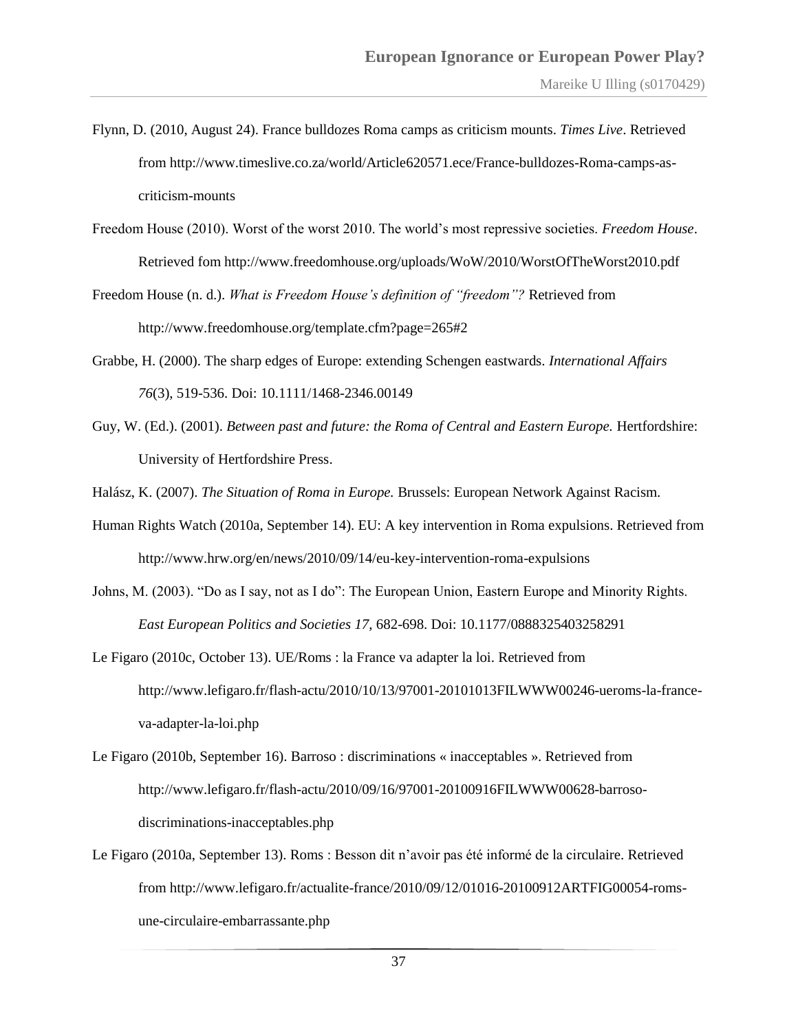Flynn, D. (2010, August 24). France bulldozes Roma camps as criticism mounts. *Times Live*. Retrieved from http://www.timeslive.co.za/world/Article620571.ece/France-bulldozes-Roma-camps-as-criticism-mounts

Freedom House (2010). Worst of the worst 2010. The world's most repressive societies. *Freedom House*. Retrieved fom http://www.freedomhouse.org/uploads/WoW/2010/WorstOfTheWorst2010.pdf

Freedom House (n. d.). *What is Freedom House's definition of "freedom"?* Retrieved from http://www.freedomhouse.org/template.cfm?page=265#2

Grabbe, H. (2000). The sharp edges of Europe: extending Schengen eastwards. *International Affairs 76*(3), 519-536. Doi: 10.1111/1468-2346.00149

Guy, W. (Ed.). (2001). *Between past and future: the Roma of Central and Eastern Europe.* Hertfordshire: University of Hertfordshire Press.

Halász, K. (2007). *The Situation of Roma in Europe.* Brussels: European Network Against Racism.

Human Rights Watch (2010a, September 14). EU: A key intervention in Roma expulsions. Retrieved from http://www.hrw.org/en/news/2010/09/14/eu-key-intervention-roma-expulsions

Johns, M. (2003). "Do as I say, not as I do": The European Union, Eastern Europe and Minority Rights. *East European Politics and Societies 17*, 682-698. Doi: 10.1177/0888325403258291

Le Figaro (2010c, October 13). UE/Roms : la France va adapter la loi. Retrieved from http://www.lefigaro.fr/flash-actu/2010/10/13/97001-20101013FILWWW00246-ueroms-la-france-va-adapter-la-loi.php

Le Figaro (2010b, September 16). Barroso : discriminations « inacceptables ». Retrieved from http://www.lefigaro.fr/flash-actu/2010/09/16/97001-20100916FILWWW00628-barroso-discriminations-inacceptables.php

Le Figaro (2010a, September 13). Roms : Besson dit n'avoir pas été informé de la circulaire. Retrieved from http://www.lefigaro.fr/actualite-france/2010/09/12/01016-20100912ARTFIG00054-roms-une-circulaire-embarrassante.php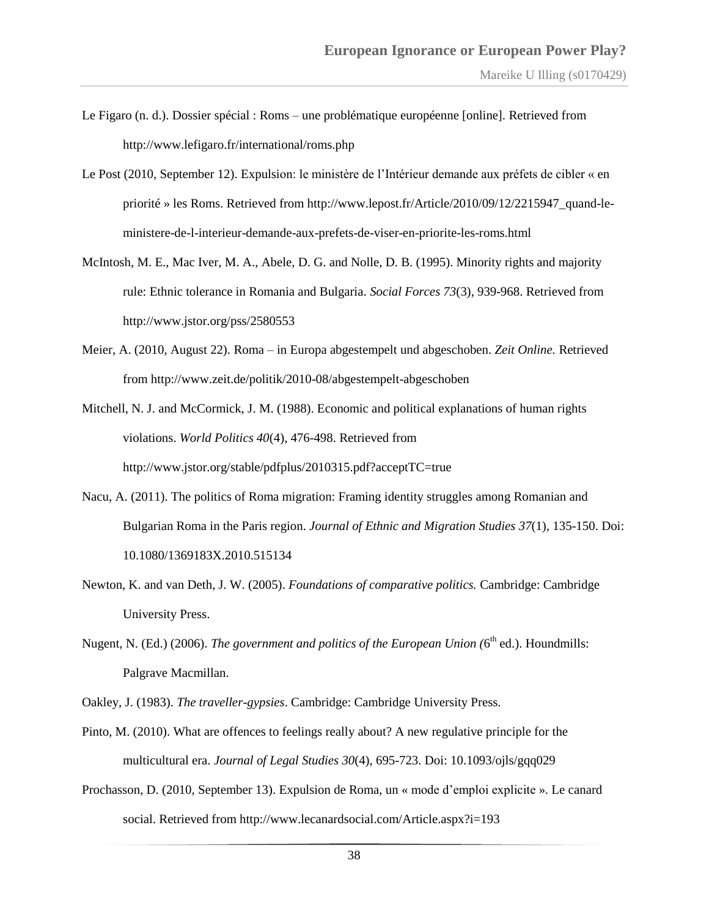Le Figaro (n. d.). Dossier spécial : Roms – une problématique européenne [online]. Retrieved from http://www.lefigaro.fr/international/roms.php

Le Post (2010, September 12). Expulsion: le ministère de l'Intérieur demande aux préfets de cibler « en priorité » les Roms. Retrieved from http://www.lepost.fr/Article/2010/09/12/2215947_quand-le-ministere-de-l-interieur-demande-aux-prefets-de-viser-en-priorite-les-roms.html

McIntosh, M. E., Mac Iver, M. A., Abele, D. G. and Nolle, D. B. (1995). Minority rights and majority rule: Ethnic tolerance in Romania and Bulgaria. *Social Forces 73*(3), 939-968. Retrieved from http://www.jstor.org/pss/2580553

Meier, A. (2010, August 22). Roma – in Europa abgestempelt und abgeschoben. *Zeit Online.* Retrieved from http://www.zeit.de/politik/2010-08/abgestempelt-abgeschoben

Mitchell, N. J. and McCormick, J. M. (1988). Economic and political explanations of human rights violations. *World Politics 40*(4), 476-498. Retrieved from http://www.jstor.org/stable/pdfplus/2010315.pdf?acceptTC=true

Nacu, A. (2011). The politics of Roma migration: Framing identity struggles among Romanian and Bulgarian Roma in the Paris region. *Journal of Ethnic and Migration Studies 37*(1), 135-150. Doi: 10.1080/1369183X.2010.515134

Newton, K. and van Deth, J. W. (2005). *Foundations of comparative politics.* Cambridge: Cambridge University Press.

Nugent, N. (Ed.) (2006). *The government and politics of the European Union (*6th ed.). Houndmills: Palgrave Macmillan.

Oakley, J. (1983). *The traveller-gypsies*. Cambridge: Cambridge University Press.

Pinto, M. (2010). What are offences to feelings really about? A new regulative principle for the multicultural era. *Journal of Legal Studies 30*(4), 695-723. Doi: 10.1093/ojls/gqq029

Prochasson, D. (2010, September 13). Expulsion de Roma, un « mode d'emploi explicite ». Le canard social. Retrieved from http://www.lecanardsocial.com/Article.aspx?i=193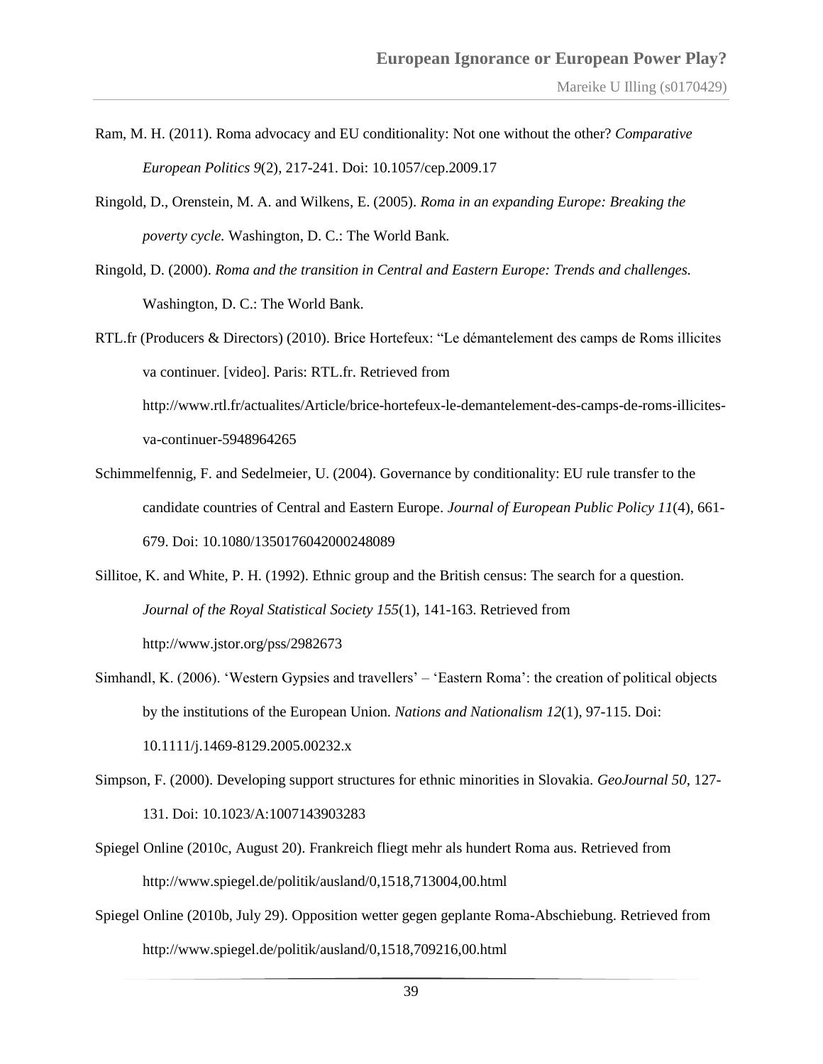Ram, M. H. (2011). Roma advocacy and EU conditionality: Not one without the other? *Comparative European Politics 9*(2), 217-241. Doi: 10.1057/cep.2009.17

Ringold, D., Orenstein, M. A. and Wilkens, E. (2005). *Roma in an expanding Europe: Breaking the poverty cycle.* Washington, D. C.: The World Bank.

Ringold, D. (2000). *Roma and the transition in Central and Eastern Europe: Trends and challenges.* Washington, D. C.: The World Bank.

RTL.fr (Producers & Directors) (2010). Brice Hortefeux: "Le démantelement des camps de Roms illicites va continuer. [video]. Paris: RTL.fr. Retrieved from http://www.rtl.fr/actualites/Article/brice-hortefeux-le-demantelement-des-camps-de-roms-illicites-va-continuer-5948964265

Schimmelfennig, F. and Sedelmeier, U. (2004). Governance by conditionality: EU rule transfer to the candidate countries of Central and Eastern Europe. *Journal of European Public Policy 11*(4), 661-679. Doi: 10.1080/1350176042000248089

Sillitoe, K. and White, P. H. (1992). Ethnic group and the British census: The search for a question. *Journal of the Royal Statistical Society 155*(1), 141-163. Retrieved from http://www.jstor.org/pss/2982673

Simhandl, K. (2006). 'Western Gypsies and travellers' – 'Eastern Roma': the creation of political objects by the institutions of the European Union. *Nations and Nationalism 12*(1), 97-115. Doi: 10.1111/j.1469-8129.2005.00232.x

Simpson, F. (2000). Developing support structures for ethnic minorities in Slovakia. *GeoJournal 50*, 127-131. Doi: 10.1023/A:1007143903283

Spiegel Online (2010c, August 20). Frankreich fliegt mehr als hundert Roma aus. Retrieved from http://www.spiegel.de/politik/ausland/0,1518,713004,00.html

Spiegel Online (2010b, July 29). Opposition wetter gegen geplante Roma-Abschiebung. Retrieved from http://www.spiegel.de/politik/ausland/0,1518,709216,00.html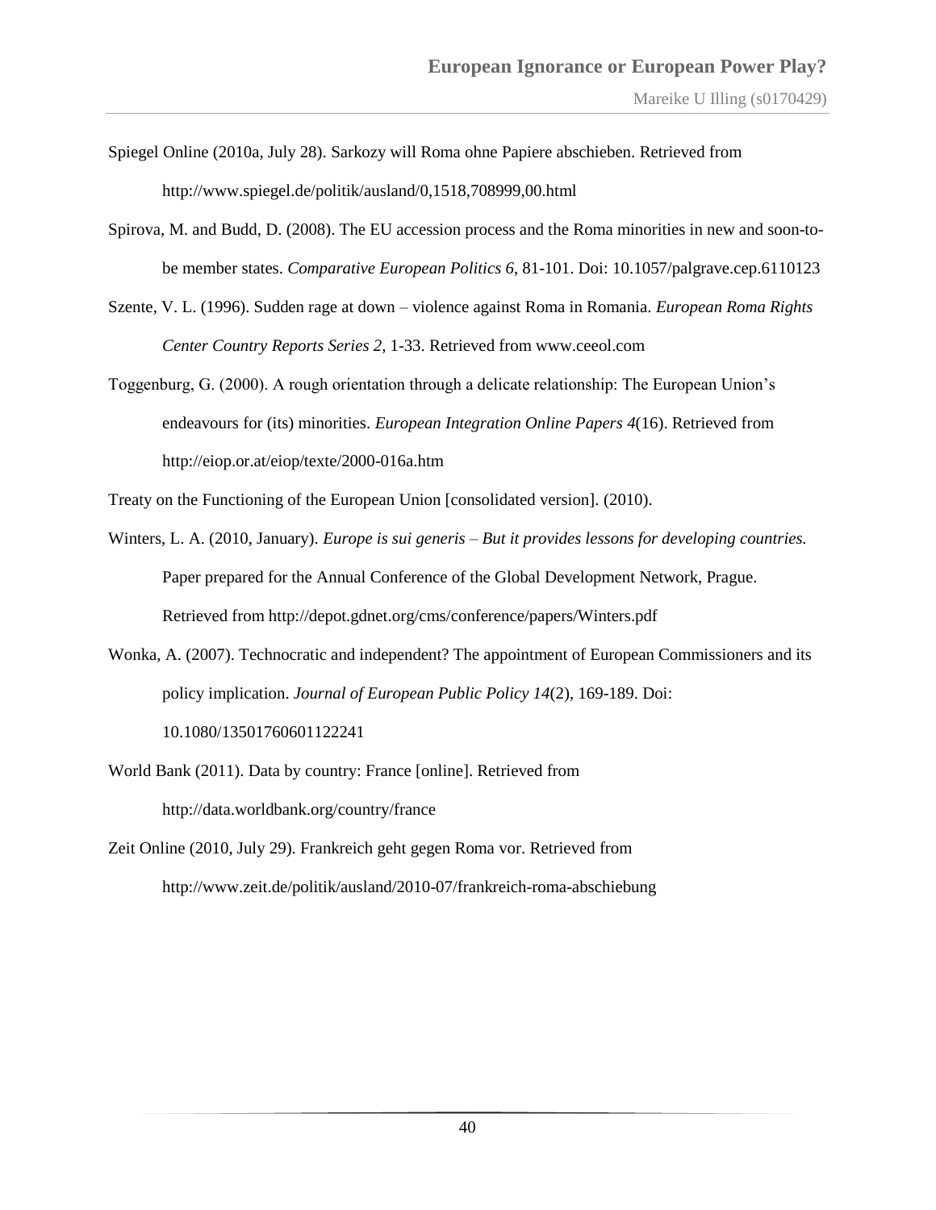Spiegel Online (2010a, July 28). Sarkozy will Roma ohne Papiere abschieben. Retrieved from http://www.spiegel.de/politik/ausland/0,1518,708999,00.html

Spirova, M. and Budd, D. (2008). The EU accession process and the Roma minorities in new and soon-to-be member states. *Comparative European Politics 6*, 81-101. Doi: 10.1057/palgrave.cep.6110123

Szente, V. L. (1996). Sudden rage at down – violence against Roma in Romania. *European Roma Rights Center Country Reports Series 2*, 1-33. Retrieved from www.ceeol.com

Toggenburg, G. (2000). A rough orientation through a delicate relationship: The European Union's endeavours for (its) minorities. *European Integration Online Papers 4*(16). Retrieved from http://eiop.or.at/eiop/texte/2000-016a.htm

Treaty on the Functioning of the European Union [consolidated version]. (2010).

Winters, L. A. (2010, January). *Europe is sui generis – But it provides lessons for developing countries.* Paper prepared for the Annual Conference of the Global Development Network, Prague. Retrieved from http://depot.gdnet.org/cms/conference/papers/Winters.pdf

Wonka, A. (2007). Technocratic and independent? The appointment of European Commissioners and its policy implication. *Journal of European Public Policy 14*(2), 169-189. Doi: 10.1080/13501760601122241

World Bank (2011). Data by country: France [online]. Retrieved from http://data.worldbank.org/country/france

Zeit Online (2010, July 29). Frankreich geht gegen Roma vor. Retrieved from http://www.zeit.de/politik/ausland/2010-07/frankreich-roma-abschiebung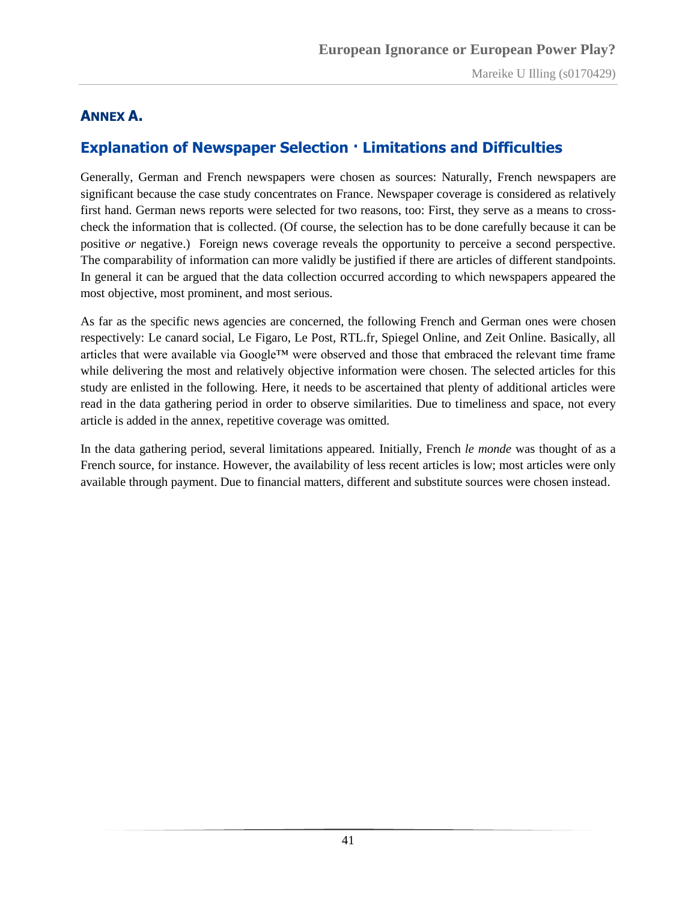## Annex A.

## Explanation of Newspaper Selection · Limitations and Difficulties

Generally, German and French newspapers were chosen as sources: Naturally, French newspapers are significant because the case study concentrates on France. Newspaper coverage is considered as relatively first hand. German news reports were selected for two reasons, too: First, they serve as a means to cross-check the information that is collected. (Of course, the selection has to be done carefully because it can be positive *or* negative.) Foreign news coverage reveals the opportunity to perceive a second perspective. The comparability of information can more validly be justified if there are articles of different standpoints. In general it can be argued that the data collection occurred according to which newspapers appeared the most objective, most prominent, and most serious.

As far as the specific news agencies are concerned, the following French and German ones were chosen respectively: Le canard social, Le Figaro, Le Post, RTL.fr, Spiegel Online, and Zeit Online. Basically, all articles that were available via Google™ were observed and those that embraced the relevant time frame while delivering the most and relatively objective information were chosen. The selected articles for this study are enlisted in the following. Here, it needs to be ascertained that plenty of additional articles were read in the data gathering period in order to observe similarities. Due to timeliness and space, not every article is added in the annex, repetitive coverage was omitted.

In the data gathering period, several limitations appeared. Initially, French *le monde* was thought of as a French source, for instance. However, the availability of less recent articles is low; most articles were only available through payment. Due to financial matters, different and substitute sources were chosen instead.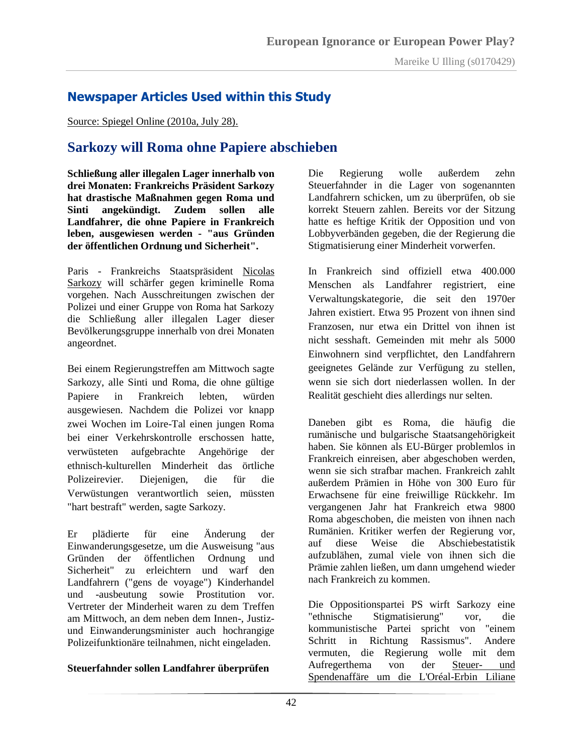## Newspaper Articles Used within this Study

Source: Spiegel Online (2010a, July 28).

# Sarkozy will Roma ohne Papiere abschieben

**Schließung aller illegalen Lager innerhalb von drei Monaten: Frankreichs Präsident Sarkozy hat drastische Maßnahmen gegen Roma und Sinti angekündigt. Zudem sollen alle Landfahrer, die ohne Papiere in Frankreich leben, ausgewiesen werden - "aus Gründen der öffentlichen Ordnung und Sicherheit".**

Paris - Frankreichs Staatspräsident Nicolas Sarkozy will schärfer gegen kriminelle Roma vorgehen. Nach Ausschreitungen zwischen der Polizei und einer Gruppe von Roma hat Sarkozy die Schließung aller illegalen Lager dieser Bevölkerungsgruppe innerhalb von drei Monaten angeordnet.

Bei einem Regierungstreffen am Mittwoch sagte Sarkozy, alle Sinti und Roma, die ohne gültige Papiere in Frankreich lebten, würden ausgewiesen. Nachdem die Polizei vor knapp zwei Wochen im Loire-Tal einen jungen Roma bei einer Verkehrskontrolle erschossen hatte, verwüsteten aufgebrachte Angehörige der ethnisch-kulturellen Minderheit das örtliche Polizeirevier. Diejenigen, die für die Verwüstungen verantwortlich seien, müssten "hart bestraft" werden, sagte Sarkozy.

Er plädierte für eine Änderung der Einwanderungsgesetze, um die Ausweisung "aus Gründen der öffentlichen Ordnung und Sicherheit" zu erleichtern und warf den Landfahrern ("gens de voyage") Kinderhandel und -ausbeutung sowie Prostitution vor. Vertreter der Minderheit waren zu dem Treffen am Mittwoch, an dem neben dem Innen-, Justiz- und Einwanderungsminister auch hochrangige Polizeifunktionäre teilnahmen, nicht eingeladen.

**Steuerfahnder sollen Landfahrer überprüfen**

Die Regierung wolle außerdem zehn Steuerfahnder in die Lager von sogenannten Landfahrern schicken, um zu überprüfen, ob sie korrekt Steuern zahlen. Bereits vor der Sitzung hatte es heftige Kritik der Opposition und von Lobbyverbänden gegeben, die der Regierung die Stigmatisierung einer Minderheit vorwerfen.

In Frankreich sind offiziell etwa 400.000 Menschen als Landfahrer registriert, eine Verwaltungskategorie, die seit den 1970er Jahren existiert. Etwa 95 Prozent von ihnen sind Franzosen, nur etwa ein Drittel von ihnen ist nicht sesshaft. Gemeinden mit mehr als 5000 Einwohnern sind verpflichtet, den Landfahrern geeignetes Gelände zur Verfügung zu stellen, wenn sie sich dort niederlassen wollen. In der Realität geschieht dies allerdings nur selten.

Daneben gibt es Roma, die häufig die rumänische und bulgarische Staatsangehörigkeit haben. Sie können als EU-Bürger problemlos in Frankreich einreisen, aber abgeschoben werden, wenn sie sich strafbar machen. Frankreich zahlt außerdem Prämien in Höhe von 300 Euro für Erwachsene für eine freiwillige Rückkehr. Im vergangenen Jahr hat Frankreich etwa 9800 Roma abgeschoben, die meisten von ihnen nach Rumänien. Kritiker werfen der Regierung vor, auf diese Weise die Abschiebestatistik aufzublähen, zumal viele von ihnen sich die Prämie zahlen ließen, um dann umgehend wieder nach Frankreich zu kommen.

Die Oppositionspartei PS wirft Sarkozy eine "ethnische Stigmatisierung" vor, die kommunistische Partei spricht von "einem Schritt in Richtung Rassismus". Andere vermuten, die Regierung wolle mit dem Aufregerthema von der Steuer- und Spendenaffäre um die L'Oréal-Erbin Liliane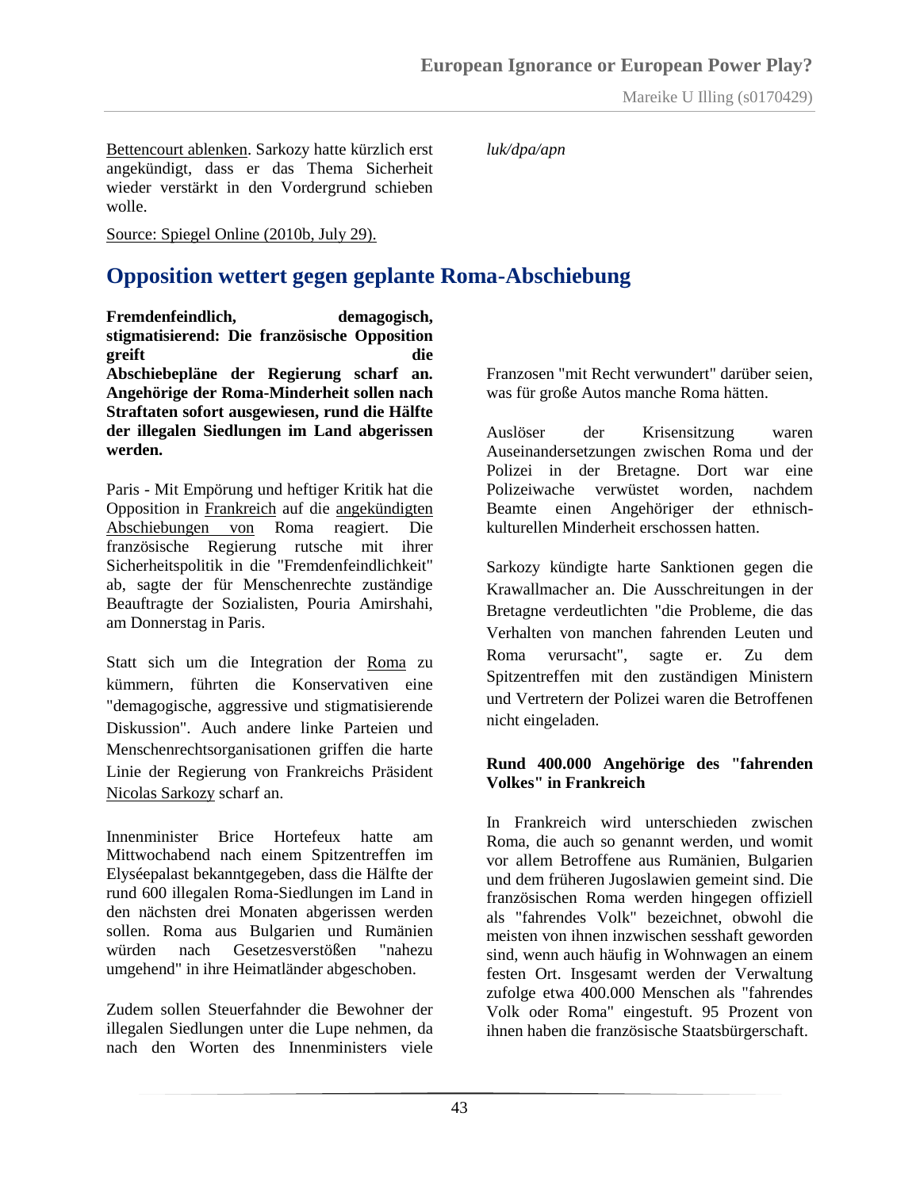Bettencourt ablenken. Sarkozy hatte kürzlich erst angekündigt, dass er das Thema Sicherheit wieder verstärkt in den Vordergrund schieben wolle.

*luk/dpa/apn*

Source: Spiegel Online (2010b, July 29).

## Opposition wettert gegen geplante Roma-Abschiebung

**Fremdenfeindlich, demagogisch, stigmatisierend: Die französische Opposition greift die Abschiebepläne der Regierung scharf an. Angehörige der Roma-Minderheit sollen nach Straftaten sofort ausgewiesen, rund die Hälfte der illegalen Siedlungen im Land abgerissen werden.**

Paris - Mit Empörung und heftiger Kritik hat die Opposition in Frankreich auf die angekündigten Abschiebungen von Roma reagiert. Die französische Regierung rutsche mit ihrer Sicherheitspolitik in die "Fremdenfeindlichkeit" ab, sagte der für Menschenrechte zuständige Beauftragte der Sozialisten, Pouria Amirshahi, am Donnerstag in Paris.

Statt sich um die Integration der Roma zu kümmern, führten die Konservativen eine "demagogische, aggressive und stigmatisierende Diskussion". Auch andere linke Parteien und Menschenrechtsorganisationen griffen die harte Linie der Regierung von Frankreichs Präsident Nicolas Sarkozy scharf an.

Innenminister Brice Hortefeux hatte am Mittwochabend nach einem Spitzentreffen im Elyséepalast bekanntgegeben, dass die Hälfte der rund 600 illegalen Roma-Siedlungen im Land in den nächsten drei Monaten abgerissen werden sollen. Roma aus Bulgarien und Rumänien würden nach Gesetzesverstößen "nahezu umgehend" in ihre Heimatländer abgeschoben.

Zudem sollen Steuerfahnder die Bewohner der illegalen Siedlungen unter die Lupe nehmen, da nach den Worten des Innenministers viele Franzosen "mit Recht verwundert" darüber seien, was für große Autos manche Roma hätten.

Auslöser der Krisensitzung waren Auseinandersetzungen zwischen Roma und der Polizei in der Bretagne. Dort war eine Polizeiwache verwüstet worden, nachdem Beamte einen Angehöriger der ethnisch-kulturellen Minderheit erschossen hatten.

Sarkozy kündigte harte Sanktionen gegen die Krawallmacher an. Die Ausschreitungen in der Bretagne verdeutlichten "die Probleme, die das Verhalten von manchen fahrenden Leuten und Roma verursacht", sagte er. Zu dem Spitzentreffen mit den zuständigen Ministern und Vertretern der Polizei waren die Betroffenen nicht eingeladen.

**Rund 400.000 Angehörige des "fahrenden Volkes" in Frankreich**

In Frankreich wird unterschieden zwischen Roma, die auch so genannt werden, und womit vor allem Betroffene aus Rumänien, Bulgarien und dem früheren Jugoslawien gemeint sind. Die französischen Roma werden hingegen offiziell als "fahrendes Volk" bezeichnet, obwohl die meisten von ihnen inzwischen sesshaft geworden sind, wenn auch häufig in Wohnwagen an einem festen Ort. Insgesamt werden der Verwaltung zufolge etwa 400.000 Menschen als "fahrendes Volk oder Roma" eingestuft. 95 Prozent von ihnen haben die französische Staatsbürgerschaft.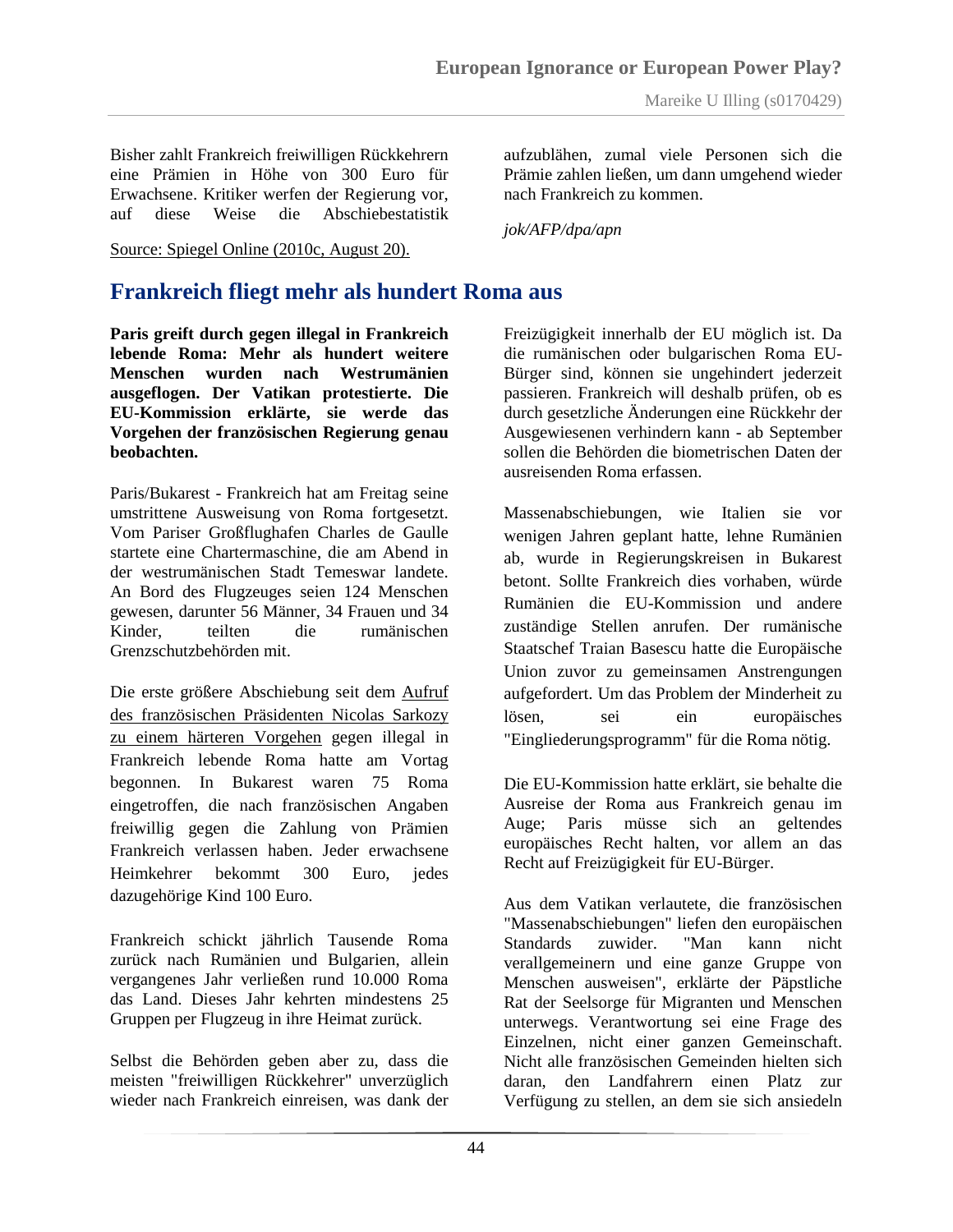Bisher zahlt Frankreich freiwilligen Rückkehrern eine Prämien in Höhe von 300 Euro für Erwachsene. Kritiker werfen der Regierung vor, auf diese Weise die Abschiebestatistik aufzublähen, zumal viele Personen sich die Prämie zahlen ließen, um dann umgehend wieder nach Frankreich zu kommen.

*jok/AFP/dpa/apn*

Source: Spiegel Online (2010c, August 20).

## Frankreich fliegt mehr als hundert Roma aus

**Paris greift durch gegen illegal in Frankreich lebende Roma: Mehr als hundert weitere Menschen wurden nach Westrumänien ausgeflogen. Der Vatikan protestierte. Die EU-Kommission erklärte, sie werde das Vorgehen der französischen Regierung genau beobachten.**

Paris/Bukarest - Frankreich hat am Freitag seine umstrittene Ausweisung von Roma fortgesetzt. Vom Pariser Großflughafen Charles de Gaulle startete eine Chartermaschine, die am Abend in der westrumänischen Stadt Temeswar landete. An Bord des Flugzeuges seien 124 Menschen gewesen, darunter 56 Männer, 34 Frauen und 34 Kinder, teilten die rumänischen Grenzschutzbehörden mit.

Die erste größere Abschiebung seit dem Aufruf des französischen Präsidenten Nicolas Sarkozy zu einem härteren Vorgehen gegen illegal in Frankreich lebende Roma hatte am Vortag begonnen. In Bukarest waren 75 Roma eingetroffen, die nach französischen Angaben freiwillig gegen die Zahlung von Prämien Frankreich verlassen haben. Jeder erwachsene Heimkehrer bekommt 300 Euro, jedes dazugehörige Kind 100 Euro.

Frankreich schickt jährlich Tausende Roma zurück nach Rumänien und Bulgarien, allein vergangenes Jahr verließen rund 10.000 Roma das Land. Dieses Jahr kehrten mindestens 25 Gruppen per Flugzeug in ihre Heimat zurück.

Selbst die Behörden geben aber zu, dass die meisten "freiwilligen Rückkehrer" unverzüglich wieder nach Frankreich einreisen, was dank der Freizügigkeit innerhalb der EU möglich ist. Da die rumänischen oder bulgarischen Roma EU-Bürger sind, können sie ungehindert jederzeit passieren. Frankreich will deshalb prüfen, ob es durch gesetzliche Änderungen eine Rückkehr der Ausgewiesenen verhindern kann - ab September sollen die Behörden die biometrischen Daten der ausreisenden Roma erfassen.

Massenabschiebungen, wie Italien sie vor wenigen Jahren geplant hatte, lehne Rumänien ab, wurde in Regierungskreisen in Bukarest betont. Sollte Frankreich dies vorhaben, würde Rumänien die EU-Kommission und andere zuständige Stellen anrufen. Der rumänische Staatschef Traian Basescu hatte die Europäische Union zuvor zu gemeinsamen Anstrengungen aufgefordert. Um das Problem der Minderheit zu lösen, sei ein europäisches "Eingliederungsprogramm" für die Roma nötig.

Die EU-Kommission hatte erklärt, sie behalte die Ausreise der Roma aus Frankreich genau im Auge; Paris müsse sich an geltendes europäisches Recht halten, vor allem an das Recht auf Freizügigkeit für EU-Bürger.

Aus dem Vatikan verlautete, die französischen "Massenabschiebungen" liefen den europäischen Standards zuwider. "Man kann nicht verallgemeinern und eine ganze Gruppe von Menschen ausweisen", erklärte der Päpstliche Rat der Seelsorge für Migranten und Menschen unterwegs. Verantwortung sei eine Frage des Einzelnen, nicht einer ganzen Gemeinschaft. Nicht alle französischen Gemeinden hielten sich daran, den Landfahrern einen Platz zur Verfügung zu stellen, an dem sie sich ansiedeln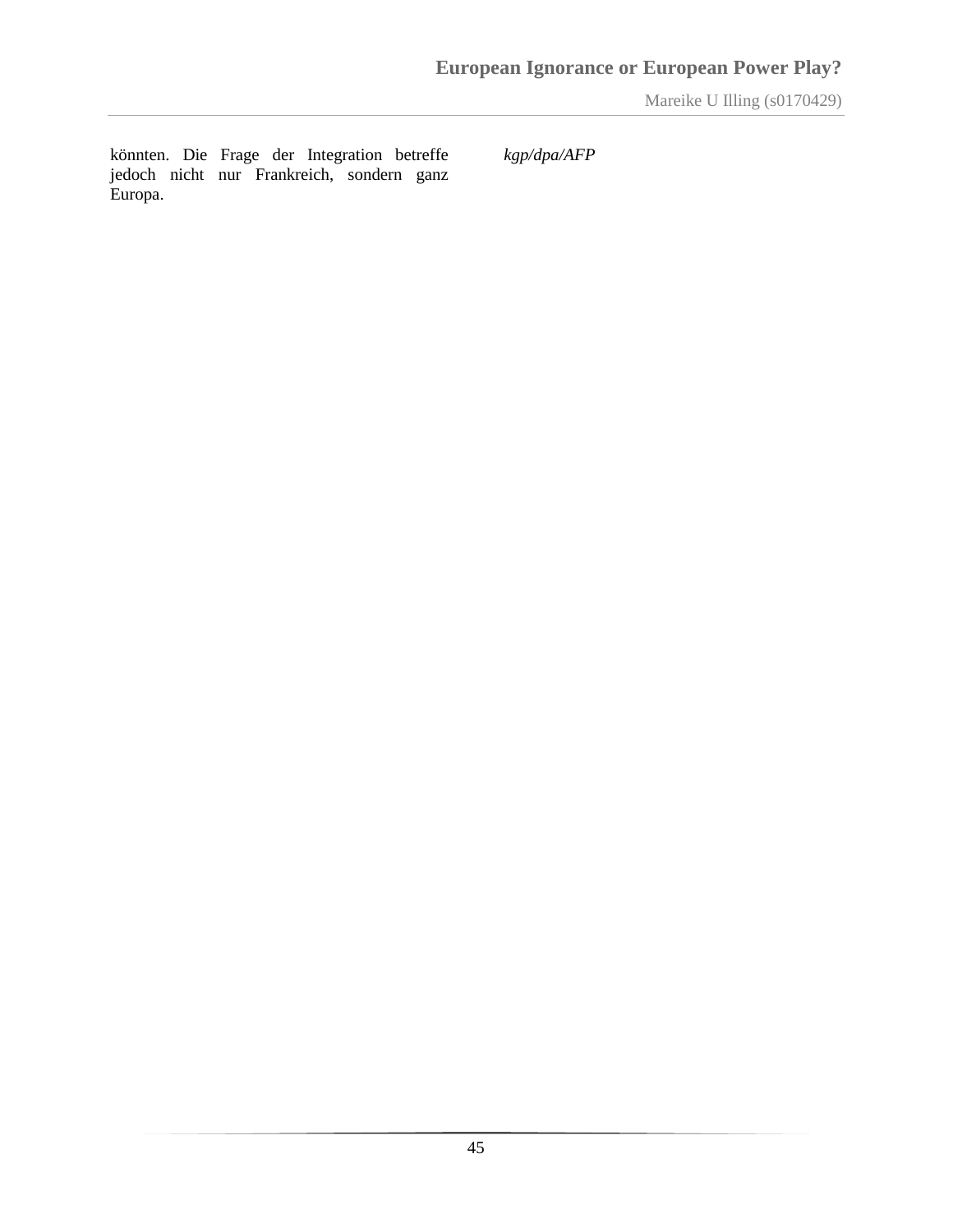könnten. Die Frage der Integration betreffe jedoch nicht nur Frankreich, sondern ganz Europa.

*kgp/dpa/AFP*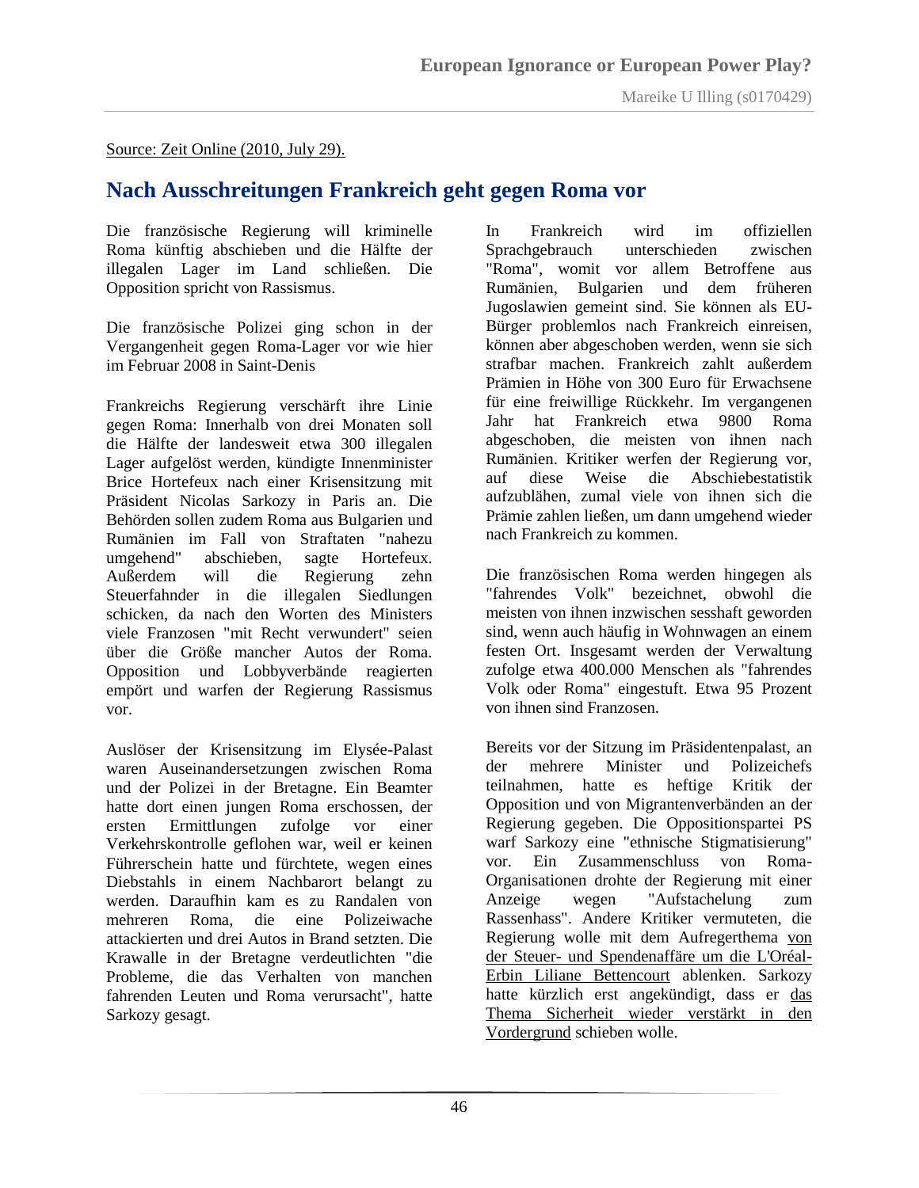Source: Zeit Online (2010, July 29).

## Nach Ausschreitungen Frankreich geht gegen Roma vor

Die französische Regierung will kriminelle Roma künftig abschieben und die Hälfte der illegalen Lager im Land schließen. Die Opposition spricht von Rassismus.

Die französische Polizei ging schon in der Vergangenheit gegen Roma-Lager vor wie hier im Februar 2008 in Saint-Denis

Frankreichs Regierung verschärft ihre Linie gegen Roma: Innerhalb von drei Monaten soll die Hälfte der landesweit etwa 300 illegalen Lager aufgelöst werden, kündigte Innenminister Brice Hortefeux nach einer Krisensitzung mit Präsident Nicolas Sarkozy in Paris an. Die Behörden sollen zudem Roma aus Bulgarien und Rumänien im Fall von Straftaten "nahezu umgehend" abschieben, sagte Hortefeux. Außerdem will die Regierung zehn Steuerfahnder in die illegalen Siedlungen schicken, da nach den Worten des Ministers viele Franzosen "mit Recht verwundert" seien über die Größe mancher Autos der Roma. Opposition und Lobbyverbände reagierten empört und warfen der Regierung Rassismus vor.

Auslöser der Krisensitzung im Elysée-Palast waren Auseinandersetzungen zwischen Roma und der Polizei in der Bretagne. Ein Beamter hatte dort einen jungen Roma erschossen, der ersten Ermittlungen zufolge vor einer Verkehrskontrolle geflohen war, weil er keinen Führerschein hatte und fürchtete, wegen eines Diebstahls in einem Nachbarort belangt zu werden. Daraufhin kam es zu Randalen von mehreren Roma, die eine Polizeiwache attackierten und drei Autos in Brand setzten. Die Krawalle in der Bretagne verdeutlichten "die Probleme, die das Verhalten von manchen fahrenden Leuten und Roma verursacht", hatte Sarkozy gesagt.

In Frankreich wird im offiziellen Sprachgebrauch unterschieden zwischen "Roma", womit vor allem Betroffene aus Rumänien, Bulgarien und dem früheren Jugoslawien gemeint sind. Sie können als EU-Bürger problemlos nach Frankreich einreisen, können aber abgeschoben werden, wenn sie sich strafbar machen. Frankreich zahlt außerdem Prämien in Höhe von 300 Euro für Erwachsene für eine freiwillige Rückkehr. Im vergangenen Jahr hat Frankreich etwa 9800 Roma abgeschoben, die meisten von ihnen nach Rumänien. Kritiker werfen der Regierung vor, auf diese Weise die Abschiebestatistik aufzublähen, zumal viele von ihnen sich die Prämie zahlen ließen, um dann umgehend wieder nach Frankreich zu kommen.

Die französischen Roma werden hingegen als "fahrendes Volk" bezeichnet, obwohl die meisten von ihnen inzwischen sesshaft geworden sind, wenn auch häufig in Wohnwagen an einem festen Ort. Insgesamt werden der Verwaltung zufolge etwa 400.000 Menschen als "fahrendes Volk oder Roma" eingestuft. Etwa 95 Prozent von ihnen sind Franzosen.

Bereits vor der Sitzung im Präsidentenpalast, an der mehrere Minister und Polizeichefs teilnahmen, hatte es heftige Kritik der Opposition und von Migrantenverbänden an der Regierung gegeben. Die Oppositionspartei PS warf Sarkozy eine "ethnische Stigmatisierung" vor. Ein Zusammenschluss von Roma-Organisationen drohte der Regierung mit einer Anzeige wegen "Aufstachelung zum Rassenhass". Andere Kritiker vermuteten, die Regierung wolle mit dem Aufregerthema von der Steuer- und Spendenaffäre um die L'Oréal-Erbin Liliane Bettencourt ablenken. Sarkozy hatte kürzlich erst angekündigt, dass er das Thema Sicherheit wieder verstärkt in den Vordergrund schieben wolle.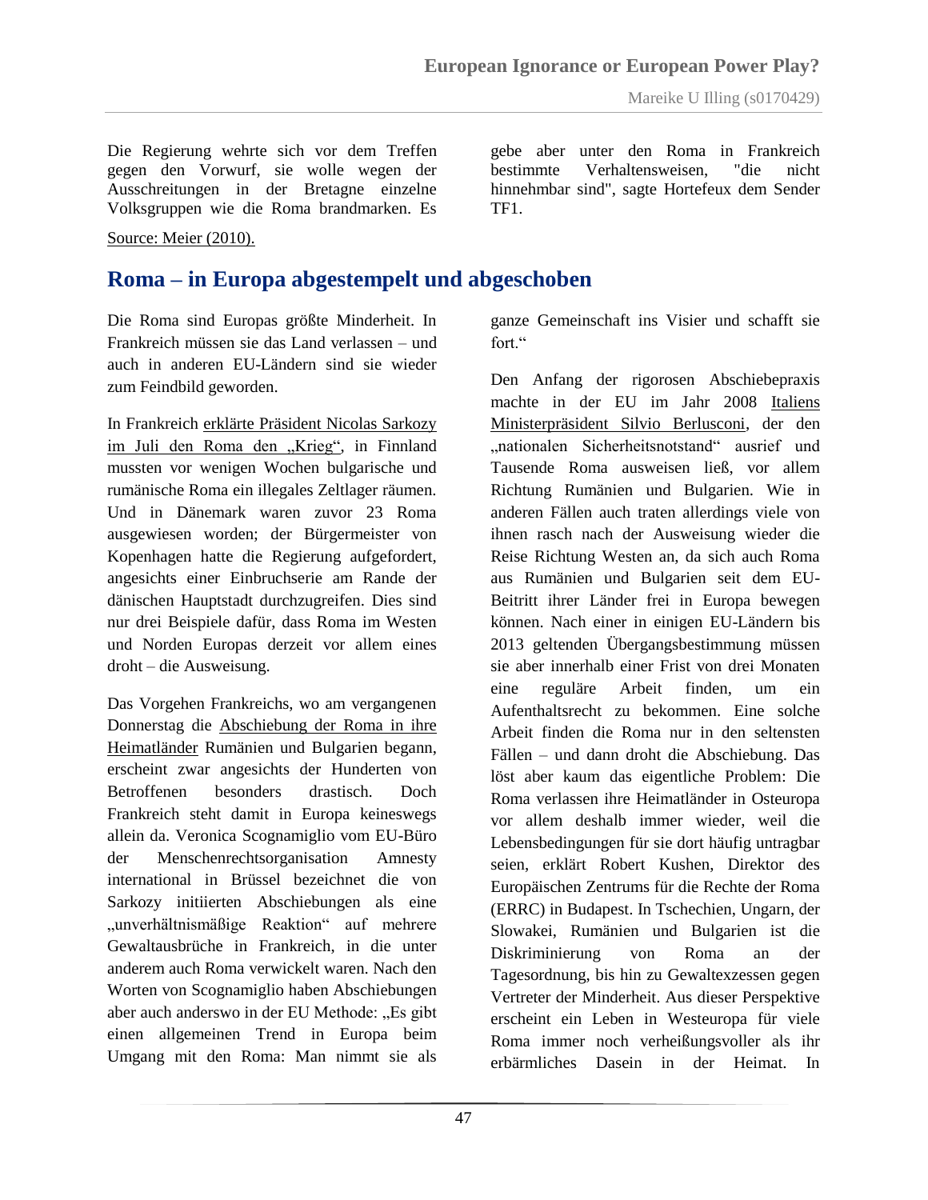Die Regierung wehrte sich vor dem Treffen gegen den Vorwurf, sie wolle wegen der Ausschreitungen in der Bretagne einzelne Volksgruppen wie die Roma brandmarken. Es gebe aber unter den Roma in Frankreich bestimmte Verhaltensweisen, "die nicht hinnehmbar sind", sagte Hortefeux dem Sender TF1.

Source: Meier (2010).

## Roma – in Europa abgestempelt und abgeschoben

Die Roma sind Europas größte Minderheit. In Frankreich müssen sie das Land verlassen – und auch in anderen EU-Ländern sind sie wieder zum Feindbild geworden.

In Frankreich erklärte Präsident Nicolas Sarkozy im Juli den Roma den „Krieg“, in Finnland mussten vor wenigen Wochen bulgarische und rumänische Roma ein illegales Zeltlager räumen. Und in Dänemark waren zuvor 23 Roma ausgewiesen worden; der Bürgermeister von Kopenhagen hatte die Regierung aufgefordert, angesichts einer Einbruchserie am Rande der dänischen Hauptstadt durchzugreifen. Dies sind nur drei Beispiele dafür, dass Roma im Westen und Norden Europas derzeit vor allem eines droht – die Ausweisung.

Das Vorgehen Frankreichs, wo am vergangenen Donnerstag die Abschiebung der Roma in ihre Heimatländer Rumänien und Bulgarien begann, erscheint zwar angesichts der Hunderten von Betroffenen besonders drastisch. Doch Frankreich steht damit in Europa keineswegs allein da. Veronica Scognamiglio vom EU-Büro der Menschenrechtsorganisation Amnesty international in Brüssel bezeichnet die von Sarkozy initiierten Abschiebungen als eine „unverhältnismäßige Reaktion“ auf mehrere Gewaltausbrüche in Frankreich, in die unter anderem auch Roma verwickelt waren. Nach den Worten von Scognamiglio haben Abschiebungen aber auch anderswo in der EU Methode: „Es gibt einen allgemeinen Trend in Europa beim Umgang mit den Roma: Man nimmt sie als ganze Gemeinschaft ins Visier und schafft sie fort.“

Den Anfang der rigorosen Abschiebepraxis machte in der EU im Jahr 2008 Italiens Ministerpräsident Silvio Berlusconi, der den „nationalen Sicherheitsnotstand“ ausrief und Tausende Roma ausweisen ließ, vor allem Richtung Rumänien und Bulgarien. Wie in anderen Fällen auch traten allerdings viele von ihnen rasch nach der Ausweisung wieder die Reise Richtung Westen an, da sich auch Roma aus Rumänien und Bulgarien seit dem EU-Beitritt ihrer Länder frei in Europa bewegen können. Nach einer in einigen EU-Ländern bis 2013 geltenden Übergangsbestimmung müssen sie aber innerhalb einer Frist von drei Monaten eine reguläre Arbeit finden, um ein Aufenthaltsrecht zu bekommen. Eine solche Arbeit finden die Roma nur in den seltensten Fällen – und dann droht die Abschiebung. Das löst aber kaum das eigentliche Problem: Die Roma verlassen ihre Heimatländer in Osteuropa vor allem deshalb immer wieder, weil die Lebensbedingungen für sie dort häufig untragbar seien, erklärt Robert Kushen, Direktor des Europäischen Zentrums für die Rechte der Roma (ERRC) in Budapest. In Tschechien, Ungarn, der Slowakei, Rumänien und Bulgarien ist die Diskriminierung von Roma an der Tagesordnung, bis hin zu Gewaltexzessen gegen Vertreter der Minderheit. Aus dieser Perspektive erscheint ein Leben in Westeuropa für viele Roma immer noch verheißungsvoller als ihr erbärmliches Dasein in der Heimat. In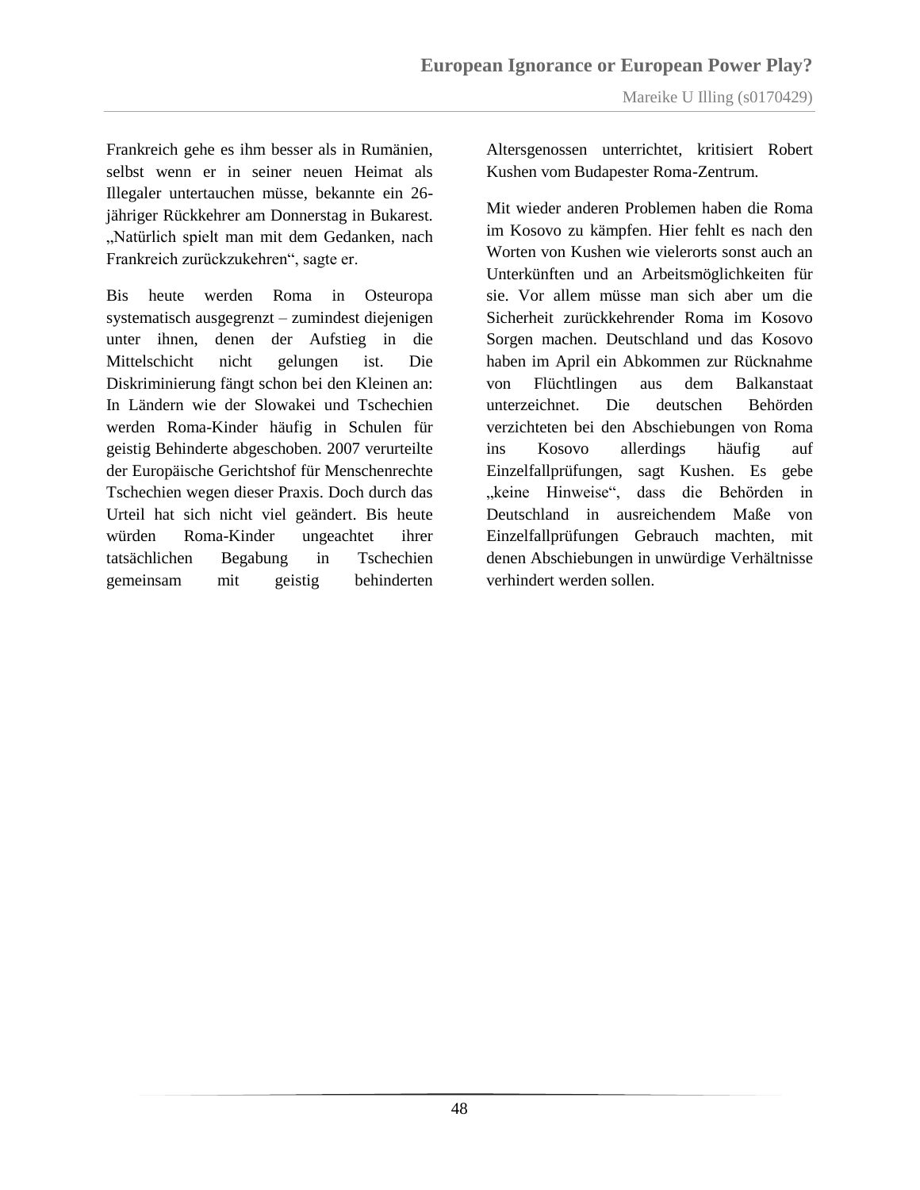Frankreich gehe es ihm besser als in Rumänien, selbst wenn er in seiner neuen Heimat als Illegaler untertauchen müsse, bekannte ein 26-jähriger Rückkehrer am Donnerstag in Bukarest. „Natürlich spielt man mit dem Gedanken, nach Frankreich zurückzukehren“, sagte er.

Bis heute werden Roma in Osteuropa systematisch ausgegrenzt – zumindest diejenigen unter ihnen, denen der Aufstieg in die Mittelschicht nicht gelungen ist. Die Diskriminierung fängt schon bei den Kleinen an: In Ländern wie der Slowakei und Tschechien werden Roma-Kinder häufig in Schulen für geistig Behinderte abgeschoben. 2007 verurteilte der Europäische Gerichtshof für Menschenrechte Tschechien wegen dieser Praxis. Doch durch das Urteil hat sich nicht viel geändert. Bis heute würden Roma-Kinder ungeachtet ihrer tatsächlichen Begabung in Tschechien gemeinsam mit geistig behinderten Altersgenossen unterrichtet, kritisiert Robert Kushen vom Budapester Roma-Zentrum.

Mit wieder anderen Problemen haben die Roma im Kosovo zu kämpfen. Hier fehlt es nach den Worten von Kushen wie vielerorts sonst auch an Unterkünften und an Arbeitsmöglichkeiten für sie. Vor allem müsse man sich aber um die Sicherheit zurückkehrender Roma im Kosovo Sorgen machen. Deutschland und das Kosovo haben im April ein Abkommen zur Rücknahme von Flüchtlingen aus dem Balkanstaat unterzeichnet. Die deutschen Behörden verzichteten bei den Abschiebungen von Roma ins Kosovo allerdings häufig auf Einzelfallprüfungen, sagt Kushen. Es gebe „keine Hinweise“, dass die Behörden in Deutschland in ausreichendem Maße von Einzelfallprüfungen Gebrauch machten, mit denen Abschiebungen in unwürdige Verhältnisse verhindert werden sollen.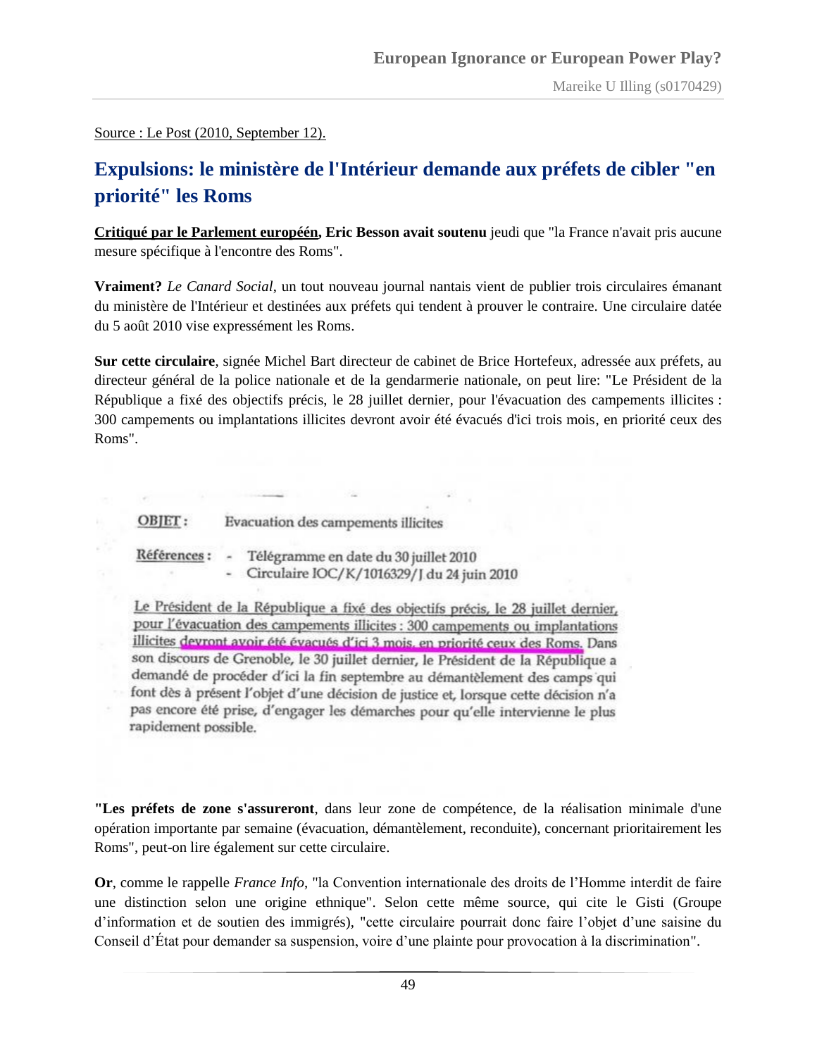Source : Le Post (2010, September 12).

## Expulsions: le ministère de l'Intérieur demande aux préfets de cibler "en priorité" les Roms

**Critiqué par le Parlement européen, Eric Besson avait soutenu** jeudi que "la France n'avait pris aucune mesure spécifique à l'encontre des Roms".

**Vraiment?** *Le Canard Social*, un tout nouveau journal nantais vient de publier trois circulaires émanant du ministère de l'Intérieur et destinées aux préfets qui tendent à prouver le contraire. Une circulaire datée du 5 août 2010 vise expressément les Roms.

**Sur cette circulaire**, signée Michel Bart directeur de cabinet de Brice Hortefeux, adressée aux préfets, au directeur général de la police nationale et de la gendarmerie nationale, on peut lire: "Le Président de la République a fixé des objectifs précis, le 28 juillet dernier, pour l'évacuation des campements illicites : 300 campements ou implantations illicites devront avoir été évacués d'ici trois mois, en priorité ceux des Roms".

OBJET : Evacuation des campements illicites

Références : - Télégramme en date du 30 juillet 2010
- Circulaire IOC/K/1016329/J du 24 juin 2010

Le Président de la République a fixé des objectifs précis, le 28 juillet dernier, pour l'évacuation des campements illicites : 300 campements ou implantations illicites devront avoir été évacués d'ici 3 mois, en priorité ceux des Roms. Dans son discours de Grenoble, le 30 juillet dernier, le Président de la République a demandé de procéder d'ici la fin septembre au démantèlement des camps qui font dès à présent l'objet d'une décision de justice et, lorsque cette décision n'a pas encore été prise, d'engager les démarches pour qu'elle intervienne le plus rapidement possible.

**"Les préfets de zone s'assureront**, dans leur zone de compétence, de la réalisation minimale d'une opération importante par semaine (évacuation, démantèlement, reconduite), concernant prioritairement les Roms", peut-on lire également sur cette circulaire.

**Or**, comme le rappelle *France Info*, "la Convention internationale des droits de l'Homme interdit de faire une distinction selon une origine ethnique". Selon cette même source, qui cite le Gisti (Groupe d'information et de soutien des immigrés), "cette circulaire pourrait donc faire l'objet d'une saisine du Conseil d'État pour demander sa suspension, voire d'une plainte pour provocation à la discrimination".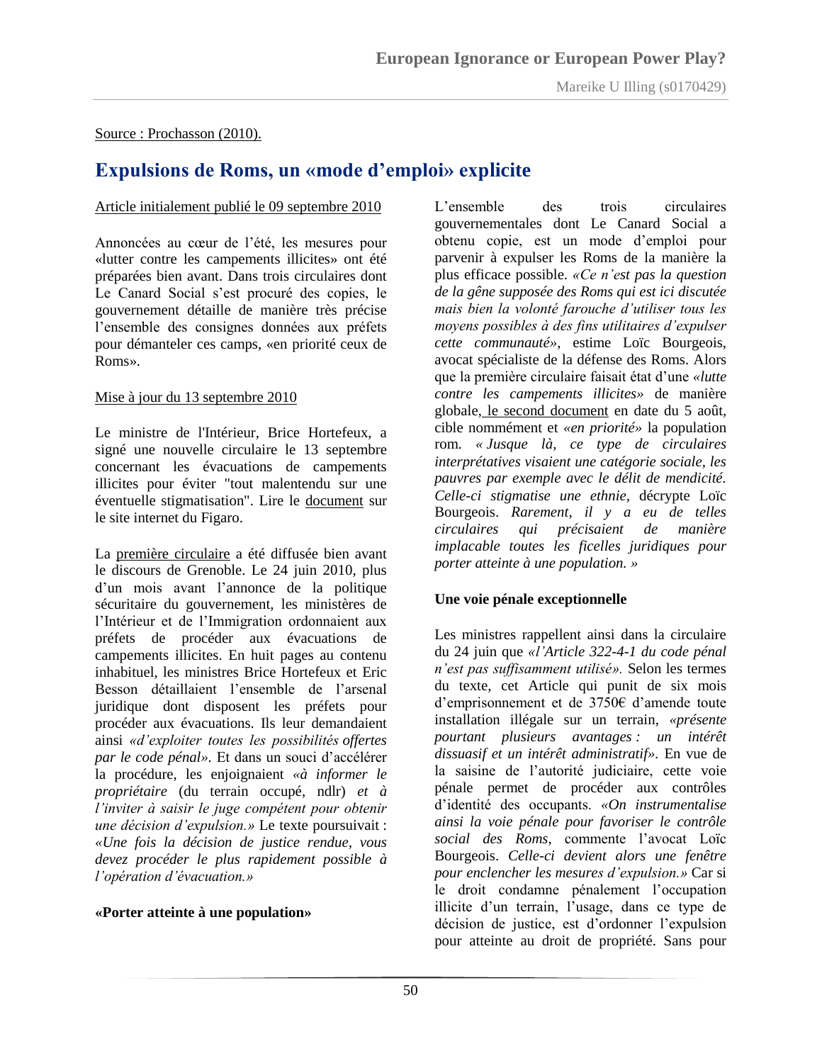Source : Prochasson (2010).

# Expulsions de Roms, un «mode d'emploi» explicite

Article initialement publié le 09 septembre 2010

Annoncées au cœur de l'été, les mesures pour «lutter contre les campements illicites» ont été préparées bien avant. Dans trois circulaires dont Le Canard Social s'est procuré des copies, le gouvernement détaille de manière très précise l'ensemble des consignes données aux préfets pour démanteler ces camps, «en priorité ceux de Roms».

Mise à jour du 13 septembre 2010

Le ministre de l'Intérieur, Brice Hortefeux, a signé une nouvelle circulaire le 13 septembre concernant les évacuations de campements illicites pour éviter "tout malentendu sur une éventuelle stigmatisation". Lire le document sur le site internet du Figaro.

La première circulaire a été diffusée bien avant le discours de Grenoble. Le 24 juin 2010, plus d'un mois avant l'annonce de la politique sécuritaire du gouvernement, les ministères de l'Intérieur et de l'Immigration ordonnaient aux préfets de procéder aux évacuations de campements illicites. En huit pages au contenu inhabituel, les ministres Brice Hortefeux et Eric Besson détaillaient l'ensemble de l'arsenal juridique dont disposent les préfets pour procéder aux évacuations. Ils leur demandaient ainsi *«d'exploiter toutes les possibilités offertes par le code pénal»*. Et dans un souci d'accélérer la procédure, les enjoignaient *«à informer le propriétaire* (du terrain occupé, ndlr) *et à l'inviter à saisir le juge compétent pour obtenir une décision d'expulsion.»* Le texte poursuivait : *«Une fois la décision de justice rendue, vous devez procéder le plus rapidement possible à l'opération d'évacuation.»*

**«Porter atteinte à une population»**

L'ensemble des trois circulaires gouvernementales dont Le Canard Social a obtenu copie, est un mode d'emploi pour parvenir à expulser les Roms de la manière la plus efficace possible. *«Ce n'est pas la question de la gêne supposée des Roms qui est ici discutée mais bien la volonté farouche d'utiliser tous les moyens possibles à des fins utilitaires d'expulser cette communauté»*, estime Loïc Bourgeois, avocat spécialiste de la défense des Roms. Alors que la première circulaire faisait état d'une *«lutte contre les campements illicites»* de manière globale, le second document en date du 5 août, cible nommément et *«en priorité»* la population rom. *« Jusque là, ce type de circulaires interprétatives visaient une catégorie sociale, les pauvres par exemple avec le délit de mendicité. Celle-ci stigmatise une ethnie*, décrypte Loïc Bourgeois. *Rarement, il y a eu de telles circulaires qui précisaient de manière implacable toutes les ficelles juridiques pour porter atteinte à une population. »*

**Une voie pénale exceptionnelle**

Les ministres rappellent ainsi dans la circulaire du 24 juin que *«l'Article 322-4-1 du code pénal n'est pas suffisamment utilisé».* Selon les termes du texte, cet Article qui punit de six mois d'emprisonnement et de 3750€ d'amende toute installation illégale sur un terrain, *«présente pourtant plusieurs avantages : un intérêt dissuasif et un intérêt administratif»*. En vue de la saisine de l'autorité judiciaire, cette voie pénale permet de procéder aux contrôles d'identité des occupants. *«On instrumentalise ainsi la voie pénale pour favoriser le contrôle social des Roms,* commente l'avocat Loïc Bourgeois. *Celle-ci devient alors une fenêtre pour enclencher les mesures d'expulsion.»* Car si le droit condamne pénalement l'occupation illicite d'un terrain, l'usage, dans ce type de décision de justice, est d'ordonner l'expulsion pour atteinte au droit de propriété. Sans pour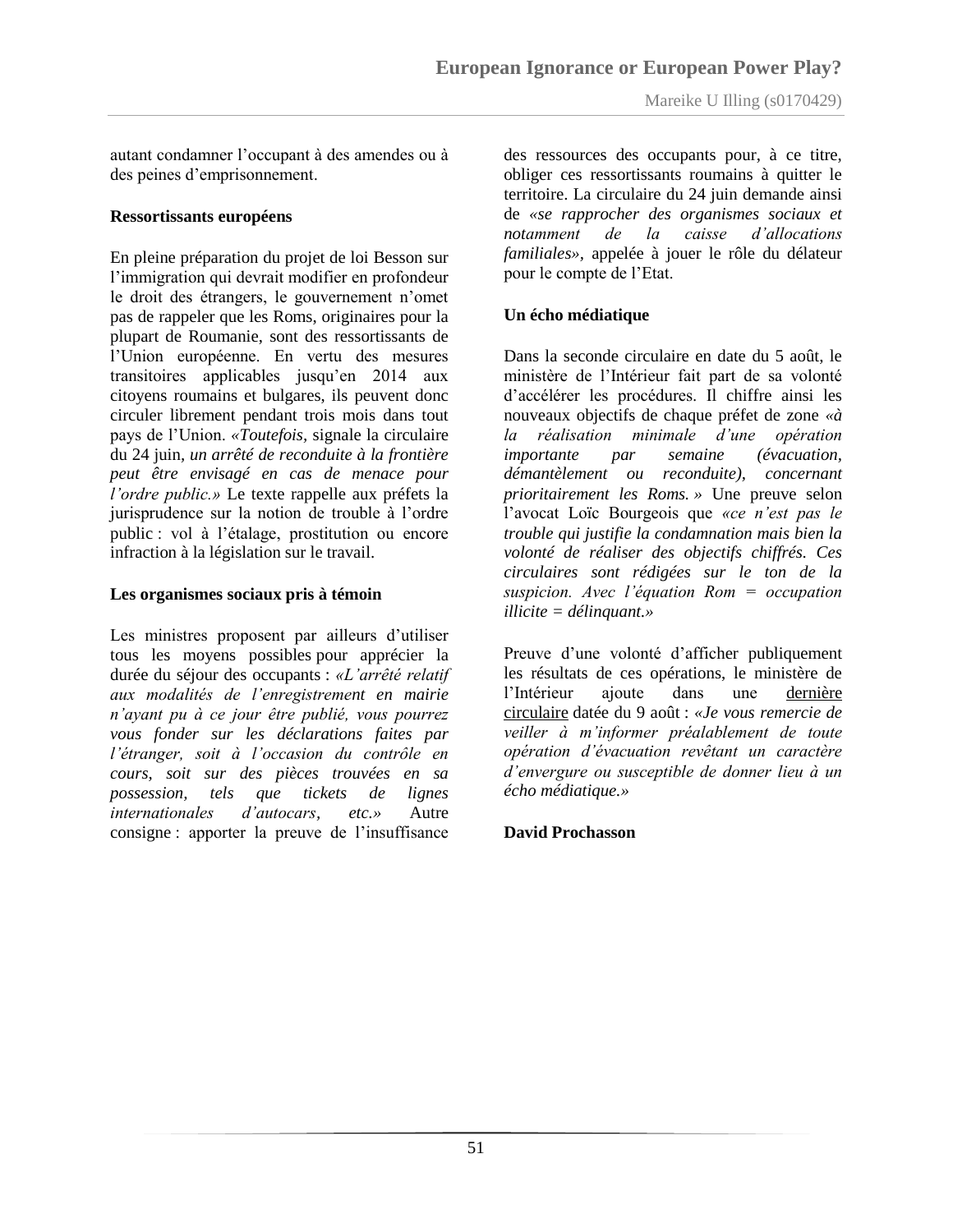autant condamner l'occupant à des amendes ou à des peines d'emprisonnement.

**Ressortissants européens**

En pleine préparation du projet de loi Besson sur l'immigration qui devrait modifier en profondeur le droit des étrangers, le gouvernement n'omet pas de rappeler que les Roms, originaires pour la plupart de Roumanie, sont des ressortissants de l'Union européenne. En vertu des mesures transitoires applicables jusqu'en 2014 aux citoyens roumains et bulgares, ils peuvent donc circuler librement pendant trois mois dans tout pays de l'Union. *«Toutefois,* signale la circulaire du 24 juin, *un arrêté de reconduite à la frontière peut être envisagé en cas de menace pour l'ordre public.»* Le texte rappelle aux préfets la jurisprudence sur la notion de trouble à l'ordre public : vol à l'étalage, prostitution ou encore infraction à la législation sur le travail.

**Les organismes sociaux pris à témoin**

Les ministres proposent par ailleurs d'utiliser tous les moyens possibles pour apprécier la durée du séjour des occupants : *«L'arrêté relatif aux modalités de l'enregistrement en mairie n'ayant pu à ce jour être publié, vous pourrez vous fonder sur les déclarations faites par l'étranger, soit à l'occasion du contrôle en cours, soit sur des pièces trouvées en sa possession, tels que tickets de lignes internationales d'autocars, etc.»* Autre consigne : apporter la preuve de l'insuffisance des ressources des occupants pour, à ce titre, obliger ces ressortissants roumains à quitter le territoire. La circulaire du 24 juin demande ainsi de *«se rapprocher des organismes sociaux et notamment de la caisse d'allocations familiales»*, appelée à jouer le rôle du délateur pour le compte de l'Etat.

**Un écho médiatique**

Dans la seconde circulaire en date du 5 août, le ministère de l'Intérieur fait part de sa volonté d'accélérer les procédures. Il chiffre ainsi les nouveaux objectifs de chaque préfet de zone *«à la réalisation minimale d'une opération importante par semaine (évacuation, démantèlement ou reconduite), concernant prioritairement les Roms. »* Une preuve selon l'avocat Loïc Bourgeois que *«ce n'est pas le trouble qui justifie la condamnation mais bien la volonté de réaliser des objectifs chiffrés. Ces circulaires sont rédigées sur le ton de la suspicion. Avec l'équation Rom = occupation illicite = délinquant.»*

Preuve d'une volonté d'afficher publiquement les résultats de ces opérations, le ministère de l'Intérieur ajoute dans une dernière circulaire datée du 9 août : *«Je vous remercie de veiller à m'informer préalablement de toute opération d'évacuation revêtant un caractère d'envergure ou susceptible de donner lieu à un écho médiatique.»*

**David Prochasson**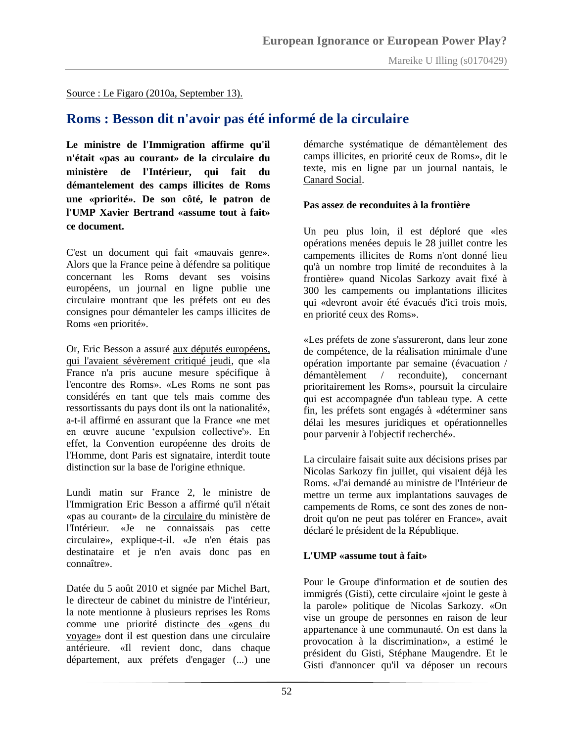Source : Le Figaro (2010a, September 13).

# Roms : Besson dit n'avoir pas été informé de la circulaire

**Le ministre de l'Immigration affirme qu'il n'était «pas au courant» de la circulaire du ministère de l'Intérieur, qui fait du démantelement des camps illicites de Roms une «priorité». De son côté, le patron de l'UMP Xavier Bertrand «assume tout à fait» ce document.**

C'est un document qui fait «mauvais genre». Alors que la France peine à défendre sa politique concernant les Roms devant ses voisins européens, un journal en ligne publie une circulaire montrant que les préfets ont eu des consignes pour démanteler les camps illicites de Roms «en priorité».

Or, Eric Besson a assuré aux députés européens, qui l'avaient sévèrement critiqué jeudi, que «la France n'a pris aucune mesure spécifique à l'encontre des Roms». «Les Roms ne sont pas considérés en tant que tels mais comme des ressortissants du pays dont ils ont la nationalité», a-t-il affirmé en assurant que la France «ne met en œuvre aucune 'expulsion collective'». En effet, la Convention européenne des droits de l'Homme, dont Paris est signataire, interdit toute distinction sur la base de l'origine ethnique.

Lundi matin sur France 2, le ministre de l'Immigration Eric Besson a affirmé qu'il n'était «pas au courant» de la circulaire du ministère de l'Intérieur. «Je ne connaissais pas cette circulaire», explique-t-il. «Je n'en étais pas destinataire et je n'en avais donc pas en connaître».

Datée du 5 août 2010 et signée par Michel Bart, le directeur de cabinet du ministre de l'intérieur, la note mentionne à plusieurs reprises les Roms comme une priorité distincte des «gens du voyage» dont il est question dans une circulaire antérieure. «Il revient donc, dans chaque département, aux préfets d'engager (...) une démarche systématique de démantèlement des camps illicites, en priorité ceux de Roms», dit le texte, mis en ligne par un journal nantais, le Canard Social.

### Pas assez de reconduites à la frontière

Un peu plus loin, il est déploré que «les opérations menées depuis le 28 juillet contre les campements illicites de Roms n'ont donné lieu qu'à un nombre trop limité de reconduites à la frontière» quand Nicolas Sarkozy avait fixé à 300 les campements ou implantations illicites qui «devront avoir été évacués d'ici trois mois, en priorité ceux des Roms».

«Les préfets de zone s'assureront, dans leur zone de compétence, de la réalisation minimale d'une opération importante par semaine (évacuation / démantèlement / reconduite), concernant prioritairement les Roms», poursuit la circulaire qui est accompagnée d'un tableau type. A cette fin, les préfets sont engagés à «déterminer sans délai les mesures juridiques et opérationnelles pour parvenir à l'objectif recherché».

La circulaire faisait suite aux décisions prises par Nicolas Sarkozy fin juillet, qui visaient déjà les Roms. «J'ai demandé au ministre de l'Intérieur de mettre un terme aux implantations sauvages de campements de Roms, ce sont des zones de non-droit qu'on ne peut pas tolérer en France», avait déclaré le président de la République.

### L'UMP «assume tout à fait»

Pour le Groupe d'information et de soutien des immigrés (Gisti), cette circulaire «joint le geste à la parole» politique de Nicolas Sarkozy. «On vise un groupe de personnes en raison de leur appartenance à une communauté. On est dans la provocation à la discrimination», a estimé le président du Gisti, Stéphane Maugendre. Et le Gisti d'annoncer qu'il va déposer un recours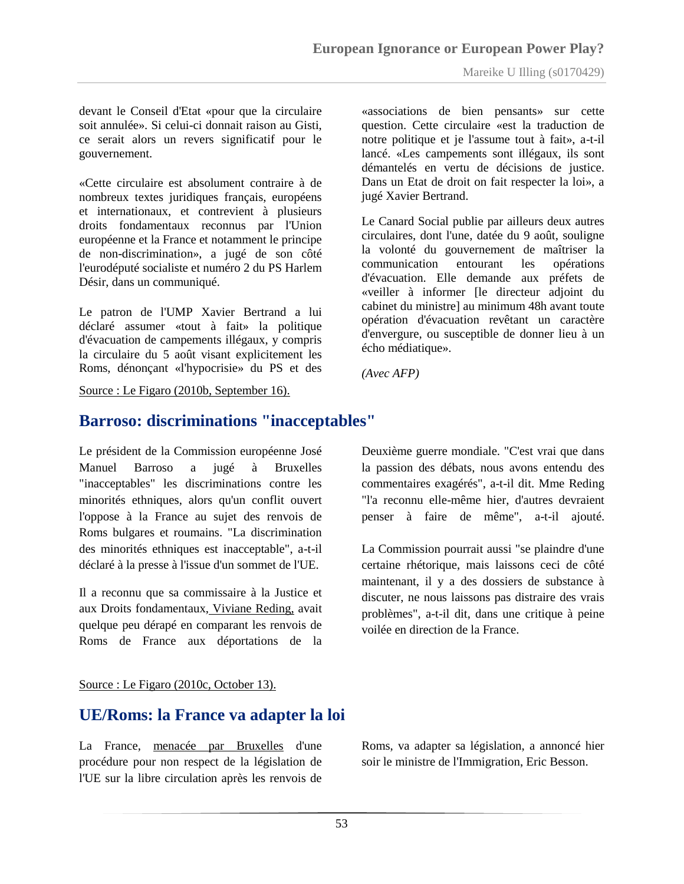devant le Conseil d'Etat «pour que la circulaire soit annulée». Si celui-ci donnait raison au Gisti, ce serait alors un revers significatif pour le gouvernement.

«Cette circulaire est absolument contraire à de nombreux textes juridiques français, européens et internationaux, et contrevient à plusieurs droits fondamentaux reconnus par l'Union européenne et la France et notamment le principe de non-discrimination», a jugé de son côté l'eurodéputé socialiste et numéro 2 du PS Harlem Désir, dans un communiqué.

Le patron de l'UMP Xavier Bertrand a lui déclaré assumer «tout à fait» la politique d'évacuation de campements illégaux, y compris la circulaire du 5 août visant explicitement les Roms, dénonçant «l'hypocrisie» du PS et des «associations de bien pensants» sur cette question. Cette circulaire «est la traduction de notre politique et je l'assume tout à fait», a-t-il lancé. «Les campements sont illégaux, ils sont démantelés en vertu de décisions de justice. Dans un Etat de droit on fait respecter la loi», a jugé Xavier Bertrand.

Le Canard Social publie par ailleurs deux autres circulaires, dont l'une, datée du 9 août, souligne la volonté du gouvernement de maîtriser la communication entourant les opérations d'évacuation. Elle demande aux préfets de «veiller à informer [le directeur adjoint du cabinet du ministre] au minimum 48h avant toute opération d'évacuation revêtant un caractère d'envergure, ou susceptible de donner lieu à un écho médiatique».

*(Avec AFP)*

Source : Le Figaro (2010b, September 16).

## Barroso: discriminations "inacceptables"

Le président de la Commission européenne José Manuel Barroso a jugé à Bruxelles "inacceptables" les discriminations contre les minorités ethniques, alors qu'un conflit ouvert l'oppose à la France au sujet des renvois de Roms bulgares et roumains. "La discrimination des minorités ethniques est inacceptable", a-t-il déclaré à la presse à l'issue d'un sommet de l'UE.

Il a reconnu que sa commissaire à la Justice et aux Droits fondamentaux, Viviane Reding, avait quelque peu dérapé en comparant les renvois de Roms de France aux déportations de la Deuxième guerre mondiale. "C'est vrai que dans la passion des débats, nous avons entendu des commentaires exagérés", a-t-il dit. Mme Reding "l'a reconnu elle-même hier, d'autres devraient penser à faire de même", a-t-il ajouté.

La Commission pourrait aussi "se plaindre d'une certaine rhétorique, mais laissons ceci de côté maintenant, il y a des dossiers de substance à discuter, ne nous laissons pas distraire des vrais problèmes", a-t-il dit, dans une critique à peine voilée en direction de la France.

Source : Le Figaro (2010c, October 13).

## UE/Roms: la France va adapter la loi

La France, menacée par Bruxelles d'une procédure pour non respect de la législation de l'UE sur la libre circulation après les renvois de Roms, va adapter sa législation, a annoncé hier soir le ministre de l'Immigration, Eric Besson.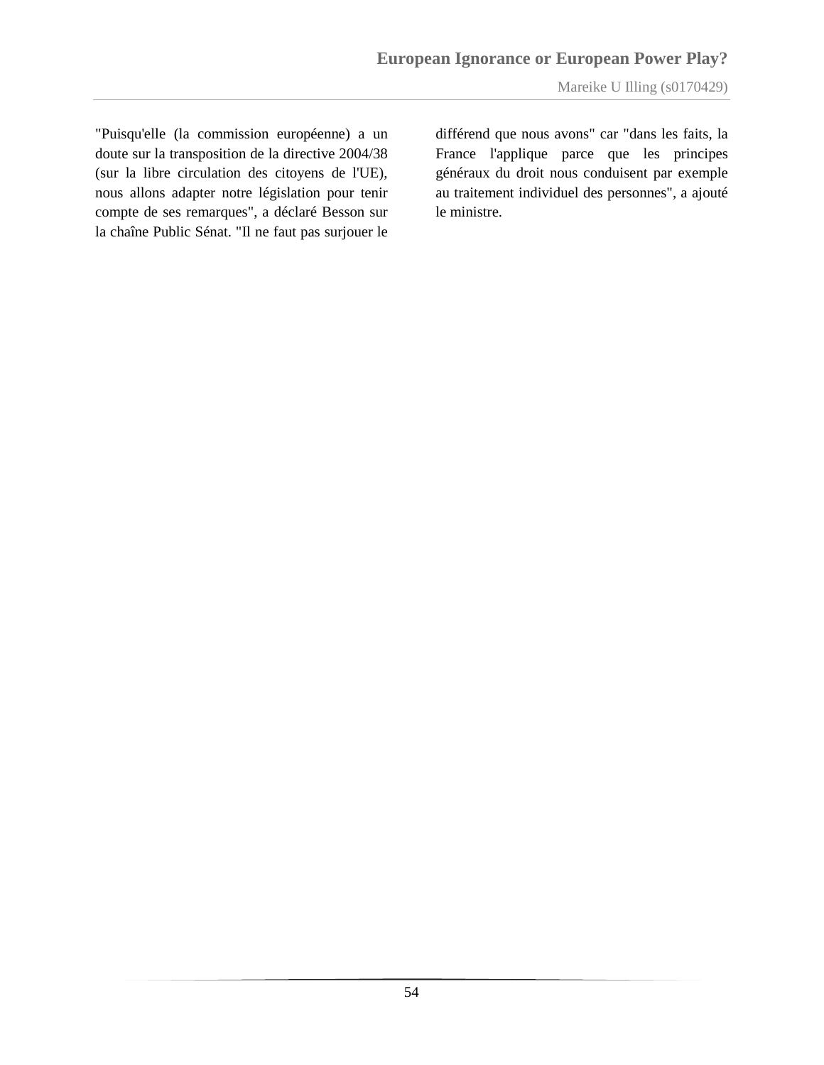"Puisqu'elle (la commission européenne) a un doute sur la transposition de la directive 2004/38 (sur la libre circulation des citoyens de l'UE), nous allons adapter notre législation pour tenir compte de ses remarques", a déclaré Besson sur la chaîne Public Sénat. "Il ne faut pas surjouer le différend que nous avons" car "dans les faits, la France l'applique parce que les principes généraux du droit nous conduisent par exemple au traitement individuel des personnes", a ajouté le ministre.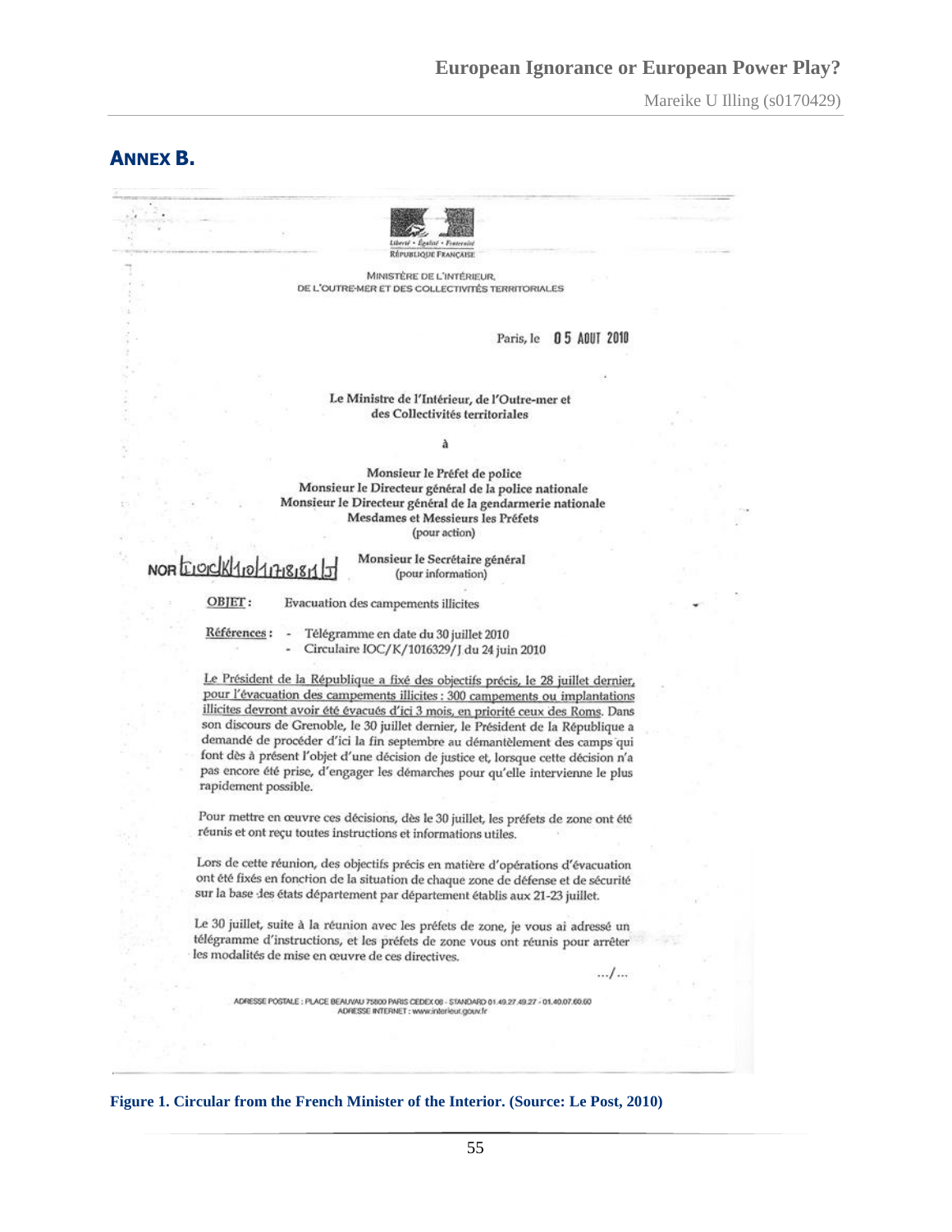## ANNEX B.

Liberté • Égalité • Fraternité
RÉPUBLIQUE FRANÇAISE

MINISTÈRE DE L'INTÉRIEUR,
DE L'OUTRE-MER ET DES COLLECTIVITÉS TERRITORIALES

Paris, le 05 AOUT 2010

Le Ministre de l'Intérieur, de l'Outre-mer et
des Collectivités territoriales

à

Monsieur le Préfet de police
Monsieur le Directeur général de la police nationale
Monsieur le Directeur général de la gendarmerie nationale
Mesdames et Messieurs les Préfets
(pour action)

NOR IOCK1017881J

Monsieur le Secrétaire général
(pour information)

OBJET : Evacuation des campements illicites

Références :
- Télégramme en date du 30 juillet 2010
- Circulaire IOC/K/1016329/J du 24 juin 2010

Le Président de la République a fixé des objectifs précis, le 28 juillet dernier, pour l'évacuation des campements illicites : 300 campements ou implantations illicites devront avoir été évacués d'ici 3 mois, en priorité ceux des Roms. Dans son discours de Grenoble, le 30 juillet dernier, le Président de la République a demandé de procéder d'ici la fin septembre au démantèlement des camps qui font dès à présent l'objet d'une décision de justice et, lorsque cette décision n'a pas encore été prise, d'engager les démarches pour qu'elle intervienne le plus rapidement possible.

Pour mettre en œuvre ces décisions, dès le 30 juillet, les préfets de zone ont été réunis et ont reçu toutes instructions et informations utiles.

Lors de cette réunion, des objectifs précis en matière d'opérations d'évacuation ont été fixés en fonction de la situation de chaque zone de défense et de sécurité sur la base des états département par département établis aux 21-23 juillet.

Le 30 juillet, suite à la réunion avec les préfets de zone, je vous ai adressé un télégramme d'instructions, et les préfets de zone vous ont réunis pour arrêter les modalités de mise en œuvre de ces directives.

…/…

ADRESSE POSTALE : PLACE BEAUVAU 75800 PARIS CEDEX 08 - STANDARD 01.49.27.49.27 - 01.40.07.60.60
ADRESSE INTERNET : www.interieur.gouv.fr

**Figure 1. Circular from the French Minister of the Interior. (Source: Le Post, 2010)**